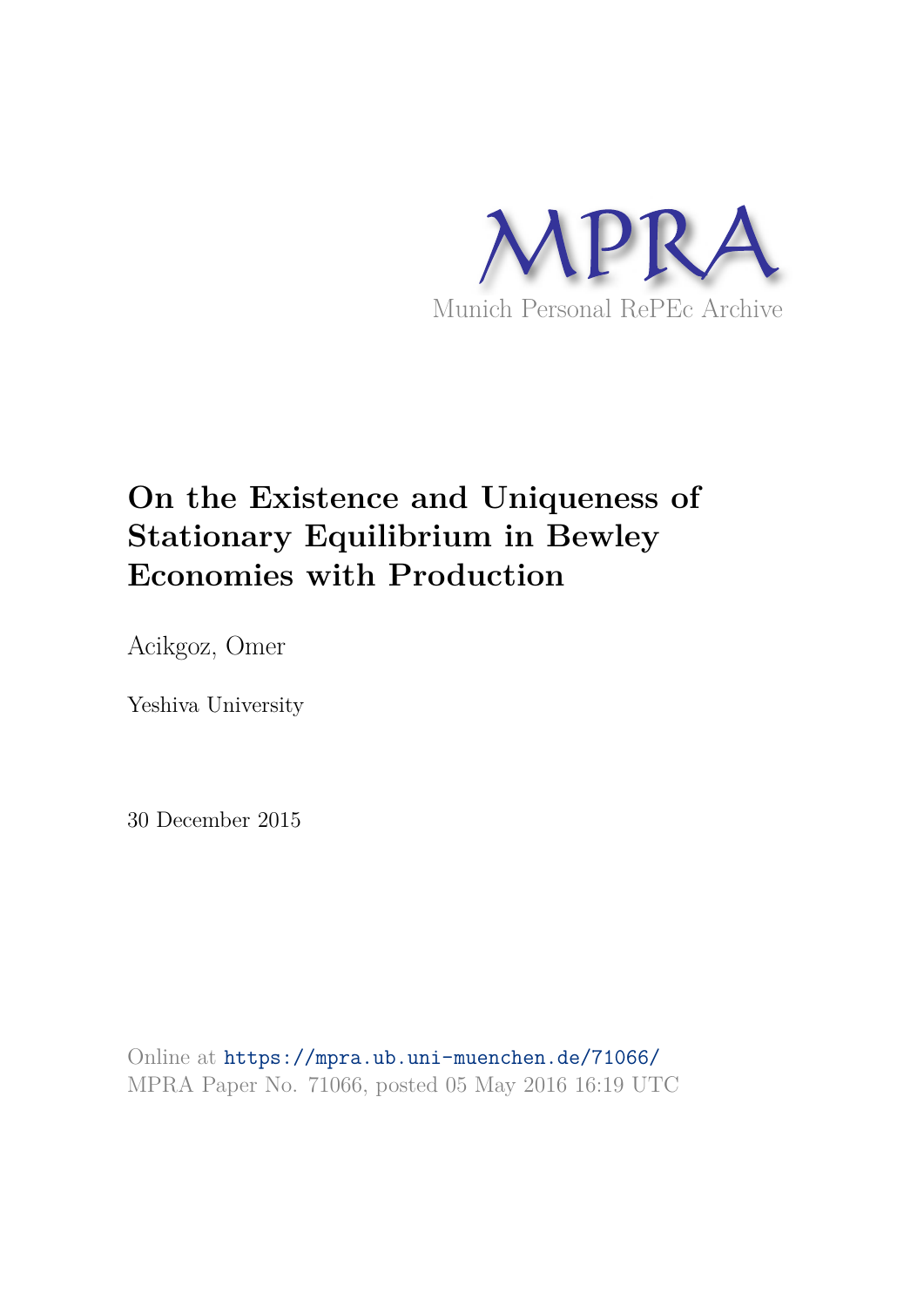MPRA

Munich Personal RePEc Archive

# On the Existence and Uniqueness of Stationary Equilibrium in Bewley Economies with Production

Acikgoz, Omer

Yeshiva University

30 December 2015

Online at https://mpra.ub.uni-muenchen.de/71066/
MPRA Paper No. 71066, posted 05 May 2016 16:19 UTC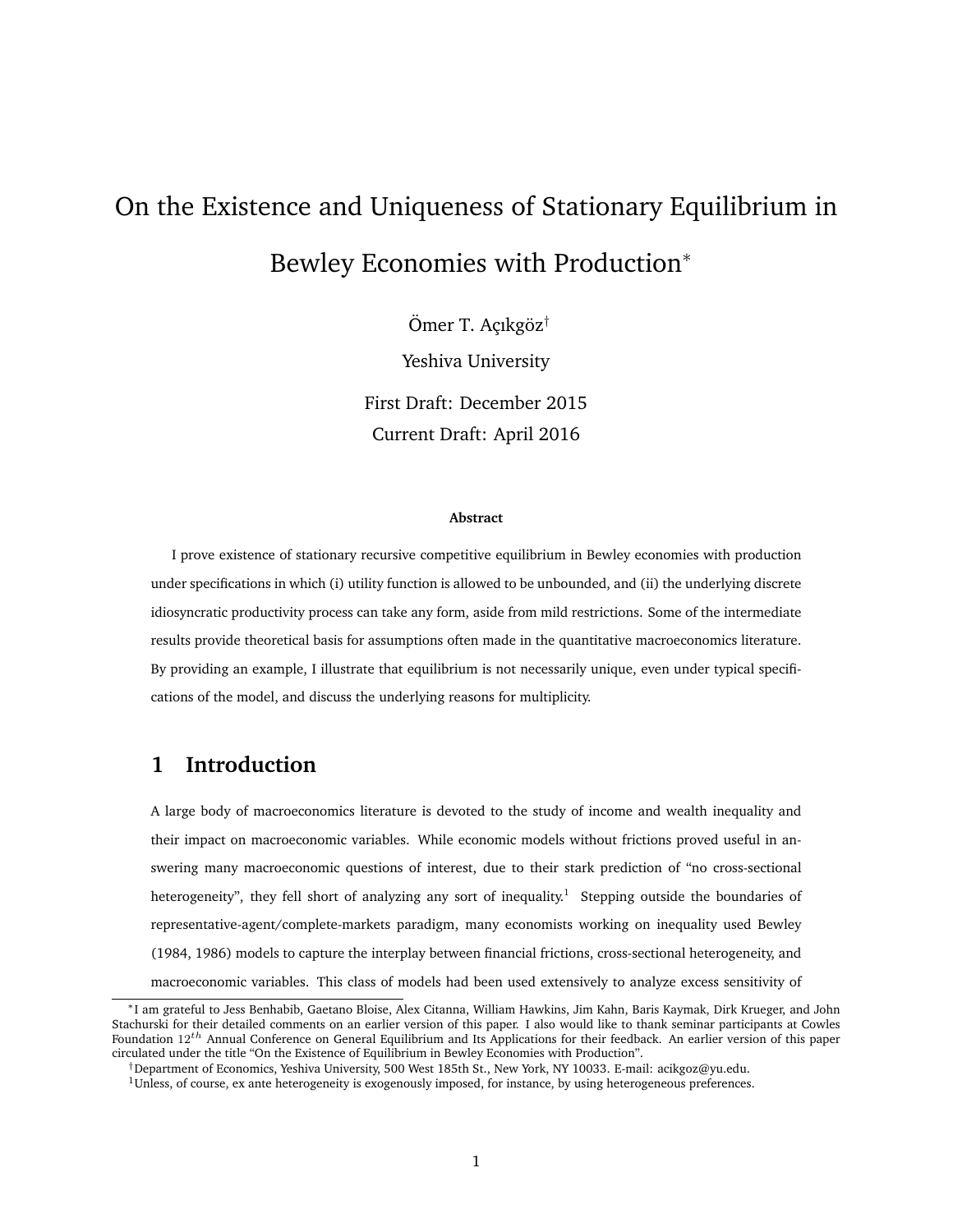# On the Existence and Uniqueness of Stationary Equilibrium in Bewley Economies with Production*

Ömer T. Açıkgöz[†]

Yeshiva University

First Draft: December 2015

Current Draft: April 2016

**Abstract**

I prove existence of stationary recursive competitive equilibrium in Bewley economies with production under specifications in which (i) utility function is allowed to be unbounded, and (ii) the underlying discrete idiosyncratic productivity process can take any form, aside from mild restrictions. Some of the intermediate results provide theoretical basis for assumptions often made in the quantitative macroeconomics literature. By providing an example, I illustrate that equilibrium is not necessarily unique, even under typical specifications of the model, and discuss the underlying reasons for multiplicity.

## 1 Introduction

A large body of macroeconomics literature is devoted to the study of income and wealth inequality and their impact on macroeconomic variables. While economic models without frictions proved useful in answering many macroeconomic questions of interest, due to their stark prediction of "no cross-sectional heterogeneity", they fell short of analyzing any sort of inequality.[1] Stepping outside the boundaries of representative-agent/complete-markets paradigm, many economists working on inequality used Bewley (1984, 1986) models to capture the interplay between financial frictions, cross-sectional heterogeneity, and macroeconomic variables. This class of models had been used extensively to analyze excess sensitivity of

---

*I am grateful to Jess Benhabib, Gaetano Bloise, Alex Citanna, William Hawkins, Jim Kahn, Baris Kaymak, Dirk Krueger, and John Stachurski for their detailed comments on an earlier version of this paper. I also would like to thank seminar participants at Cowles Foundation $12^{th}$ Annual Conference on General Equilibrium and Its Applications for their feedback. An earlier version of this paper circulated under the title "On the Existence of Equilibrium in Bewley Economies with Production".

[†]Department of Economics, Yeshiva University, 500 West 185th St., New York, NY 10033. E-mail: acikgoz@yu.edu.

[1]Unless, of course, ex ante heterogeneity is exogenously imposed, for instance, by using heterogeneous preferences.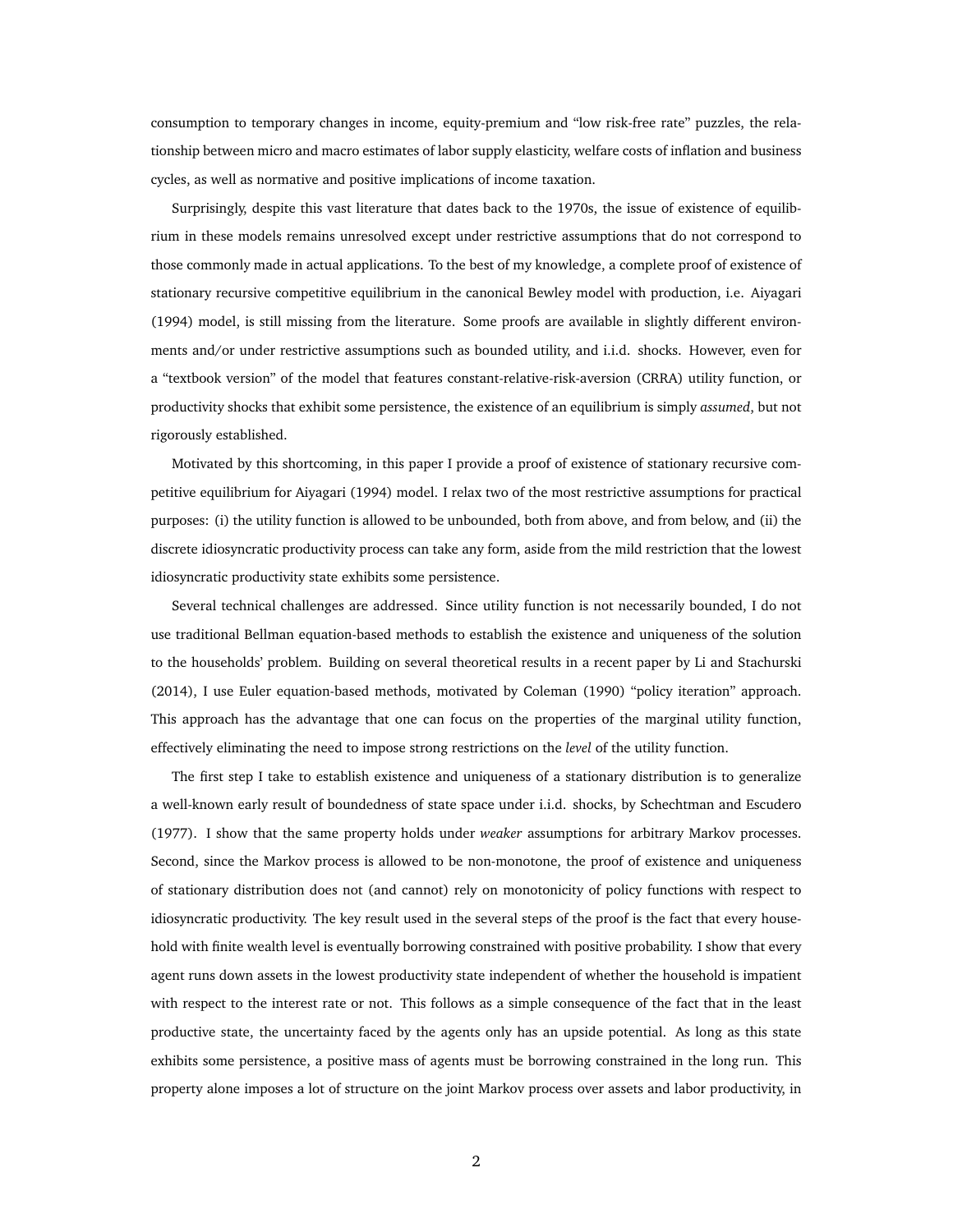consumption to temporary changes in income, equity-premium and "low risk-free rate" puzzles, the relationship between micro and macro estimates of labor supply elasticity, welfare costs of inflation and business cycles, as well as normative and positive implications of income taxation.

Surprisingly, despite this vast literature that dates back to the 1970s, the issue of existence of equilibrium in these models remains unresolved except under restrictive assumptions that do not correspond to those commonly made in actual applications. To the best of my knowledge, a complete proof of existence of stationary recursive competitive equilibrium in the canonical Bewley model with production, i.e. Aiyagari (1994) model, is still missing from the literature. Some proofs are available in slightly different environments and/or under restrictive assumptions such as bounded utility, and i.i.d. shocks. However, even for a "textbook version" of the model that features constant-relative-risk-aversion (CRRA) utility function, or productivity shocks that exhibit some persistence, the existence of an equilibrium is simply *assumed*, but not rigorously established.

Motivated by this shortcoming, in this paper I provide a proof of existence of stationary recursive competitive equilibrium for Aiyagari (1994) model. I relax two of the most restrictive assumptions for practical purposes: (i) the utility function is allowed to be unbounded, both from above, and from below, and (ii) the discrete idiosyncratic productivity process can take any form, aside from the mild restriction that the lowest idiosyncratic productivity state exhibits some persistence.

Several technical challenges are addressed. Since utility function is not necessarily bounded, I do not use traditional Bellman equation-based methods to establish the existence and uniqueness of the solution to the households' problem. Building on several theoretical results in a recent paper by Li and Stachurski (2014), I use Euler equation-based methods, motivated by Coleman (1990) "policy iteration" approach. This approach has the advantage that one can focus on the properties of the marginal utility function, effectively eliminating the need to impose strong restrictions on the *level* of the utility function.

The first step I take to establish existence and uniqueness of a stationary distribution is to generalize a well-known early result of boundedness of state space under i.i.d. shocks, by Schechtman and Escudero (1977). I show that the same property holds under *weaker* assumptions for arbitrary Markov processes. Second, since the Markov process is allowed to be non-monotone, the proof of existence and uniqueness of stationary distribution does not (and cannot) rely on monotonicity of policy functions with respect to idiosyncratic productivity. The key result used in the several steps of the proof is the fact that every household with finite wealth level is eventually borrowing constrained with positive probability. I show that every agent runs down assets in the lowest productivity state independent of whether the household is impatient with respect to the interest rate or not. This follows as a simple consequence of the fact that in the least productive state, the uncertainty faced by the agents only has an upside potential. As long as this state exhibits some persistence, a positive mass of agents must be borrowing constrained in the long run. This property alone imposes a lot of structure on the joint Markov process over assets and labor productivity, in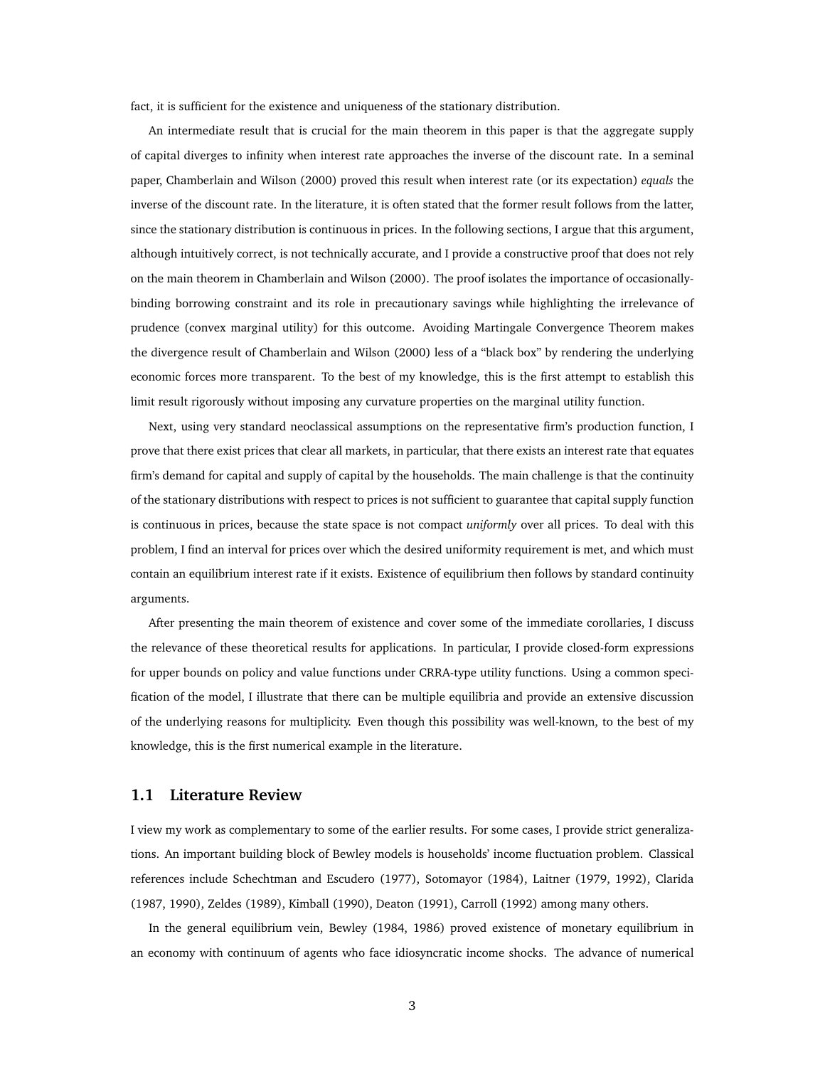fact, it is sufficient for the existence and uniqueness of the stationary distribution.

An intermediate result that is crucial for the main theorem in this paper is that the aggregate supply of capital diverges to infinity when interest rate approaches the inverse of the discount rate. In a seminal paper, Chamberlain and Wilson (2000) proved this result when interest rate (or its expectation) *equals* the inverse of the discount rate. In the literature, it is often stated that the former result follows from the latter, since the stationary distribution is continuous in prices. In the following sections, I argue that this argument, although intuitively correct, is not technically accurate, and I provide a constructive proof that does not rely on the main theorem in Chamberlain and Wilson (2000). The proof isolates the importance of occasionally-binding borrowing constraint and its role in precautionary savings while highlighting the irrelevance of prudence (convex marginal utility) for this outcome. Avoiding Martingale Convergence Theorem makes the divergence result of Chamberlain and Wilson (2000) less of a "black box" by rendering the underlying economic forces more transparent. To the best of my knowledge, this is the first attempt to establish this limit result rigorously without imposing any curvature properties on the marginal utility function.

Next, using very standard neoclassical assumptions on the representative firm's production function, I prove that there exist prices that clear all markets, in particular, that there exists an interest rate that equates firm's demand for capital and supply of capital by the households. The main challenge is that the continuity of the stationary distributions with respect to prices is not sufficient to guarantee that capital supply function is continuous in prices, because the state space is not compact *uniformly* over all prices. To deal with this problem, I find an interval for prices over which the desired uniformity requirement is met, and which must contain an equilibrium interest rate if it exists. Existence of equilibrium then follows by standard continuity arguments.

After presenting the main theorem of existence and cover some of the immediate corollaries, I discuss the relevance of these theoretical results for applications. In particular, I provide closed-form expressions for upper bounds on policy and value functions under CRRA-type utility functions. Using a common specification of the model, I illustrate that there can be multiple equilibria and provide an extensive discussion of the underlying reasons for multiplicity. Even though this possibility was well-known, to the best of my knowledge, this is the first numerical example in the literature.

## 1.1 Literature Review

I view my work as complementary to some of the earlier results. For some cases, I provide strict generalizations. An important building block of Bewley models is households' income fluctuation problem. Classical references include Schechtman and Escudero (1977), Sotomayor (1984), Laitner (1979, 1992), Clarida (1987, 1990), Zeldes (1989), Kimball (1990), Deaton (1991), Carroll (1992) among many others.

In the general equilibrium vein, Bewley (1984, 1986) proved existence of monetary equilibrium in an economy with continuum of agents who face idiosyncratic income shocks. The advance of numerical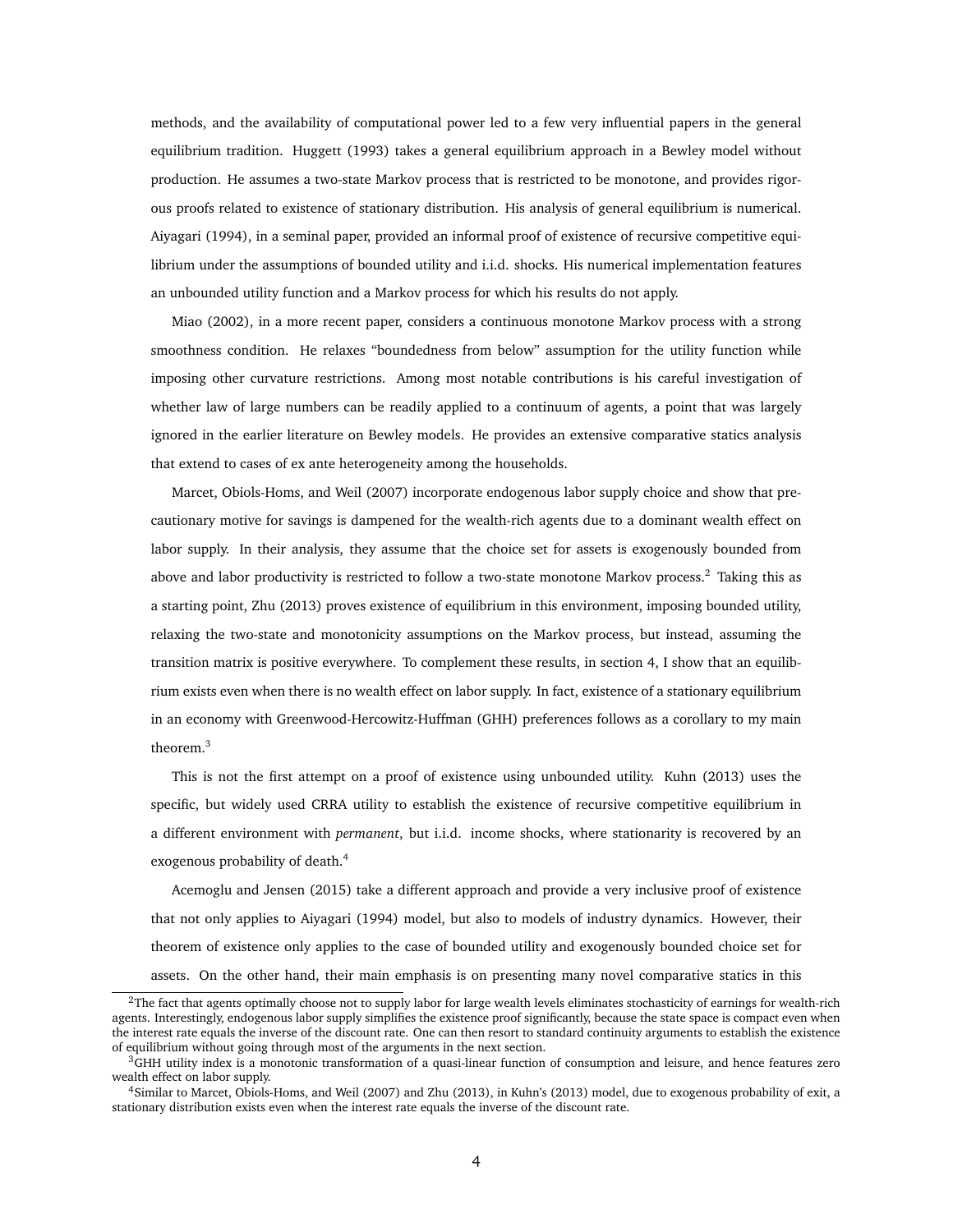methods, and the availability of computational power led to a few very influential papers in the general equilibrium tradition. Huggett (1993) takes a general equilibrium approach in a Bewley model without production. He assumes a two-state Markov process that is restricted to be monotone, and provides rigorous proofs related to existence of stationary distribution. His analysis of general equilibrium is numerical. Aiyagari (1994), in a seminal paper, provided an informal proof of existence of recursive competitive equilibrium under the assumptions of bounded utility and i.i.d. shocks. His numerical implementation features an unbounded utility function and a Markov process for which his results do not apply.

Miao (2002), in a more recent paper, considers a continuous monotone Markov process with a strong smoothness condition. He relaxes "boundedness from below" assumption for the utility function while imposing other curvature restrictions. Among most notable contributions is his careful investigation of whether law of large numbers can be readily applied to a continuum of agents, a point that was largely ignored in the earlier literature on Bewley models. He provides an extensive comparative statics analysis that extend to cases of ex ante heterogeneity among the households.

Marcet, Obiols-Homs, and Weil (2007) incorporate endogenous labor supply choice and show that precautionary motive for savings is dampened for the wealth-rich agents due to a dominant wealth effect on labor supply. In their analysis, they assume that the choice set for assets is exogenously bounded from above and labor productivity is restricted to follow a two-state monotone Markov process.[2] Taking this as a starting point, Zhu (2013) proves existence of equilibrium in this environment, imposing bounded utility, relaxing the two-state and monotonicity assumptions on the Markov process, but instead, assuming the transition matrix is positive everywhere. To complement these results, in section 4, I show that an equilibrium exists even when there is no wealth effect on labor supply. In fact, existence of a stationary equilibrium in an economy with Greenwood-Hercowitz-Huffman (GHH) preferences follows as a corollary to my main theorem.[3]

This is not the first attempt on a proof of existence using unbounded utility. Kuhn (2013) uses the specific, but widely used CRRA utility to establish the existence of recursive competitive equilibrium in a different environment with *permanent*, but i.i.d. income shocks, where stationarity is recovered by an exogenous probability of death.[4]

Acemoglu and Jensen (2015) take a different approach and provide a very inclusive proof of existence that not only applies to Aiyagari (1994) model, but also to models of industry dynamics. However, their theorem of existence only applies to the case of bounded utility and exogenously bounded choice set for assets. On the other hand, their main emphasis is on presenting many novel comparative statics in this

[2] The fact that agents optimally choose not to supply labor for large wealth levels eliminates stochasticity of earnings for wealth-rich agents. Interestingly, endogenous labor supply simplifies the existence proof significantly, because the state space is compact even when the interest rate equals the inverse of the discount rate. One can then resort to standard continuity arguments to establish the existence of equilibrium without going through most of the arguments in the next section.

[3] GHH utility index is a monotonic transformation of a quasi-linear function of consumption and leisure, and hence features zero wealth effect on labor supply.

[4] Similar to Marcet, Obiols-Homs, and Weil (2007) and Zhu (2013), in Kuhn's (2013) model, due to exogenous probability of exit, a stationary distribution exists even when the interest rate equals the inverse of the discount rate.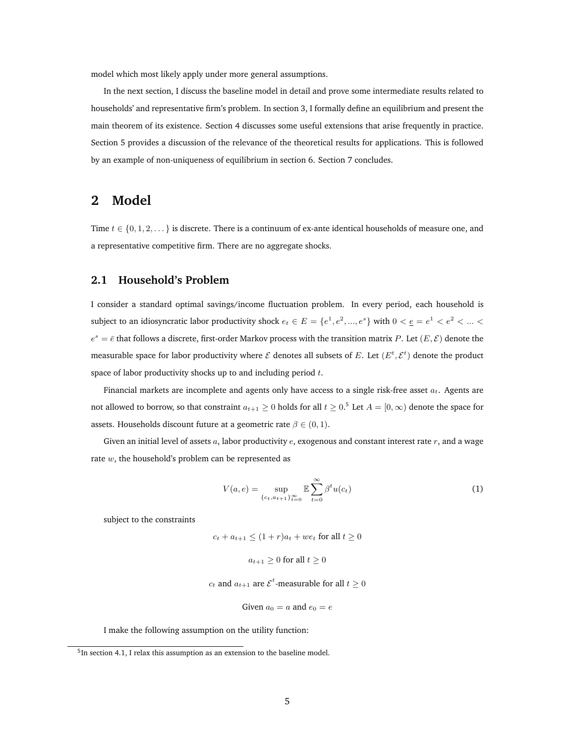model which most likely apply under more general assumptions.

In the next section, I discuss the baseline model in detail and prove some intermediate results related to households' and representative firm's problem. In section 3, I formally define an equilibrium and present the main theorem of its existence. Section 4 discusses some useful extensions that arise frequently in practice. Section 5 provides a discussion of the relevance of the theoretical results for applications. This is followed by an example of non-uniqueness of equilibrium in section 6. Section 7 concludes.

# 2 Model

Time $t \in \{0, 1, 2, \dots\}$ is discrete. There is a continuum of ex-ante identical households of measure one, and a representative competitive firm. There are no aggregate shocks.

## 2.1 Household's Problem

I consider a standard optimal savings/income fluctuation problem. In every period, each household is subject to an idiosyncratic labor productivity shock $e_t \in E = \{e^1, e^2, ..., e^s\}$ with $0 < \underline{e} = e^1 < e^2 < ... < e^s = \bar{e}$ that follows a discrete, first-order Markov process with the transition matrix $P$. Let $(E, \mathcal{E})$ denote the measurable space for labor productivity where $\mathcal{E}$ denotes all subsets of $E$. Let $(E^t, \mathcal{E}^t)$ denote the product space of labor productivity shocks up to and including period $t$.

Financial markets are incomplete and agents only have access to a single risk-free asset $a_t$. Agents are not allowed to borrow, so that constraint $a_{t+1} \geq 0$ holds for all $t \geq 0$.[5] Let $A = [0, \infty)$ denote the space for assets. Households discount future at a geometric rate $\beta \in (0, 1)$.

Given an initial level of assets $a$, labor productivity $e$, exogenous and constant interest rate $r$, and a wage rate $w$, the household's problem can be represented as

$$V(a, e) = \sup_{\{c_t, a_{t+1}\}_{t=0}^{\infty}} \mathbb{E} \sum_{t=0}^{\infty} \beta^t u(c_t) \tag{1}$$

subject to the constraints

$$c_t + a_{t+1} \leq (1 + r)a_t + we_t \text{ for all } t \geq 0$$

$$a_{t+1} \geq 0 \text{ for all } t \geq 0$$

$$c_t \text{ and } a_{t+1} \text{ are } \mathcal{E}^t\text{-measurable for all } t \geq 0$$

$$\text{Given } a_0 = a \text{ and } e_0 = e$$

I make the following assumption on the utility function:

[5] In section 4.1, I relax this assumption as an extension to the baseline model.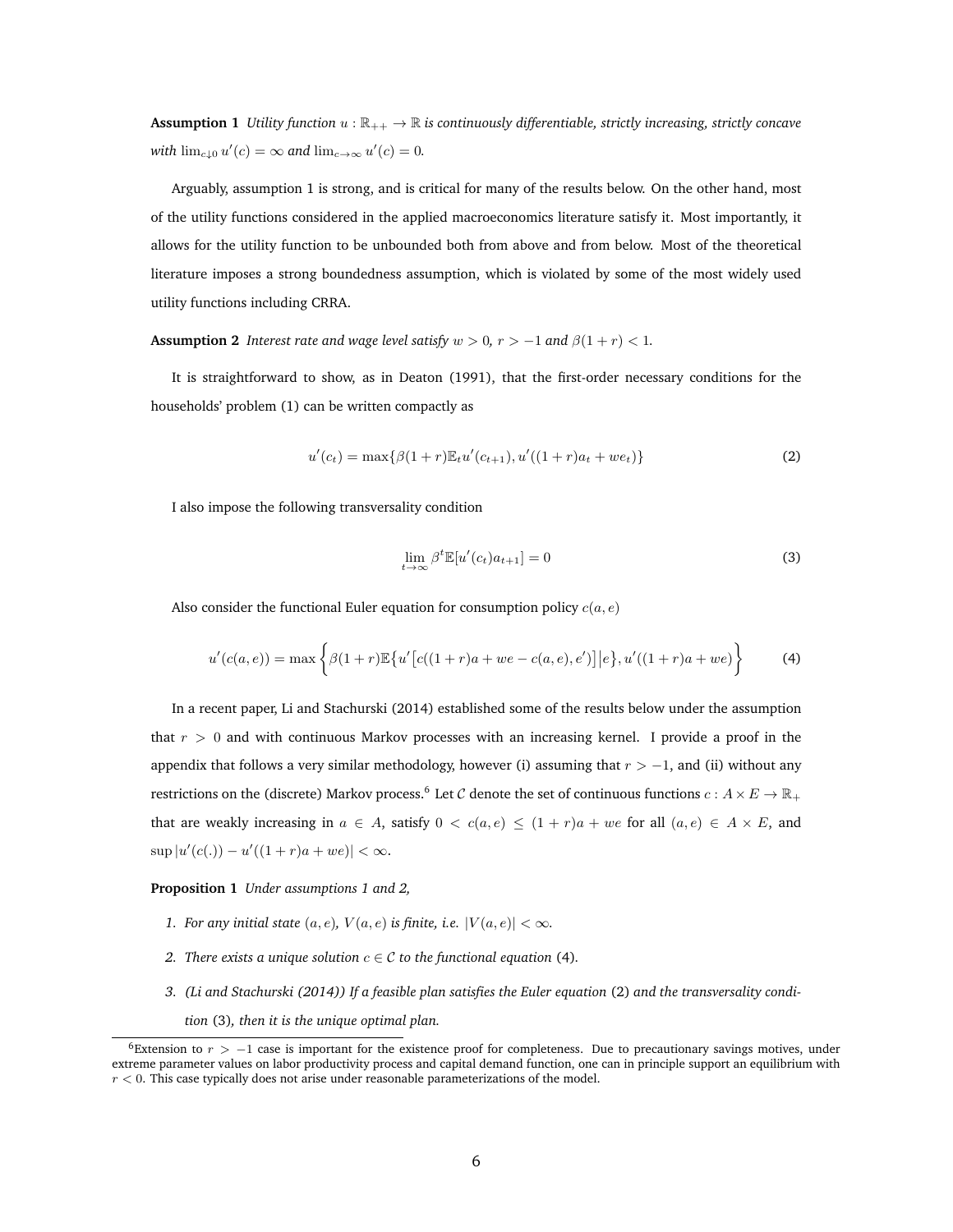**Assumption 1** *Utility function $u : \mathbb{R}_{++} \to \mathbb{R}$ is continuously differentiable, strictly increasing, strictly concave with $\lim_{c \downarrow 0} u'(c) = \infty$ and $\lim_{c \to \infty} u'(c) = 0$.*

Arguably, assumption 1 is strong, and is critical for many of the results below. On the other hand, most of the utility functions considered in the applied macroeconomics literature satisfy it. Most importantly, it allows for the utility function to be unbounded both from above and from below. Most of the theoretical literature imposes a strong boundedness assumption, which is violated by some of the most widely used utility functions including CRRA.

**Assumption 2** *Interest rate and wage level satisfy $w > 0$, $r > -1$ and $\beta(1+r) < 1$.*

It is straightforward to show, as in Deaton (1991), that the first-order necessary conditions for the households' problem (1) can be written compactly as

$$u'(c_t) = \max\{\beta(1+r)\mathbb{E}_t u'(c_{t+1}), u'((1+r)a_t + we_t)\} \tag{2}$$

I also impose the following transversality condition

$$\lim_{t \to \infty} \beta^t \mathbb{E}[u'(c_t)a_{t+1}] = 0 \tag{3}$$

Also consider the functional Euler equation for consumption policy $c(a, e)$

$$u'(c(a,e)) = \max\left\{\beta(1+r)\mathbb{E}\left\{u'\left[c((1+r)a + we - c(a,e), e')\right]\middle| e\right\}, u'((1+r)a + we)\right\} \tag{4}$$

In a recent paper, Li and Stachurski (2014) established some of the results below under the assumption that $r > 0$ and with continuous Markov processes with an increasing kernel. I provide a proof in the appendix that follows a very similar methodology, however (i) assuming that $r > -1$, and (ii) without any restrictions on the (discrete) Markov process.[6] Let $\mathcal{C}$ denote the set of continuous functions $c : A \times E \to \mathbb{R}_+$ that are weakly increasing in $a \in A$, satisfy $0 < c(a,e) \leq (1+r)a + we$ for all $(a,e) \in A \times E$, and $\sup |u'(c(.)) - u'((1+r)a + we)| < \infty$.

**Proposition 1** *Under assumptions 1 and 2,*

1. *For any initial state $(a, e)$, $V(a, e)$ is finite, i.e. $|V(a, e)| < \infty$.*
2. *There exists a unique solution $c \in \mathcal{C}$ to the functional equation (4).*
3. *(Li and Stachurski (2014)) If a feasible plan satisfies the Euler equation (2) and the transversality condition (3), then it is the unique optimal plan.*

[6] Extension to $r > -1$ case is important for the existence proof for completeness. Due to precautionary savings motives, under extreme parameter values on labor productivity process and capital demand function, one can in principle support an equilibrium with $r < 0$. This case typically does not arise under reasonable parameterizations of the model.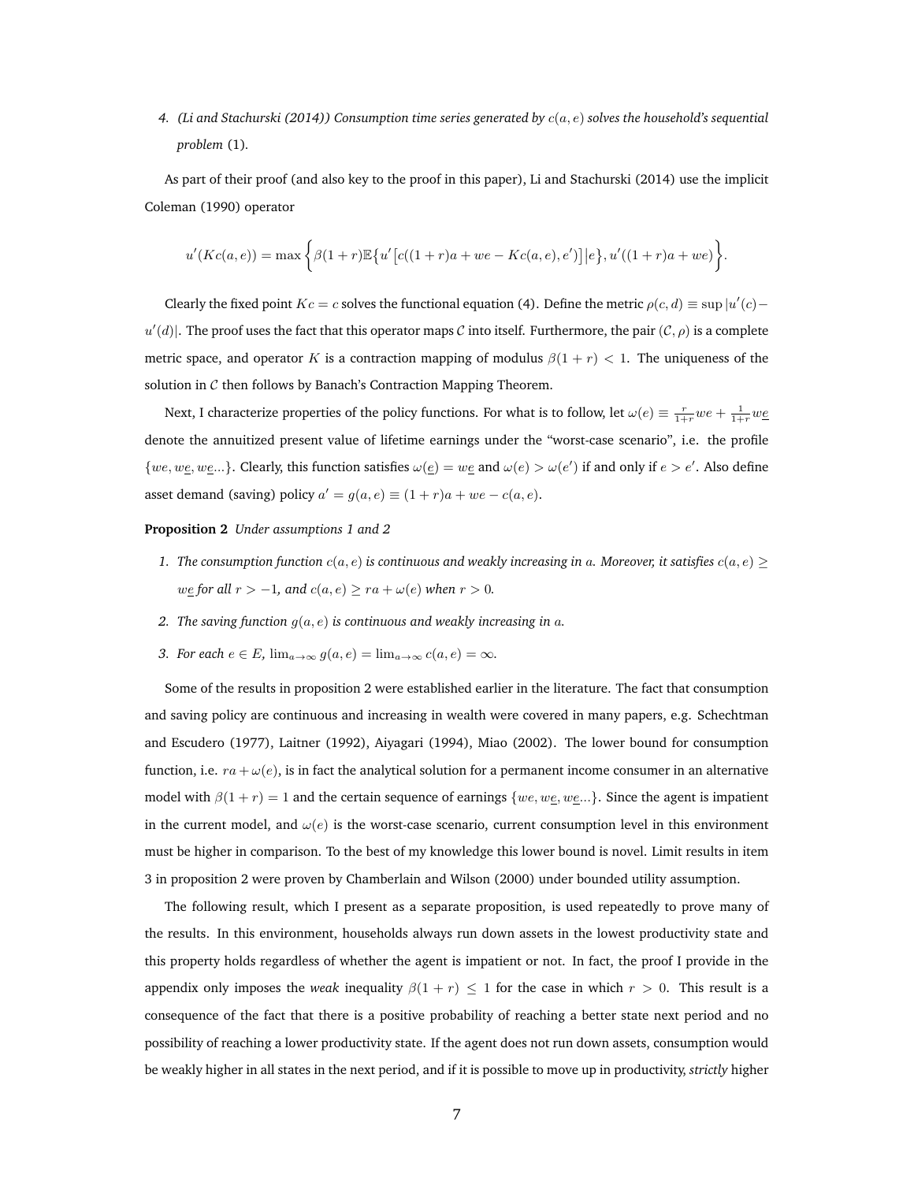4. *(Li and Stachurski (2014)) Consumption time series generated by $c(a, e)$ solves the household's sequential problem* (1).

As part of their proof (and also key to the proof in this paper), Li and Stachurski (2014) use the implicit Coleman (1990) operator

$$u'(Kc(a,e)) = \max\left\{\beta(1+r)\mathbb{E}\{u'\left[c((1+r)a + we - Kc(a,e), e')\right]|e\}, u'((1+r)a + we)\right\}.$$

Clearly the fixed point $Kc = c$ solves the functional equation (4). Define the metric $\rho(c, d) \equiv \sup |u'(c) - u'(d)|$. The proof uses the fact that this operator maps $\mathcal{C}$ into itself. Furthermore, the pair $(\mathcal{C}, \rho)$ is a complete metric space, and operator $K$ is a contraction mapping of modulus $\beta(1+r) < 1$. The uniqueness of the solution in $\mathcal{C}$ then follows by Banach's Contraction Mapping Theorem.

Next, I characterize properties of the policy functions. For what is to follow, let $\omega(e) \equiv \frac{r}{1+r}we + \frac{1}{1+r}w\underline{e}$ denote the annuitized present value of lifetime earnings under the "worst-case scenario", i.e. the profile $\{we, w\underline{e}, w\underline{e}...\}$. Clearly, this function satisfies $\omega(\underline{e}) = w\underline{e}$ and $\omega(e) > \omega(e')$ if and only if $e > e'$. Also define asset demand (saving) policy $a' = g(a, e) \equiv (1+r)a + we - c(a, e)$.

**Proposition 2** *Under assumptions 1 and 2*

1. *The consumption function $c(a, e)$ is continuous and weakly increasing in $a$. Moreover, it satisfies $c(a, e) \geq w\underline{e}$ for all $r > -1$, and $c(a, e) \geq ra + \omega(e)$ when $r > 0$.*
2. *The saving function $g(a, e)$ is continuous and weakly increasing in $a$.*
3. *For each $e \in E$, $\lim_{a\to\infty} g(a, e) = \lim_{a\to\infty} c(a, e) = \infty$.*

Some of the results in proposition 2 were established earlier in the literature. The fact that consumption and saving policy are continuous and increasing in wealth were covered in many papers, e.g. Schechtman and Escudero (1977), Laitner (1992), Aiyagari (1994), Miao (2002). The lower bound for consumption function, i.e. $ra + \omega(e)$, is in fact the analytical solution for a permanent income consumer in an alternative model with $\beta(1+r) = 1$ and the certain sequence of earnings $\{we, w\underline{e}, w\underline{e}...\}$. Since the agent is impatient in the current model, and $\omega(e)$ is the worst-case scenario, current consumption level in this environment must be higher in comparison. To the best of my knowledge this lower bound is novel. Limit results in item 3 in proposition 2 were proven by Chamberlain and Wilson (2000) under bounded utility assumption.

The following result, which I present as a separate proposition, is used repeatedly to prove many of the results. In this environment, households always run down assets in the lowest productivity state and this property holds regardless of whether the agent is impatient or not. In fact, the proof I provide in the appendix only imposes the *weak* inequality $\beta(1+r) \leq 1$ for the case in which $r > 0$. This result is a consequence of the fact that there is a positive probability of reaching a better state next period and no possibility of reaching a lower productivity state. If the agent does not run down assets, consumption would be weakly higher in all states in the next period, and if it is possible to move up in productivity, *strictly* higher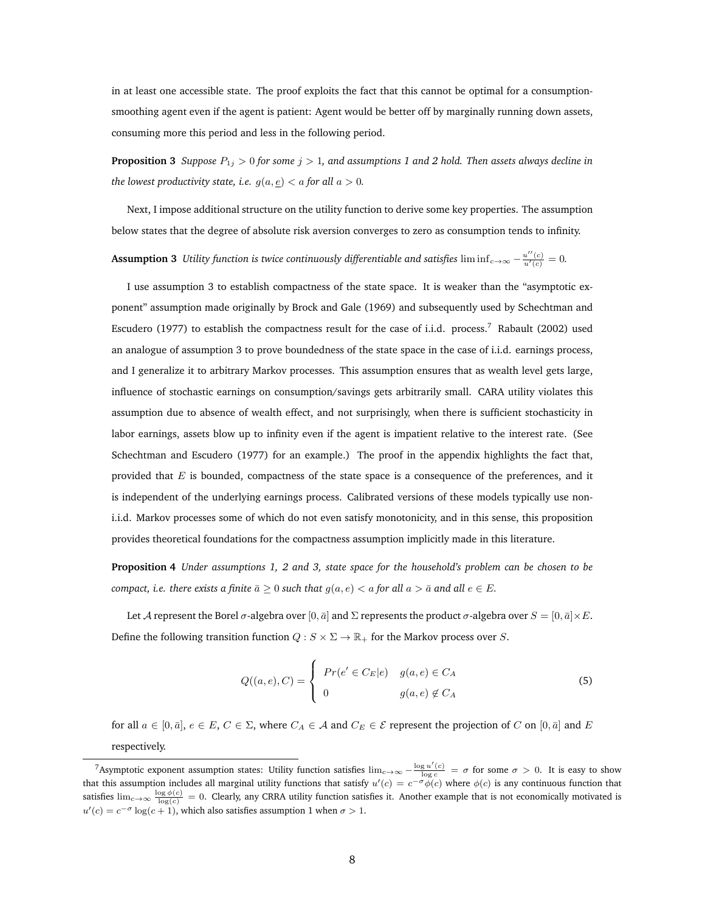in at least one accessible state. The proof exploits the fact that this cannot be optimal for a consumption-smoothing agent even if the agent is patient: Agent would be better off by marginally running down assets, consuming more this period and less in the following period.

**Proposition 3** *Suppose $P_{1j} > 0$ for some $j > 1$, and assumptions 1 and 2 hold. Then assets always decline in the lowest productivity state, i.e. $g(a, \underline{e}) < a$ for all $a > 0$.*

Next, I impose additional structure on the utility function to derive some key properties. The assumption below states that the degree of absolute risk aversion converges to zero as consumption tends to infinity.

**Assumption 3** *Utility function is twice continuously differentiable and satisfies $\liminf_{c\to\infty} -\frac{u''(c)}{u'(c)} = 0$.*

I use assumption 3 to establish compactness of the state space. It is weaker than the "asymptotic exponent" assumption made originally by Brock and Gale (1969) and subsequently used by Schechtman and Escudero (1977) to establish the compactness result for the case of i.i.d. process.[7] Rabault (2002) used an analogue of assumption 3 to prove boundedness of the state space in the case of i.i.d. earnings process, and I generalize it to arbitrary Markov processes. This assumption ensures that as wealth level gets large, influence of stochastic earnings on consumption/savings gets arbitrarily small. CARA utility violates this assumption due to absence of wealth effect, and not surprisingly, when there is sufficient stochasticity in labor earnings, assets blow up to infinity even if the agent is impatient relative to the interest rate. (See Schechtman and Escudero (1977) for an example.) The proof in the appendix highlights the fact that, provided that $E$ is bounded, compactness of the state space is a consequence of the preferences, and it is independent of the underlying earnings process. Calibrated versions of these models typically use non-i.i.d. Markov processes some of which do not even satisfy monotonicity, and in this sense, this proposition provides theoretical foundations for the compactness assumption implicitly made in this literature.

**Proposition 4** *Under assumptions 1, 2 and 3, state space for the household's problem can be chosen to be compact, i.e. there exists a finite $\bar{a} \geq 0$ such that $g(a, e) < a$ for all $a > \bar{a}$ and all $e \in E$.*

Let $\mathcal{A}$ represent the Borel $\sigma$-algebra over $[0, \bar{a}]$ and $\Sigma$ represents the product $\sigma$-algebra over $S = [0, \bar{a}] \times E$. Define the following transition function $Q : S \times \Sigma \to \mathbb{R}_+$ for the Markov process over $S$.

$$
Q((a, e), C) = \begin{cases} Pr(e' \in C_E | e) & g(a, e) \in C_A \\ 0 & g(a, e) \notin C_A \end{cases} \tag{5}
$$

for all $a \in [0, \bar{a}]$, $e \in E$, $C \in \Sigma$, where $C_A \in \mathcal{A}$ and $C_E \in \mathcal{E}$ represent the projection of $C$ on $[0, \bar{a}]$ and $E$ respectively.

---

[7] Asymptotic exponent assumption states: Utility function satisfies $\lim_{c\to\infty} -\frac{\log u'(c)}{\log c} = \sigma$ for some $\sigma > 0$. It is easy to show that this assumption includes all marginal utility functions that satisfy $u'(c) = c^{-\sigma}\phi(c)$ where $\phi(c)$ is any continuous function that satisfies $\lim_{c\to\infty} \frac{\log \phi(c)}{\log(c)} = 0$. Clearly, any CRRA utility function satisfies it. Another example that is not economically motivated is $u'(c) = c^{-\sigma} \log(c + 1)$, which also satisfies assumption 1 when $\sigma > 1$.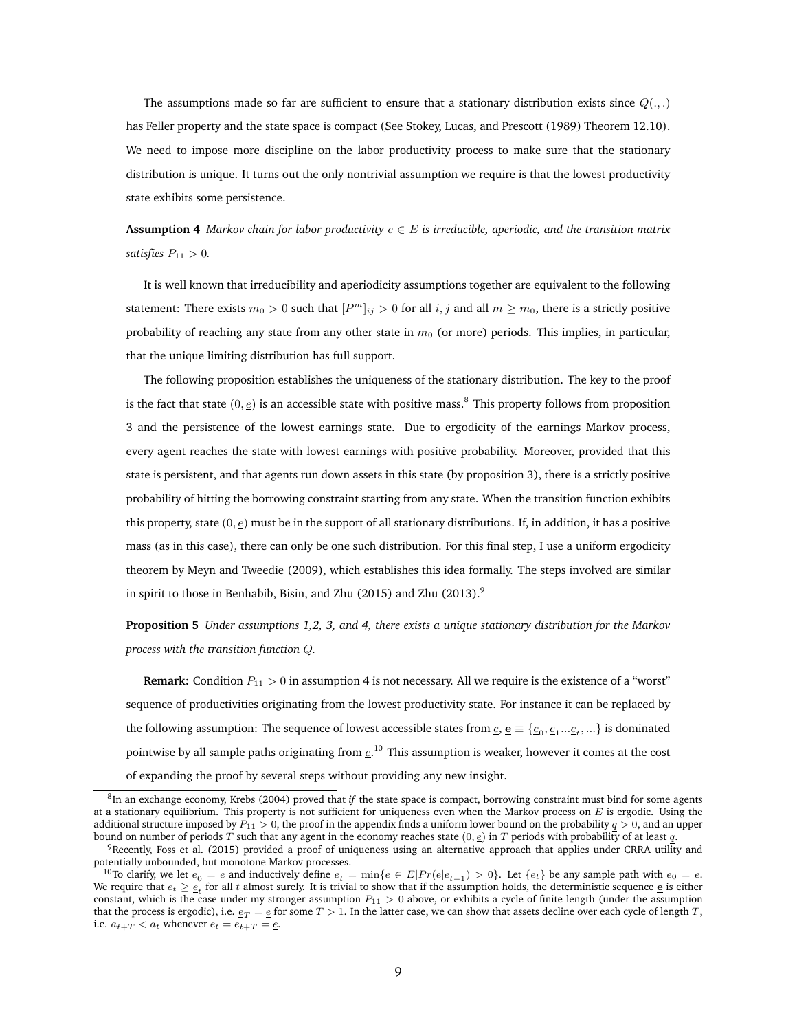The assumptions made so far are sufficient to ensure that a stationary distribution exists since $Q(.,.)$ has Feller property and the state space is compact (See Stokey, Lucas, and Prescott (1989) Theorem 12.10). We need to impose more discipline on the labor productivity process to make sure that the stationary distribution is unique. It turns out the only nontrivial assumption we require is that the lowest productivity state exhibits some persistence.

**Assumption 4** *Markov chain for labor productivity $e \in E$ is irreducible, aperiodic, and the transition matrix satisfies $P_{11} > 0$.*

It is well known that irreducibility and aperiodicity assumptions together are equivalent to the following statement: There exists $m_0 > 0$ such that $[P^m]_{ij} > 0$ for all $i, j$ and all $m \geq m_0$, there is a strictly positive probability of reaching any state from any other state in $m_0$ (or more) periods. This implies, in particular, that the unique limiting distribution has full support.

The following proposition establishes the uniqueness of the stationary distribution. The key to the proof is the fact that state $(0, \underline{e})$ is an accessible state with positive mass.[8] This property follows from proposition 3 and the persistence of the lowest earnings state. Due to ergodicity of the earnings Markov process, every agent reaches the state with lowest earnings with positive probability. Moreover, provided that this state is persistent, and that agents run down assets in this state (by proposition 3), there is a strictly positive probability of hitting the borrowing constraint starting from any state. When the transition function exhibits this property, state $(0, \underline{e})$ must be in the support of all stationary distributions. If, in addition, it has a positive mass (as in this case), there can only be one such distribution. For this final step, I use a uniform ergodicity theorem by Meyn and Tweedie (2009), which establishes this idea formally. The steps involved are similar in spirit to those in Benhabib, Bisin, and Zhu (2015) and Zhu (2013).[9]

**Proposition 5** *Under assumptions 1,2, 3, and 4, there exists a unique stationary distribution for the Markov process with the transition function $Q$.*

**Remark:** Condition $P_{11} > 0$ in assumption 4 is not necessary. All we require is the existence of a "worst" sequence of productivities originating from the lowest productivity state. For instance it can be replaced by the following assumption: The sequence of lowest accessible states from $\underline{e}$, $\underline{\mathbf{e}} \equiv \{\underline{e}_0, \underline{e}_1 ... \underline{e}_t, ...\}$ is dominated pointwise by all sample paths originating from $\underline{e}$.[10] This assumption is weaker, however it comes at the cost of expanding the proof by several steps without providing any new insight.

---

[8] In an exchange economy, Krebs (2004) proved that *if* the state space is compact, borrowing constraint must bind for some agents at a stationary equilibrium. This property is not sufficient for uniqueness even when the Markov process on $E$ is ergodic. Using the additional structure imposed by $P_{11} > 0$, the proof in the appendix finds a uniform lower bound on the probability $\underline{q} > 0$, and an upper bound on number of periods $T$ such that any agent in the economy reaches state $(0, \underline{e})$ in $T$ periods with probability of at least $\underline{q}$.

[9] Recently, Foss et al. (2015) provided a proof of uniqueness using an alternative approach that applies under CRRA utility and potentially unbounded, but monotone Markov processes.

[10] To clarify, we let $\underline{e}_0 = \underline{e}$ and inductively define $\underline{e}_t = \min\{e \in E | Pr(e|\underline{e}_{t-1}) > 0\}$. Let $\{e_t\}$ be any sample path with $e_0 = \underline{e}$. We require that $e_t \geq \underline{e}_t$ for all $t$ almost surely. It is trivial to show that if the assumption holds, the deterministic sequence $\underline{\mathbf{e}}$ is either constant, which is the case under my stronger assumption $P_{11} > 0$ above, or exhibits a cycle of finite length (under the assumption that the process is ergodic), i.e. $\underline{e}_T = \underline{e}$ for some $T > 1$. In the latter case, we can show that assets decline over each cycle of length $T$, i.e. $a_{t+T} < a_t$ whenever $e_t = e_{t+T} = \underline{e}$.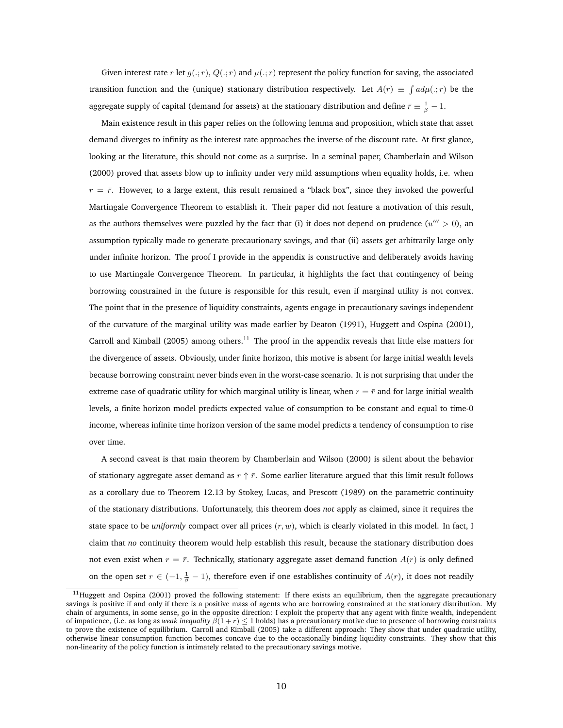Given interest rate $r$ let $g(.;r)$, $Q(.;r)$ and $\mu(.;r)$ represent the policy function for saving, the associated transition function and the (unique) stationary distribution respectively. Let $A(r) \equiv \int a d\mu(.;r)$ be the aggregate supply of capital (demand for assets) at the stationary distribution and define $\bar{r} \equiv \frac{1}{\beta} - 1$.

Main existence result in this paper relies on the following lemma and proposition, which state that asset demand diverges to infinity as the interest rate approaches the inverse of the discount rate. At first glance, looking at the literature, this should not come as a surprise. In a seminal paper, Chamberlain and Wilson (2000) proved that assets blow up to infinity under very mild assumptions when equality holds, i.e. when $r = \bar{r}$. However, to a large extent, this result remained a "black box", since they invoked the powerful Martingale Convergence Theorem to establish it. Their paper did not feature a motivation of this result, as the authors themselves were puzzled by the fact that (i) it does not depend on prudence ($u''' > 0$), an assumption typically made to generate precautionary savings, and that (ii) assets get arbitrarily large only under infinite horizon. The proof I provide in the appendix is constructive and deliberately avoids having to use Martingale Convergence Theorem. In particular, it highlights the fact that contingency of being borrowing constrained in the future is responsible for this result, even if marginal utility is not convex. The point that in the presence of liquidity constraints, agents engage in precautionary savings independent of the curvature of the marginal utility was made earlier by Deaton (1991), Huggett and Ospina (2001), Carroll and Kimball (2005) among others.[11] The proof in the appendix reveals that little else matters for the divergence of assets. Obviously, under finite horizon, this motive is absent for large initial wealth levels because borrowing constraint never binds even in the worst-case scenario. It is not surprising that under the extreme case of quadratic utility for which marginal utility is linear, when $r = \bar{r}$ and for large initial wealth levels, a finite horizon model predicts expected value of consumption to be constant and equal to time-0 income, whereas infinite time horizon version of the same model predicts a tendency of consumption to rise over time.

A second caveat is that main theorem by Chamberlain and Wilson (2000) is silent about the behavior of stationary aggregate asset demand as $r \uparrow \bar{r}$. Some earlier literature argued that this limit result follows as a corollary due to Theorem 12.13 by Stokey, Lucas, and Prescott (1989) on the parametric continuity of the stationary distributions. Unfortunately, this theorem does *not* apply as claimed, since it requires the state space to be *uniformly* compact over all prices $(r, w)$, which is clearly violated in this model. In fact, I claim that *no* continuity theorem would help establish this result, because the stationary distribution does not even exist when $r = \bar{r}$. Technically, stationary aggregate asset demand function $A(r)$ is only defined on the open set $r \in (-1, \frac{1}{\beta} - 1)$, therefore even if one establishes continuity of $A(r)$, it does not readily

[11] Huggett and Ospina (2001) proved the following statement: If there exists an equilibrium, then the aggregate precautionary savings is positive if and only if there is a positive mass of agents who are borrowing constrained at the stationary distribution. My chain of arguments, in some sense, go in the opposite direction: I exploit the property that any agent with finite wealth, independent of impatience, (i.e. as long as *weak inequality* $\beta(1+r) \leq 1$ holds) has a precautionary motive due to presence of borrowing constraints to prove the existence of equilibrium. Carroll and Kimball (2005) take a different approach: They show that under quadratic utility, otherwise linear consumption function becomes concave due to the occasionally binding liquidity constraints. They show that this non-linearity of the policy function is intimately related to the precautionary savings motive.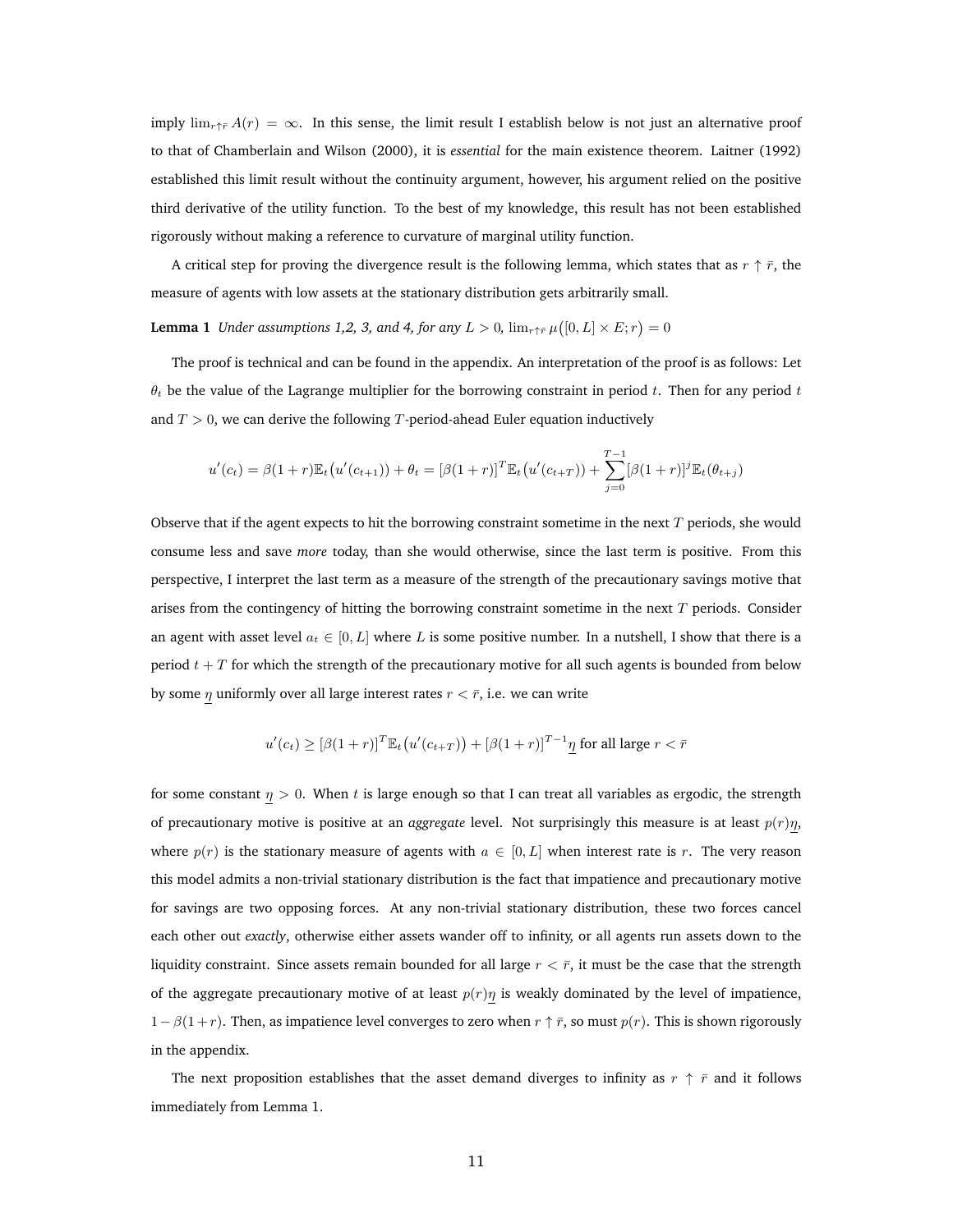imply $\lim_{r\uparrow\bar{r}} A(r) = \infty$. In this sense, the limit result I establish below is not just an alternative proof to that of Chamberlain and Wilson (2000), it is *essential* for the main existence theorem. Laitner (1992) established this limit result without the continuity argument, however, his argument relied on the positive third derivative of the utility function. To the best of my knowledge, this result has not been established rigorously without making a reference to curvature of marginal utility function.

A critical step for proving the divergence result is the following lemma, which states that as $r \uparrow \bar{r}$, the measure of agents with low assets at the stationary distribution gets arbitrarily small.

**Lemma 1** *Under assumptions 1,2, 3, and 4, for any $L > 0$, $\lim_{r\uparrow\bar{r}} \mu\big([0, L] \times E; r\big) = 0$*

The proof is technical and can be found in the appendix. An interpretation of the proof is as follows: Let $\theta_t$ be the value of the Lagrange multiplier for the borrowing constraint in period $t$. Then for any period $t$ and $T > 0$, we can derive the following $T$-period-ahead Euler equation inductively

$$u'(c_t) = \beta(1+r)\mathbb{E}_t\big(u'(c_{t+1})\big) + \theta_t = [\beta(1+r)]^T \mathbb{E}_t\big(u'(c_{t+T})\big) + \sum_{j=0}^{T-1} [\beta(1+r)]^j \mathbb{E}_t(\theta_{t+j})$$

Observe that if the agent expects to hit the borrowing constraint sometime in the next $T$ periods, she would consume less and save *more* today, than she would otherwise, since the last term is positive. From this perspective, I interpret the last term as a measure of the strength of the precautionary savings motive that arises from the contingency of hitting the borrowing constraint sometime in the next $T$ periods. Consider an agent with asset level $a_t \in [0, L]$ where $L$ is some positive number. In a nutshell, I show that there is a period $t + T$ for which the strength of the precautionary motive for all such agents is bounded from below by some $\underline{\eta}$ uniformly over all large interest rates $r < \bar{r}$, i.e. we can write

$$u'(c_t) \geq [\beta(1+r)]^T \mathbb{E}_t\big(u'(c_{t+T})\big) + [\beta(1+r)]^{T-1} \underline{\eta} \text{ for all large } r < \bar{r}$$

for some constant $\underline{\eta} > 0$. When $t$ is large enough so that I can treat all variables as ergodic, the strength of precautionary motive is positive at an *aggregate* level. Not surprisingly this measure is at least $p(r)\underline{\eta}$, where $p(r)$ is the stationary measure of agents with $a \in [0, L]$ when interest rate is $r$. The very reason this model admits a non-trivial stationary distribution is the fact that impatience and precautionary motive for savings are two opposing forces. At any non-trivial stationary distribution, these two forces cancel each other out *exactly*, otherwise either assets wander off to infinity, or all agents run assets down to the liquidity constraint. Since assets remain bounded for all large $r < \bar{r}$, it must be the case that the strength of the aggregate precautionary motive of at least $p(r)\underline{\eta}$ is weakly dominated by the level of impatience, $1 - \beta(1+r)$. Then, as impatience level converges to zero when $r \uparrow \bar{r}$, so must $p(r)$. This is shown rigorously in the appendix.

The next proposition establishes that the asset demand diverges to infinity as $r \uparrow \bar{r}$ and it follows immediately from Lemma 1.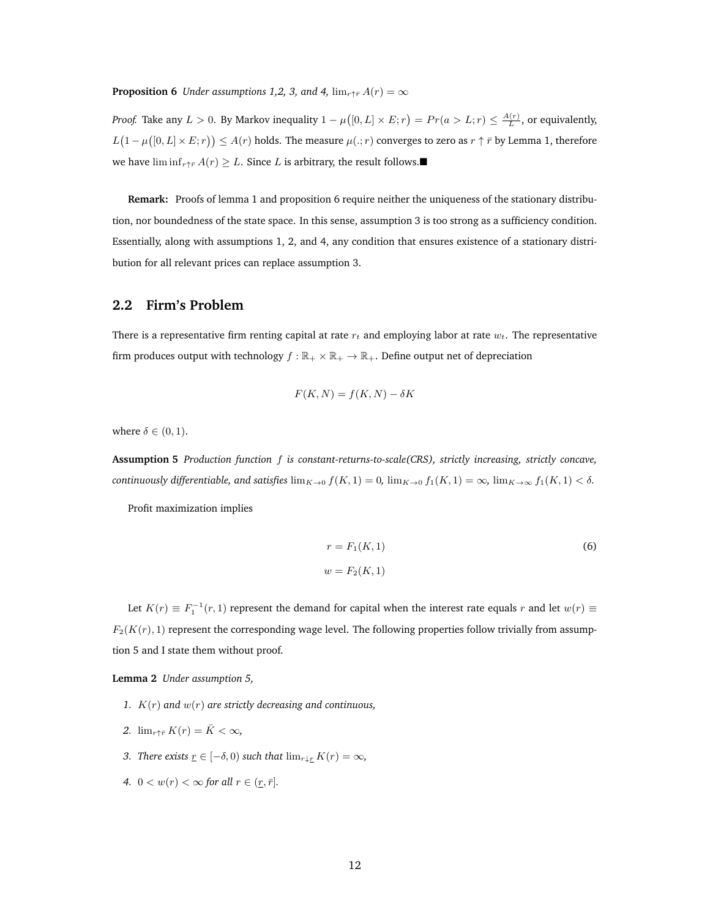**Proposition 6** *Under assumptions 1,2, 3, and 4,* $\lim_{r \uparrow \bar{r}} A(r) = \infty$

*Proof.* Take any $L > 0$. By Markov inequality $1 - \mu\big([0, L] \times E; r\big) = Pr(a > L; r) \leq \frac{A(r)}{L}$, or equivalently, $L\big(1 - \mu\big([0, L] \times E; r\big)\big) \leq A(r)$ holds. The measure $\mu(.; r)$ converges to zero as $r \uparrow \bar{r}$ by Lemma 1, therefore we have $\liminf_{r \uparrow \bar{r}} A(r) \geq L$. Since $L$ is arbitrary, the result follows.■

**Remark:** Proofs of lemma 1 and proposition 6 require neither the uniqueness of the stationary distribution, nor boundedness of the state space. In this sense, assumption 3 is too strong as a sufficiency condition. Essentially, along with assumptions 1, 2, and 4, any condition that ensures existence of a stationary distribution for all relevant prices can replace assumption 3.

## 2.2 Firm's Problem

There is a representative firm renting capital at rate $r_t$ and employing labor at rate $w_t$. The representative firm produces output with technology $f : \mathbb{R}_+ \times \mathbb{R}_+ \to \mathbb{R}_+$. Define output net of depreciation

$$F(K, N) = f(K, N) - \delta K$$

where $\delta \in (0, 1)$.

**Assumption 5** *Production function $f$ is constant-returns-to-scale(CRS), strictly increasing, strictly concave, continuously differentiable, and satisfies* $\lim_{K \to 0} f(K, 1) = 0$*,* $\lim_{K \to 0} f_1(K, 1) = \infty$*,* $\lim_{K \to \infty} f_1(K, 1) < \delta$*.*

Profit maximization implies

$$\begin{aligned} r &= F_1(K, 1) \\ w &= F_2(K, 1) \end{aligned} \tag{6}$$

Let $K(r) \equiv F_1^{-1}(r, 1)$ represent the demand for capital when the interest rate equals $r$ and let $w(r) \equiv F_2(K(r), 1)$ represent the corresponding wage level. The following properties follow trivially from assumption 5 and I state them without proof.

**Lemma 2** *Under assumption 5,*

1. *$K(r)$ and $w(r)$ are strictly decreasing and continuous,*
2. $\lim_{r \uparrow \bar{r}} K(r) = \bar{K} < \infty$*,*
3. *There exists $\underline{r} \in [-\delta, 0)$ such that* $\lim_{r \downarrow \underline{r}} K(r) = \infty$*,*
4. $0 < w(r) < \infty$ *for all* $r \in (\underline{r}, \bar{r}]$*.*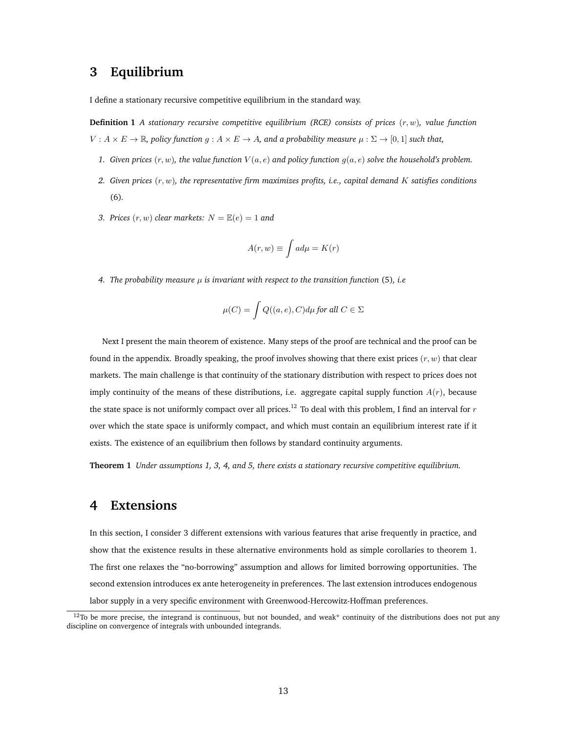# 3 Equilibrium

I define a stationary recursive competitive equilibrium in the standard way.

**Definition 1** *A stationary recursive competitive equilibrium (RCE) consists of prices $(r, w)$, value function $V : A \times E \to \mathbb{R}$, policy function $g : A \times E \to A$, and a probability measure $\mu : \Sigma \to [0, 1]$ such that,*

1. *Given prices $(r, w)$, the value function $V(a, e)$ and policy function $g(a, e)$ solve the household's problem.*
2. *Given prices $(r, w)$, the representative firm maximizes profits, i.e., capital demand $K$ satisfies conditions* (6).
3. *Prices $(r, w)$ clear markets: $N = \mathbb{E}(e) = 1$ and*

$$A(r, w) \equiv \int a d\mu = K(r)$$

4. *The probability measure $\mu$ is invariant with respect to the transition function* (5)*, i.e*

$$\mu(C) = \int Q((a, e), C) d\mu \text{ for all } C \in \Sigma$$

Next I present the main theorem of existence. Many steps of the proof are technical and the proof can be found in the appendix. Broadly speaking, the proof involves showing that there exist prices $(r, w)$ that clear markets. The main challenge is that continuity of the stationary distribution with respect to prices does not imply continuity of the means of these distributions, i.e. aggregate capital supply function $A(r)$, because the state space is not uniformly compact over all prices.[12] To deal with this problem, I find an interval for $r$ over which the state space is uniformly compact, and which must contain an equilibrium interest rate if it exists. The existence of an equilibrium then follows by standard continuity arguments.

**Theorem 1** *Under assumptions 1, 3, 4, and 5, there exists a stationary recursive competitive equilibrium.*

# 4 Extensions

In this section, I consider 3 different extensions with various features that arise frequently in practice, and show that the existence results in these alternative environments hold as simple corollaries to theorem 1. The first one relaxes the "no-borrowing" assumption and allows for limited borrowing opportunities. The second extension introduces ex ante heterogeneity in preferences. The last extension introduces endogenous labor supply in a very specific environment with Greenwood-Hercowitz-Hoffman preferences.

[12] To be more precise, the integrand is continuous, but not bounded, and weak* continuity of the distributions does not put any discipline on convergence of integrals with unbounded integrands.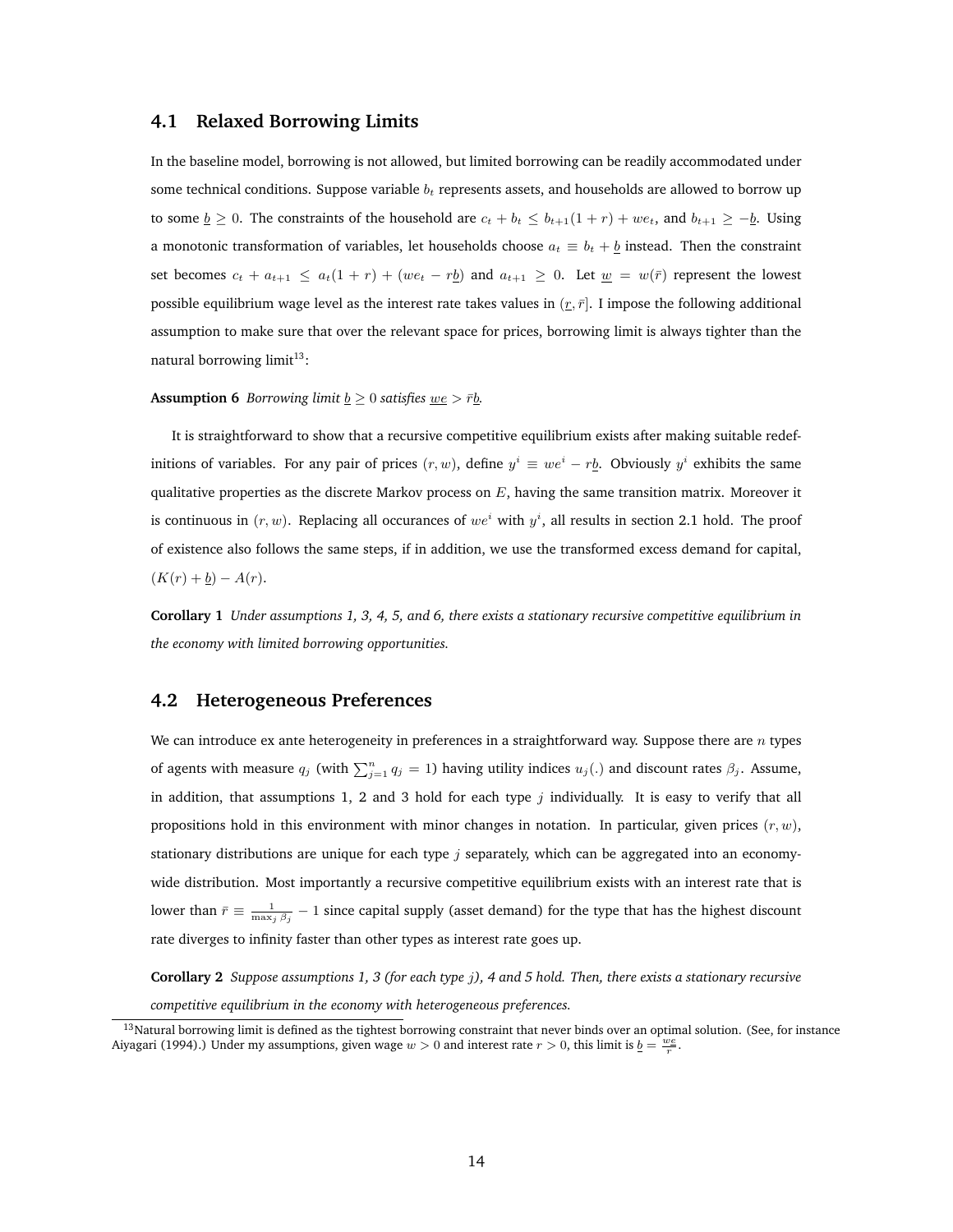### 4.1 Relaxed Borrowing Limits

In the baseline model, borrowing is not allowed, but limited borrowing can be readily accommodated under some technical conditions. Suppose variable $b_t$ represents assets, and households are allowed to borrow up to some $\underline{b} \geq 0$. The constraints of the household are $c_t + b_t \leq b_{t+1}(1+r) + we_t$, and $b_{t+1} \geq -\underline{b}$. Using a monotonic transformation of variables, let households choose $a_t \equiv b_t + \underline{b}$ instead. Then the constraint set becomes $c_t + a_{t+1} \leq a_t(1+r) + (we_t - r\underline{b})$ and $a_{t+1} \geq 0$. Let $\underline{w} = w(\bar{r})$ represent the lowest possible equilibrium wage level as the interest rate takes values in $(\underline{r}, \bar{r}]$. I impose the following additional assumption to make sure that over the relevant space for prices, borrowing limit is always tighter than the natural borrowing limit[13]:

**Assumption 6** *Borrowing limit $\underline{b} \geq 0$ satisfies $\underline{we} > \bar{r}\underline{b}$.*

It is straightforward to show that a recursive competitive equilibrium exists after making suitable redefinitions of variables. For any pair of prices $(r, w)$, define $y^i \equiv we^i - r\underline{b}$. Obviously $y^i$ exhibits the same qualitative properties as the discrete Markov process on $E$, having the same transition matrix. Moreover it is continuous in $(r, w)$. Replacing all occurances of $we^i$ with $y^i$, all results in section 2.1 hold. The proof of existence also follows the same steps, if in addition, we use the transformed excess demand for capital, $(K(r) + \underline{b}) - A(r)$.

**Corollary 1** *Under assumptions 1, 3, 4, 5, and 6, there exists a stationary recursive competitive equilibrium in the economy with limited borrowing opportunities.*

### 4.2 Heterogeneous Preferences

We can introduce ex ante heterogeneity in preferences in a straightforward way. Suppose there are $n$ types of agents with measure $q_j$ (with $\sum_{j=1}^{n} q_j = 1$) having utility indices $u_j(.)$ and discount rates $\beta_j$. Assume, in addition, that assumptions 1, 2 and 3 hold for each type $j$ individually. It is easy to verify that all propositions hold in this environment with minor changes in notation. In particular, given prices $(r, w)$, stationary distributions are unique for each type $j$ separately, which can be aggregated into an economy-wide distribution. Most importantly a recursive competitive equilibrium exists with an interest rate that is lower than $\bar{r} \equiv \frac{1}{\max_j \beta_j} - 1$ since capital supply (asset demand) for the type that has the highest discount rate diverges to infinity faster than other types as interest rate goes up.

**Corollary 2** *Suppose assumptions 1, 3 (for each type $j$), 4 and 5 hold. Then, there exists a stationary recursive competitive equilibrium in the economy with heterogeneous preferences.*

[13] Natural borrowing limit is defined as the tightest borrowing constraint that never binds over an optimal solution. (See, for instance Aiyagari (1994).) Under my assumptions, given wage $w > 0$ and interest rate $r > 0$, this limit is $\underline{b} = \frac{w\underline{e}}{r}$.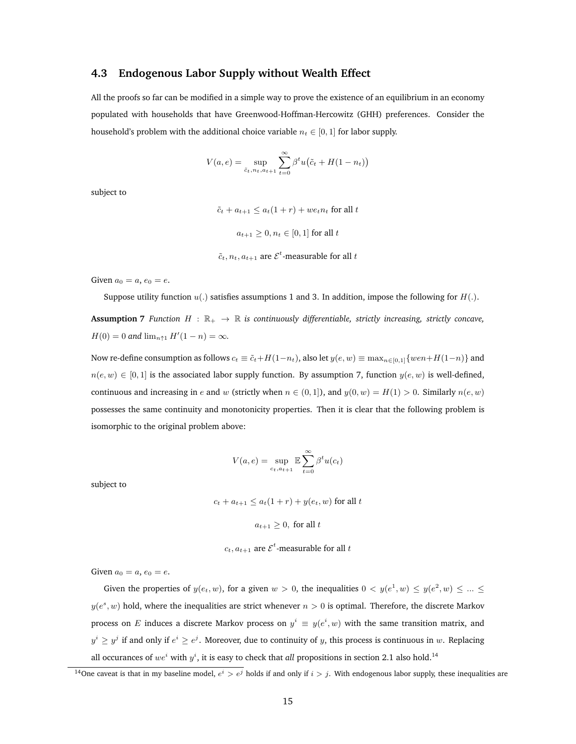### 4.3 Endogenous Labor Supply without Wealth Effect

All the proofs so far can be modified in a simple way to prove the existence of an equilibrium in an economy populated with households that have Greenwood-Hoffman-Hercowitz (GHH) preferences. Consider the household's problem with the additional choice variable $n_t \in [0,1]$ for labor supply.

$$V(a,e) = \sup_{\tilde{c}_t, n_t, a_{t+1}} \sum_{t=0}^{\infty} \beta^t u\big(\tilde{c}_t + H(1-n_t)\big)$$

subject to

$$\tilde{c}_t + a_{t+1} \leq a_t(1+r) + we_t n_t \text{ for all } t$$

$$a_{t+1} \geq 0, n_t \in [0,1] \text{ for all } t$$

$$\tilde{c}_t, n_t, a_{t+1} \text{ are } \mathcal{E}^t\text{-measurable for all } t$$

Given $a_0 = a$, $e_0 = e$.

Suppose utility function $u(.)$ satisfies assumptions 1 and 3. In addition, impose the following for $H(.)$.

**Assumption 7** *Function $H : \mathbb{R}_+ \to \mathbb{R}$ is continuously differentiable, strictly increasing, strictly concave, $H(0) = 0$ and $\lim_{n \uparrow 1} H'(1-n) = \infty$.*

Now re-define consumption as follows $c_t \equiv \tilde{c}_t + H(1-n_t)$, also let $y(e,w) \equiv \max_{n \in [0,1]}\{wen + H(1-n)\}$ and $n(e,w) \in [0,1]$ is the associated labor supply function. By assumption 7, function $y(e,w)$ is well-defined, continuous and increasing in $e$ and $w$ (strictly when $n \in (0,1]$), and $y(0,w) = H(1) > 0$. Similarly $n(e,w)$ possesses the same continuity and monotonicity properties. Then it is clear that the following problem is isomorphic to the original problem above:

$$V(a,e) = \sup_{c_t, a_{t+1}} \mathbb{E} \sum_{t=0}^{\infty} \beta^t u(c_t)$$

subject to

$$c_t + a_{t+1} \leq a_t(1+r) + y(e_t, w) \text{ for all } t$$

$$a_{t+1} \geq 0, \text{ for all } t$$

$$c_t, a_{t+1} \text{ are } \mathcal{E}^t\text{-measurable for all } t$$

Given $a_0 = a$, $e_0 = e$.

Given the properties of $y(e_t, w)$, for a given $w > 0$, the inequalities $0 < y(e^1, w) \leq y(e^2, w) \leq \ldots \leq y(e^s, w)$ hold, where the inequalities are strict whenever $n > 0$ is optimal. Therefore, the discrete Markov process on $E$ induces a discrete Markov process on $y^i \equiv y(e^i, w)$ with the same transition matrix, and $y^i \geq y^j$ if and only if $e^i \geq e^j$. Moreover, due to continuity of $y$, this process is continuous in $w$. Replacing all occurances of $we^i$ with $y^i$, it is easy to check that *all* propositions in section 2.1 also hold.[14]

[14] One caveat is that in my baseline model, $e^i > e^j$ holds if and only if $i > j$. With endogenous labor supply, these inequalities are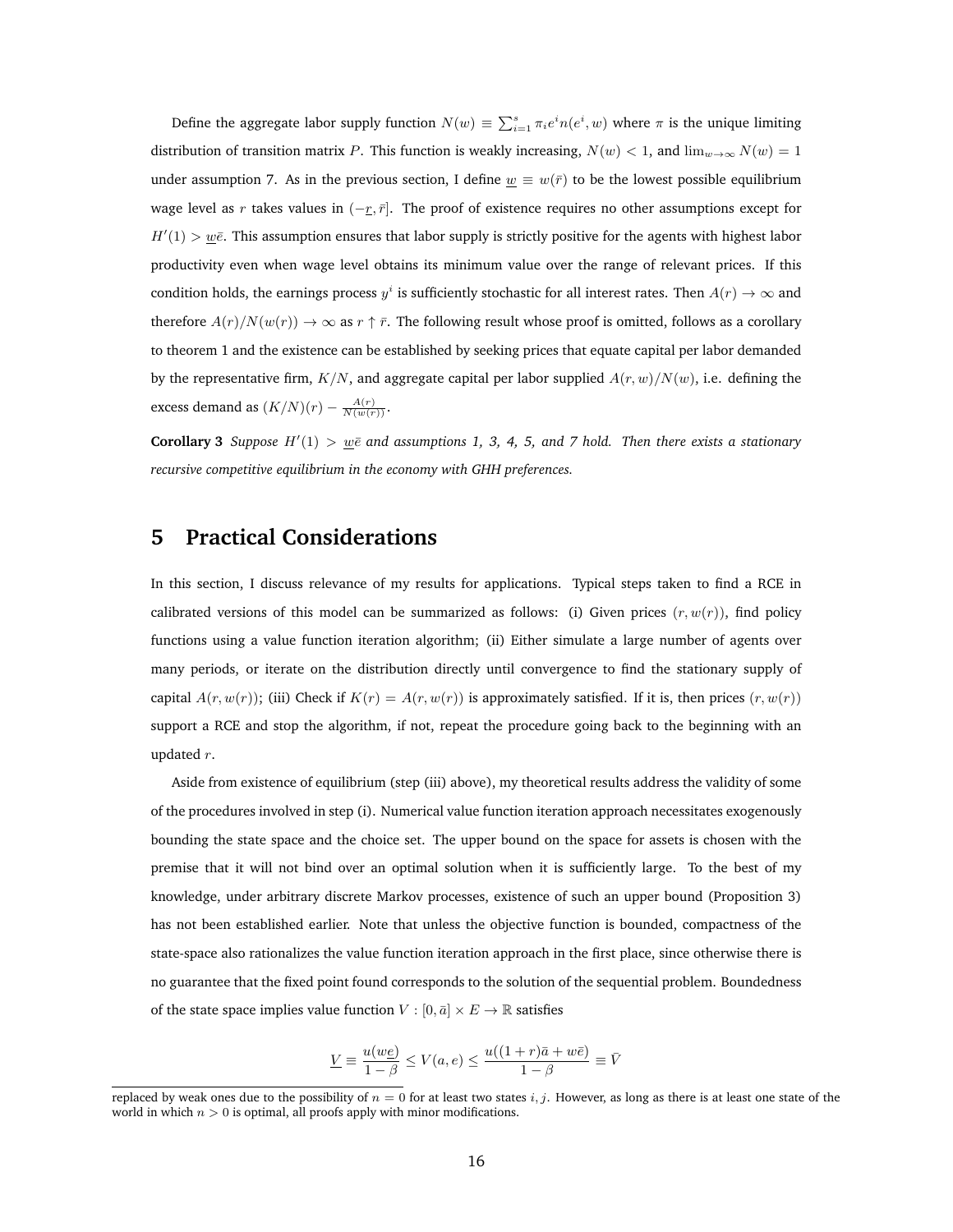Define the aggregate labor supply function $N(w) \equiv \sum_{i=1}^{s} \pi_i e^i n(e^i, w)$ where $\pi$ is the unique limiting distribution of transition matrix $P$. This function is weakly increasing, $N(w) < 1$, and $\lim_{w\to\infty} N(w) = 1$ under assumption 7. As in the previous section, I define $\underline{w} \equiv w(\bar{r})$ to be the lowest possible equilibrium wage level as $r$ takes values in $(-\underline{r}, \bar{r}]$. The proof of existence requires no other assumptions except for $H'(1) > \underline{w}\bar{e}$. This assumption ensures that labor supply is strictly positive for the agents with highest labor productivity even when wage level obtains its minimum value over the range of relevant prices. If this condition holds, the earnings process $y^i$ is sufficiently stochastic for all interest rates. Then $A(r) \to \infty$ and therefore $A(r)/N(w(r)) \to \infty$ as $r \uparrow \bar{r}$. The following result whose proof is omitted, follows as a corollary to theorem 1 and the existence can be established by seeking prices that equate capital per labor demanded by the representative firm, $K/N$, and aggregate capital per labor supplied $A(r,w)/N(w)$, i.e. defining the excess demand as $(K/N)(r) - \frac{A(r)}{N(w(r))}$.

**Corollary 3** *Suppose $H'(1) > \underline{w}\bar{e}$ and assumptions 1, 3, 4, 5, and 7 hold. Then there exists a stationary recursive competitive equilibrium in the economy with GHH preferences.*

# 5 Practical Considerations

In this section, I discuss relevance of my results for applications. Typical steps taken to find a RCE in calibrated versions of this model can be summarized as follows: (i) Given prices $(r, w(r))$, find policy functions using a value function iteration algorithm; (ii) Either simulate a large number of agents over many periods, or iterate on the distribution directly until convergence to find the stationary supply of capital $A(r, w(r))$; (iii) Check if $K(r) = A(r, w(r))$ is approximately satisfied. If it is, then prices $(r, w(r))$ support a RCE and stop the algorithm, if not, repeat the procedure going back to the beginning with an updated $r$.

Aside from existence of equilibrium (step (iii) above), my theoretical results address the validity of some of the procedures involved in step (i). Numerical value function iteration approach necessitates exogenously bounding the state space and the choice set. The upper bound on the space for assets is chosen with the premise that it will not bind over an optimal solution when it is sufficiently large. To the best of my knowledge, under arbitrary discrete Markov processes, existence of such an upper bound (Proposition 3) has not been established earlier. Note that unless the objective function is bounded, compactness of the state-space also rationalizes the value function iteration approach in the first place, since otherwise there is no guarantee that the fixed point found corresponds to the solution of the sequential problem. Boundedness of the state space implies value function $V : [0, \bar{a}] \times E \to \mathbb{R}$ satisfies

$$\underline{V} \equiv \frac{u(w\underline{e})}{1-\beta} \leq V(a, e) \leq \frac{u((1+r)\bar{a} + w\bar{e})}{1-\beta} \equiv \bar{V}$$

replaced by weak ones due to the possibility of $n = 0$ for at least two states $i, j$. However, as long as there is at least one state of the world in which $n > 0$ is optimal, all proofs apply with minor modifications.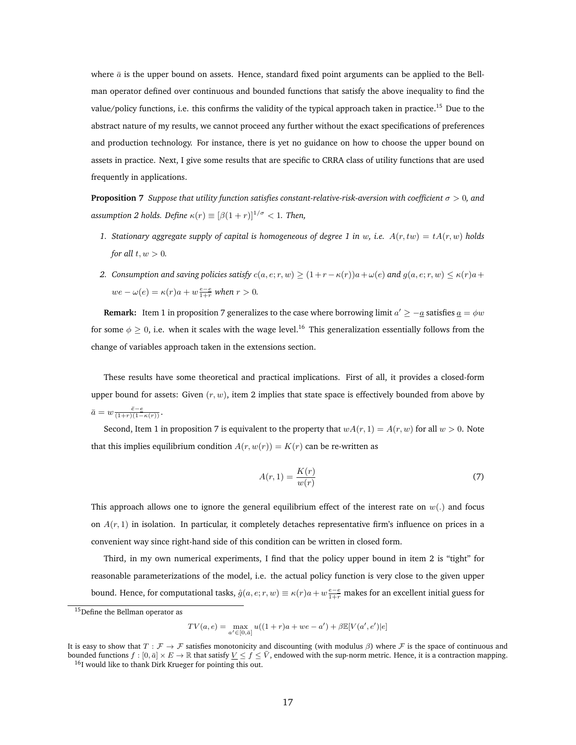where $\bar{a}$ is the upper bound on assets. Hence, standard fixed point arguments can be applied to the Bellman operator defined over continuous and bounded functions that satisfy the above inequality to find the value/policy functions, i.e. this confirms the validity of the typical approach taken in practice.[15] Due to the abstract nature of my results, we cannot proceed any further without the exact specifications of preferences and production technology. For instance, there is yet no guidance on how to choose the upper bound on assets in practice. Next, I give some results that are specific to CRRA class of utility functions that are used frequently in applications.

**Proposition 7** *Suppose that utility function satisfies constant-relative-risk-aversion with coefficient $\sigma > 0$, and assumption 2 holds. Define $\kappa(r) \equiv [\beta(1+r)]^{1/\sigma} < 1$. Then,*

1. *Stationary aggregate supply of capital is homogeneous of degree 1 in $w$, i.e. $A(r, tw) = tA(r, w)$ holds for all $t, w > 0$.*
2. *Consumption and saving policies satisfy $c(a, e; r, w) \geq (1 + r - \kappa(r))a + \omega(e)$ and $g(a, e; r, w) \leq \kappa(r)a + we - \omega(e) = \kappa(r)a + w\frac{e-\underline{e}}{1+r}$ when $r > 0$.*

**Remark:** Item 1 in proposition 7 generalizes to the case where borrowing limit $a' \geq -\underline{a}$ satisfies $\underline{a} = \phi w$ for some $\phi \geq 0$, i.e. when it scales with the wage level.[16] This generalization essentially follows from the change of variables approach taken in the extensions section.

These results have some theoretical and practical implications. First of all, it provides a closed-form upper bound for assets: Given $(r, w)$, item 2 implies that state space is effectively bounded from above by $\bar{a} = w\frac{\bar{e}-\underline{e}}{(1+r)(1-\kappa(r))}$.

Second, Item 1 in proposition 7 is equivalent to the property that $wA(r, 1) = A(r, w)$ for all $w > 0$. Note that this implies equilibrium condition $A(r, w(r)) = K(r)$ can be re-written as

$$A(r, 1) = \frac{K(r)}{w(r)} \tag{7}$$

This approach allows one to ignore the general equilibrium effect of the interest rate on $w(.)$ and focus on $A(r, 1)$ in isolation. In particular, it completely detaches representative firm's influence on prices in a convenient way since right-hand side of this condition can be written in closed form.

Third, in my own numerical experiments, I find that the policy upper bound in item 2 is "tight" for reasonable parameterizations of the model, i.e. the actual policy function is very close to the given upper bound. Hence, for computational tasks, $\hat{g}(a, e; r, w) \equiv \kappa(r)a + w\frac{e-\underline{e}}{1+r}$ makes for an excellent initial guess for

[15] Define the Bellman operator as

$$TV(a, e) = \max_{a' \in [0, \bar{a}]} u((1+r)a + we - a') + \beta\mathbb{E}[V(a', e')|e]$$

It is easy to show that $T : \mathcal{F} \to \mathcal{F}$ satisfies monotonicity and discounting (with modulus $\beta$) where $\mathcal{F}$ is the space of continuous and bounded functions $f : [0, \bar{a}] \times E \to \mathbb{R}$ that satisfy $\underline{V} \leq f \leq \bar{V}$, endowed with the sup-norm metric. Hence, it is a contraction mapping.

[16] I would like to thank Dirk Krueger for pointing this out.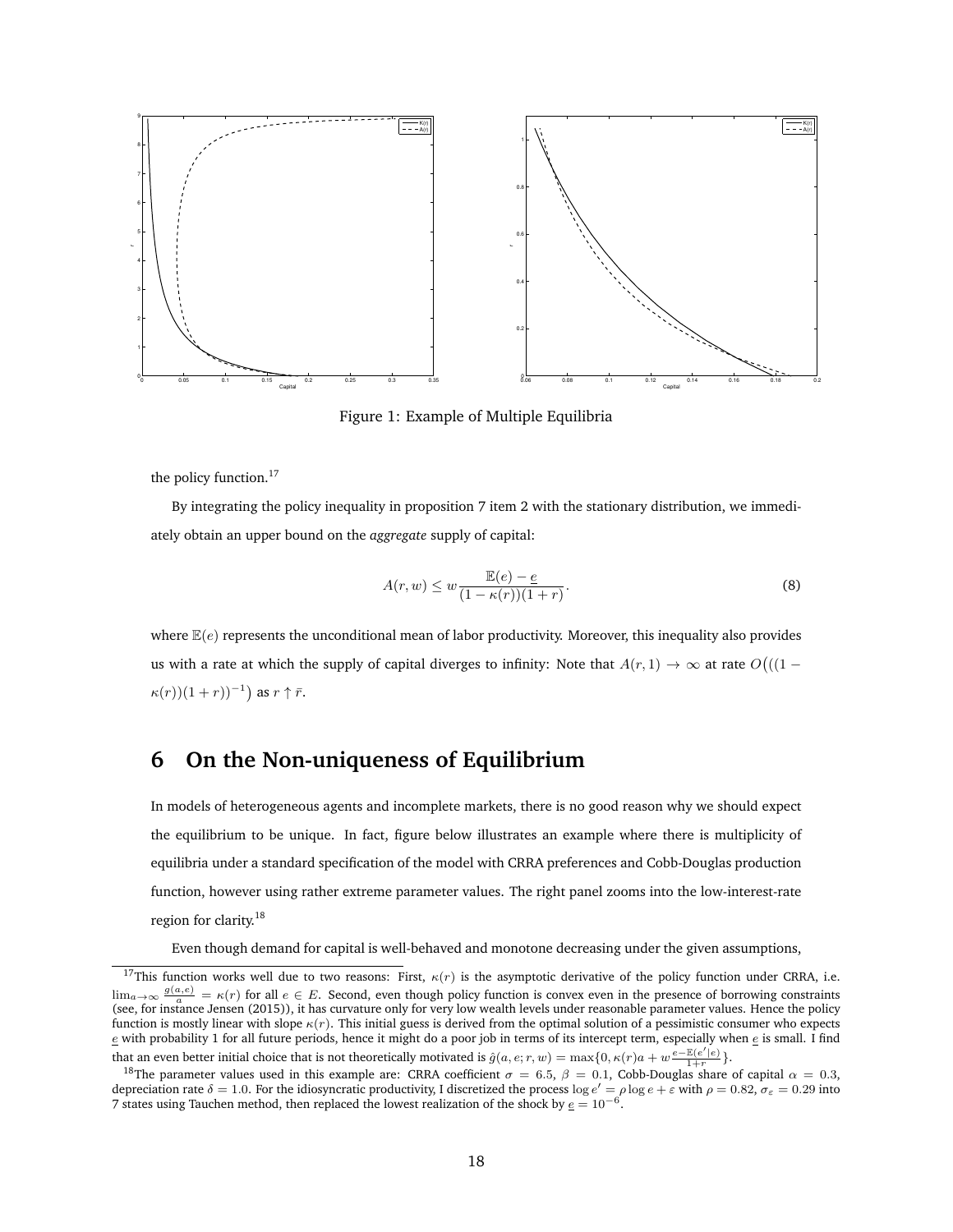Figure 1: Example of Multiple Equilibria

the policy function.[17]

By integrating the policy inequality in proposition 7 item 2 with the stationary distribution, we immediately obtain an upper bound on the *aggregate* supply of capital:

$$A(r,w) \leq w \frac{\mathbb{E}(e) - \underline{e}}{(1-\kappa(r))(1+r)}. \tag{8}$$

where $\mathbb{E}(e)$ represents the unconditional mean of labor productivity. Moreover, this inequality also provides us with a rate at which the supply of capital diverges to infinity: Note that $A(r,1) \to \infty$ at rate $O\big(((1-\kappa(r))(1+r))^{-1}\big)$ as $r \uparrow \bar{r}$.

# 6 On the Non-uniqueness of Equilibrium

In models of heterogeneous agents and incomplete markets, there is no good reason why we should expect the equilibrium to be unique. In fact, figure below illustrates an example where there is multiplicity of equilibria under a standard specification of the model with CRRA preferences and Cobb-Douglas production function, however using rather extreme parameter values. The right panel zooms into the low-interest-rate region for clarity.[18]

Even though demand for capital is well-behaved and monotone decreasing under the given assumptions,

[17] This function works well due to two reasons: First, $\kappa(r)$ is the asymptotic derivative of the policy function under CRRA, i.e. $\lim_{a\to\infty} \frac{g(a,e)}{a} = \kappa(r)$ for all $e \in E$. Second, even though policy function is convex even in the presence of borrowing constraints (see, for instance Jensen (2015)), it has curvature only for very low wealth levels under reasonable parameter values. Hence the policy function is mostly linear with slope $\kappa(r)$. This initial guess is derived from the optimal solution of a pessimistic consumer who expects $\underline{e}$ with probability 1 for all future periods, hence it might do a poor job in terms of its intercept term, especially when $\underline{e}$ is small. I find that an even better initial choice that is not theoretically motivated is $\hat{g}(a,e;r,w) = \max\{0, \kappa(r)a + w\frac{e - \mathbb{E}(e'|e)}{1+r}\}$.

[18] The parameter values used in this example are: CRRA coefficient $\sigma = 6.5$, $\beta = 0.1$, Cobb-Douglas share of capital $\alpha = 0.3$, depreciation rate $\delta = 1.0$. For the idiosyncratic productivity, I discretized the process $\log e' = \rho \log e + \varepsilon$ with $\rho = 0.82$, $\sigma_\varepsilon = 0.29$ into 7 states using Tauchen method, then replaced the lowest realization of the shock by $\underline{e} = 10^{-6}$.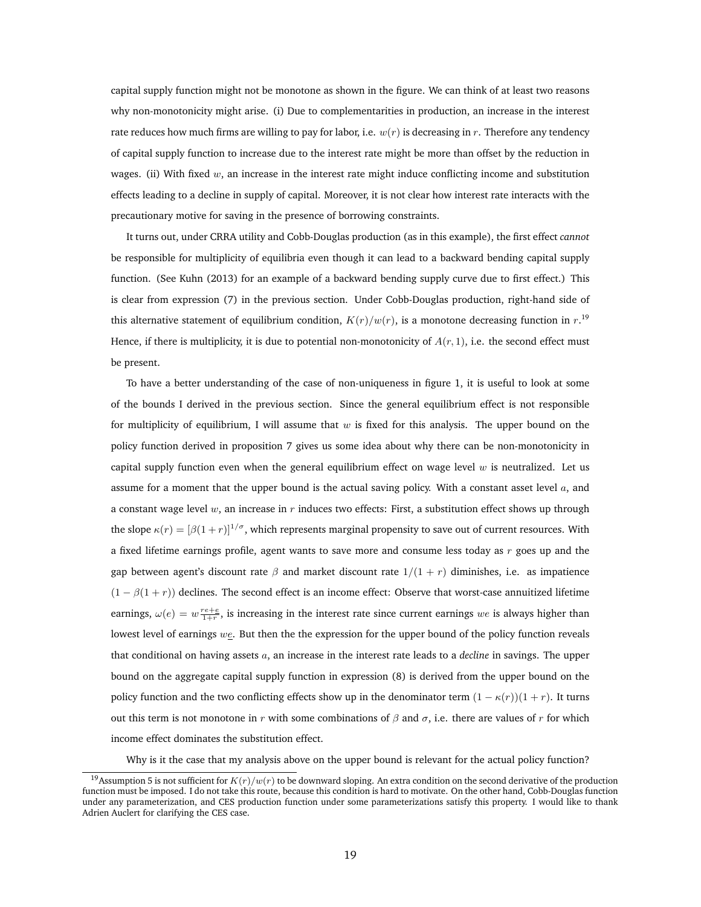capital supply function might not be monotone as shown in the figure. We can think of at least two reasons why non-monotonicity might arise. (i) Due to complementarities in production, an increase in the interest rate reduces how much firms are willing to pay for labor, i.e. $w(r)$ is decreasing in $r$. Therefore any tendency of capital supply function to increase due to the interest rate might be more than offset by the reduction in wages. (ii) With fixed $w$, an increase in the interest rate might induce conflicting income and substitution effects leading to a decline in supply of capital. Moreover, it is not clear how interest rate interacts with the precautionary motive for saving in the presence of borrowing constraints.

It turns out, under CRRA utility and Cobb-Douglas production (as in this example), the first effect *cannot* be responsible for multiplicity of equilibria even though it can lead to a backward bending capital supply function. (See Kuhn (2013) for an example of a backward bending supply curve due to first effect.) This is clear from expression (7) in the previous section. Under Cobb-Douglas production, right-hand side of this alternative statement of equilibrium condition, $K(r)/w(r)$, is a monotone decreasing function in $r$.[19] Hence, if there is multiplicity, it is due to potential non-monotonicity of $A(r, 1)$, i.e. the second effect must be present.

To have a better understanding of the case of non-uniqueness in figure 1, it is useful to look at some of the bounds I derived in the previous section. Since the general equilibrium effect is not responsible for multiplicity of equilibrium, I will assume that $w$ is fixed for this analysis. The upper bound on the policy function derived in proposition 7 gives us some idea about why there can be non-monotonicity in capital supply function even when the general equilibrium effect on wage level $w$ is neutralized. Let us assume for a moment that the upper bound is the actual saving policy. With a constant asset level $a$, and a constant wage level $w$, an increase in $r$ induces two effects: First, a substitution effect shows up through the slope $\kappa(r) = [\beta(1+r)]^{1/\sigma}$, which represents marginal propensity to save out of current resources. With a fixed lifetime earnings profile, agent wants to save more and consume less today as $r$ goes up and the gap between agent's discount rate $\beta$ and market discount rate $1/(1+r)$ diminishes, i.e. as impatience $(1-\beta(1+r))$ declines. The second effect is an income effect: Observe that worst-case annuitized lifetime earnings, $\omega(e) = w\frac{r\underline{e}+e}{1+r}$, is increasing in the interest rate since current earnings $we$ is always higher than lowest level of earnings $w\underline{e}$. But then the the expression for the upper bound of the policy function reveals that conditional on having assets $a$, an increase in the interest rate leads to a *decline* in savings. The upper bound on the aggregate capital supply function in expression (8) is derived from the upper bound on the policy function and the two conflicting effects show up in the denominator term $(1-\kappa(r))(1+r)$. It turns out this term is not monotone in $r$ with some combinations of $\beta$ and $\sigma$, i.e. there are values of $r$ for which income effect dominates the substitution effect.

Why is it the case that my analysis above on the upper bound is relevant for the actual policy function?

[19] Assumption 5 is not sufficient for $K(r)/w(r)$ to be downward sloping. An extra condition on the second derivative of the production function must be imposed. I do not take this route, because this condition is hard to motivate. On the other hand, Cobb-Douglas function under any parameterization, and CES production function under some parameterizations satisfy this property. I would like to thank Adrien Auclert for clarifying the CES case.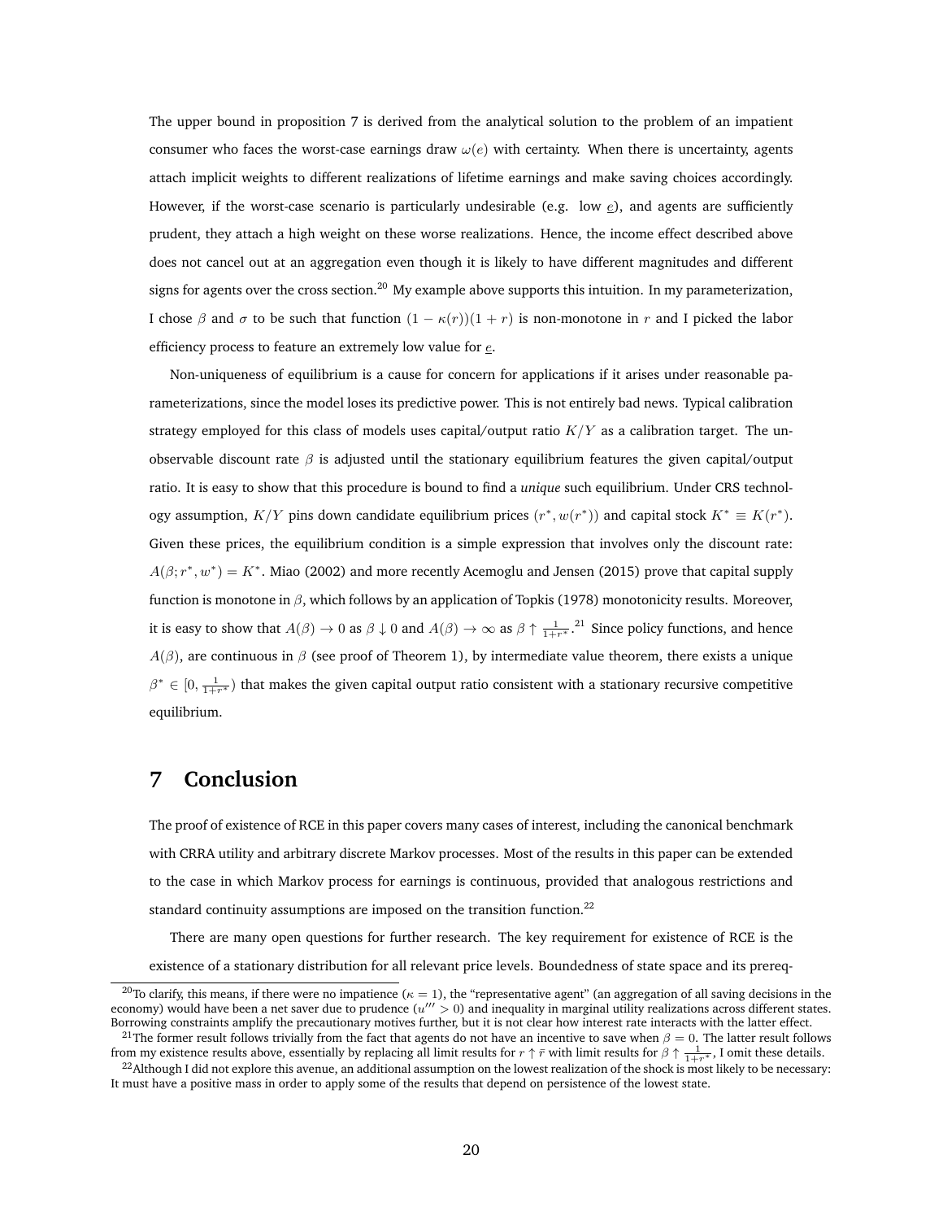The upper bound in proposition 7 is derived from the analytical solution to the problem of an impatient consumer who faces the worst-case earnings draw $\omega(e)$ with certainty. When there is uncertainty, agents attach implicit weights to different realizations of lifetime earnings and make saving choices accordingly. However, if the worst-case scenario is particularly undesirable (e.g. low $\underline{e}$), and agents are sufficiently prudent, they attach a high weight on these worse realizations. Hence, the income effect described above does not cancel out at an aggregation even though it is likely to have different magnitudes and different signs for agents over the cross section.[20] My example above supports this intuition. In my parameterization, I chose $\beta$ and $\sigma$ to be such that function $(1-\kappa(r))(1+r)$ is non-monotone in $r$ and I picked the labor efficiency process to feature an extremely low value for $\underline{e}$.

Non-uniqueness of equilibrium is a cause for concern for applications if it arises under reasonable parameterizations, since the model loses its predictive power. This is not entirely bad news. Typical calibration strategy employed for this class of models uses capital/output ratio $K/Y$ as a calibration target. The unobservable discount rate $\beta$ is adjusted until the stationary equilibrium features the given capital/output ratio. It is easy to show that this procedure is bound to find a *unique* such equilibrium. Under CRS technology assumption, $K/Y$ pins down candidate equilibrium prices $(r^*, w(r^*))$ and capital stock $K^* \equiv K(r^*)$. Given these prices, the equilibrium condition is a simple expression that involves only the discount rate: $A(\beta; r^*, w^*) = K^*$. Miao (2002) and more recently Acemoglu and Jensen (2015) prove that capital supply function is monotone in $\beta$, which follows by an application of Topkis (1978) monotonicity results. Moreover, it is easy to show that $A(\beta) \to 0$ as $\beta \downarrow 0$ and $A(\beta) \to \infty$ as $\beta \uparrow \frac{1}{1+r^*}$.[21] Since policy functions, and hence $A(\beta)$, are continuous in $\beta$ (see proof of Theorem 1), by intermediate value theorem, there exists a unique $\beta^* \in [0, \frac{1}{1+r^*})$ that makes the given capital output ratio consistent with a stationary recursive competitive equilibrium.

# 7 Conclusion

The proof of existence of RCE in this paper covers many cases of interest, including the canonical benchmark with CRRA utility and arbitrary discrete Markov processes. Most of the results in this paper can be extended to the case in which Markov process for earnings is continuous, provided that analogous restrictions and standard continuity assumptions are imposed on the transition function.[22]

There are many open questions for further research. The key requirement for existence of RCE is the existence of a stationary distribution for all relevant price levels. Boundedness of state space and its prereq-

[20] To clarify, this means, if there were no impatience ($\kappa = 1$), the "representative agent" (an aggregation of all saving decisions in the economy) would have been a net saver due to prudence ($u''' > 0$) and inequality in marginal utility realizations across different states. Borrowing constraints amplify the precautionary motives further, but it is not clear how interest rate interacts with the latter effect.

[21] The former result follows trivially from the fact that agents do not have an incentive to save when $\beta = 0$. The latter result follows from my existence results above, essentially by replacing all limit results for $r \uparrow \bar{r}$ with limit results for $\beta \uparrow \frac{1}{1+r^*}$, I omit these details.

[22] Although I did not explore this avenue, an additional assumption on the lowest realization of the shock is most likely to be necessary: It must have a positive mass in order to apply some of the results that depend on persistence of the lowest state.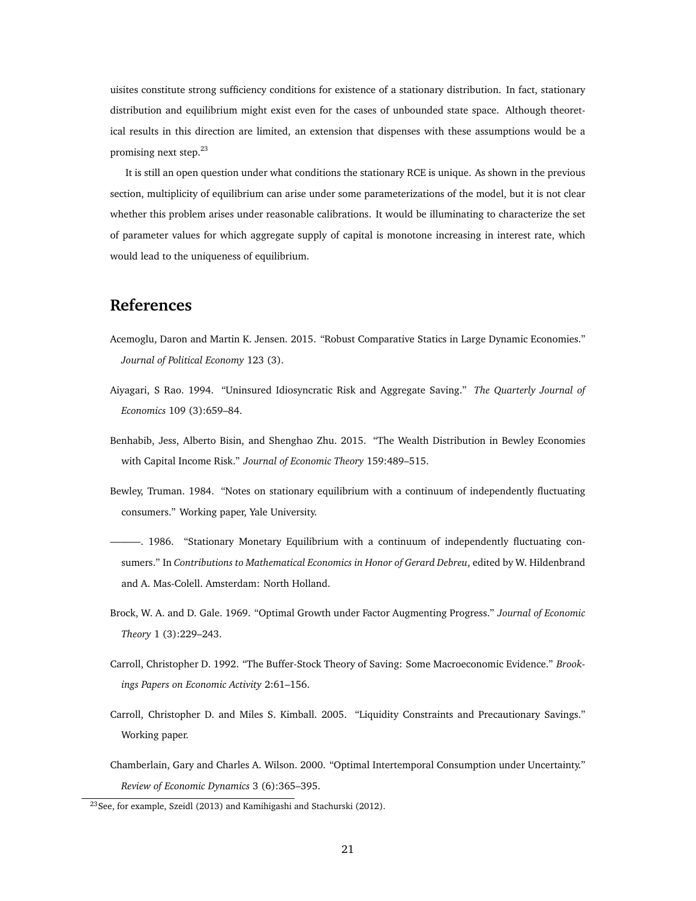uisites constitute strong sufficiency conditions for existence of a stationary distribution. In fact, stationary distribution and equilibrium might exist even for the cases of unbounded state space. Although theoretical results in this direction are limited, an extension that dispenses with these assumptions would be a promising next step.[23]

It is still an open question under what conditions the stationary RCE is unique. As shown in the previous section, multiplicity of equilibrium can arise under some parameterizations of the model, but it is not clear whether this problem arises under reasonable calibrations. It would be illuminating to characterize the set of parameter values for which aggregate supply of capital is monotone increasing in interest rate, which would lead to the uniqueness of equilibrium.

# References

Acemoglu, Daron and Martin K. Jensen. 2015. "Robust Comparative Statics in Large Dynamic Economies." *Journal of Political Economy* 123 (3).

Aiyagari, S Rao. 1994. "Uninsured Idiosyncratic Risk and Aggregate Saving." *The Quarterly Journal of Economics* 109 (3):659–84.

Benhabib, Jess, Alberto Bisin, and Shenghao Zhu. 2015. "The Wealth Distribution in Bewley Economies with Capital Income Risk." *Journal of Economic Theory* 159:489–515.

Bewley, Truman. 1984. "Notes on stationary equilibrium with a continuum of independently fluctuating consumers." Working paper, Yale University.

———. 1986. "Stationary Monetary Equilibrium with a continuum of independently fluctuating consumers." In *Contributions to Mathematical Economics in Honor of Gerard Debreu*, edited by W. Hildenbrand and A. Mas-Colell. Amsterdam: North Holland.

Brock, W. A. and D. Gale. 1969. "Optimal Growth under Factor Augmenting Progress." *Journal of Economic Theory* 1 (3):229–243.

Carroll, Christopher D. 1992. "The Buffer-Stock Theory of Saving: Some Macroeconomic Evidence." *Brookings Papers on Economic Activity* 2:61–156.

Carroll, Christopher D. and Miles S. Kimball. 2005. "Liquidity Constraints and Precautionary Savings." Working paper.

Chamberlain, Gary and Charles A. Wilson. 2000. "Optimal Intertemporal Consumption under Uncertainty." *Review of Economic Dynamics* 3 (6):365–395.

[23] See, for example, Szeidl (2013) and Kamihigashi and Stachurski (2012).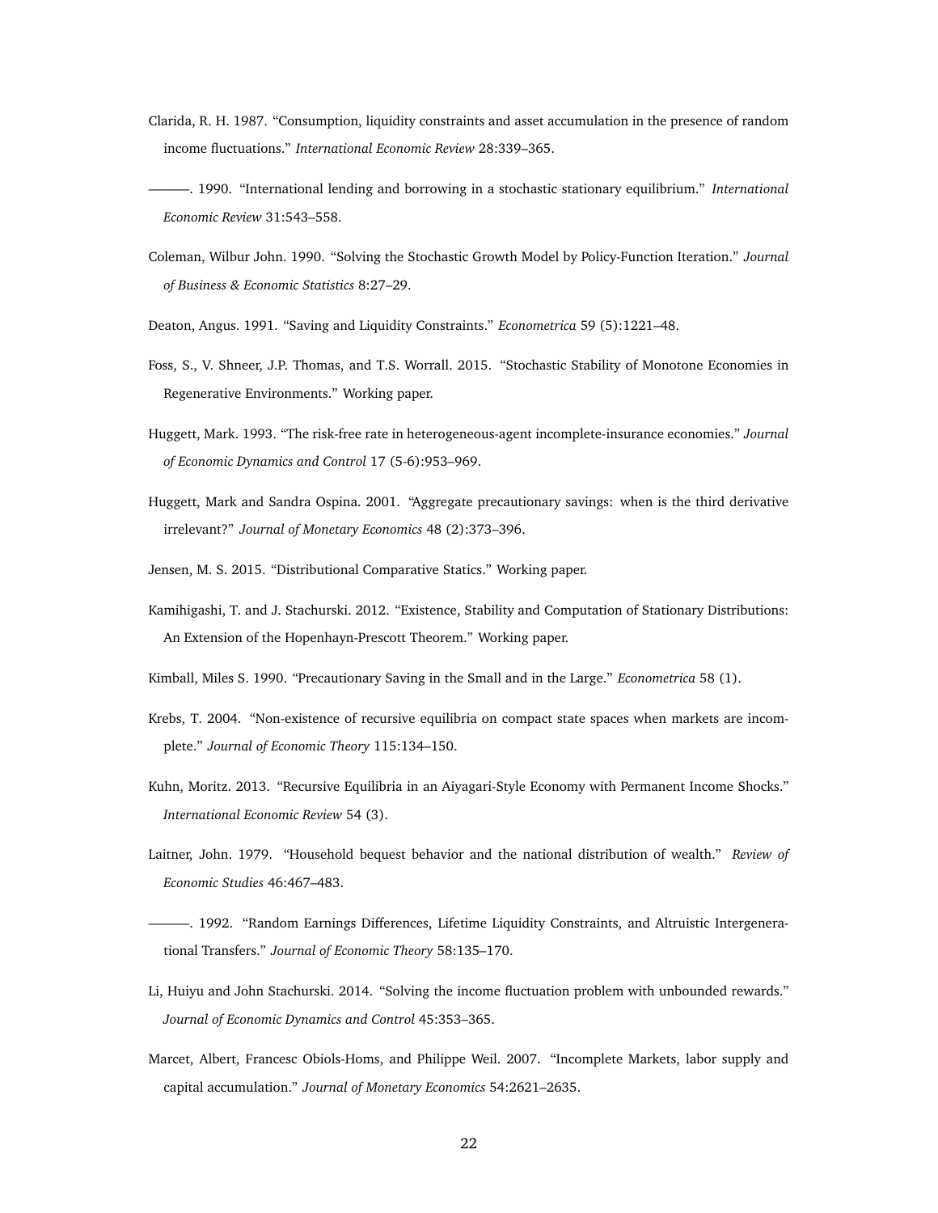Clarida, R. H. 1987. "Consumption, liquidity constraints and asset accumulation in the presence of random income fluctuations." *International Economic Review* 28:339–365.

———. 1990. "International lending and borrowing in a stochastic stationary equilibrium." *International Economic Review* 31:543–558.

Coleman, Wilbur John. 1990. "Solving the Stochastic Growth Model by Policy-Function Iteration." *Journal of Business & Economic Statistics* 8:27–29.

Deaton, Angus. 1991. "Saving and Liquidity Constraints." *Econometrica* 59 (5):1221–48.

Foss, S., V. Shneer, J.P. Thomas, and T.S. Worrall. 2015. "Stochastic Stability of Monotone Economies in Regenerative Environments." Working paper.

Huggett, Mark. 1993. "The risk-free rate in heterogeneous-agent incomplete-insurance economies." *Journal of Economic Dynamics and Control* 17 (5-6):953–969.

Huggett, Mark and Sandra Ospina. 2001. "Aggregate precautionary savings: when is the third derivative irrelevant?" *Journal of Monetary Economics* 48 (2):373–396.

Jensen, M. S. 2015. "Distributional Comparative Statics." Working paper.

Kamihigashi, T. and J. Stachurski. 2012. "Existence, Stability and Computation of Stationary Distributions: An Extension of the Hopenhayn-Prescott Theorem." Working paper.

Kimball, Miles S. 1990. "Precautionary Saving in the Small and in the Large." *Econometrica* 58 (1).

Krebs, T. 2004. "Non-existence of recursive equilibria on compact state spaces when markets are incomplete." *Journal of Economic Theory* 115:134–150.

Kuhn, Moritz. 2013. "Recursive Equilibria in an Aiyagari-Style Economy with Permanent Income Shocks." *International Economic Review* 54 (3).

Laitner, John. 1979. "Household bequest behavior and the national distribution of wealth." *Review of Economic Studies* 46:467–483.

———. 1992. "Random Earnings Differences, Lifetime Liquidity Constraints, and Altruistic Intergenerational Transfers." *Journal of Economic Theory* 58:135–170.

Li, Huiyu and John Stachurski. 2014. "Solving the income fluctuation problem with unbounded rewards." *Journal of Economic Dynamics and Control* 45:353–365.

Marcet, Albert, Francesc Obiols-Homs, and Philippe Weil. 2007. "Incomplete Markets, labor supply and capital accumulation." *Journal of Monetary Economics* 54:2621–2635.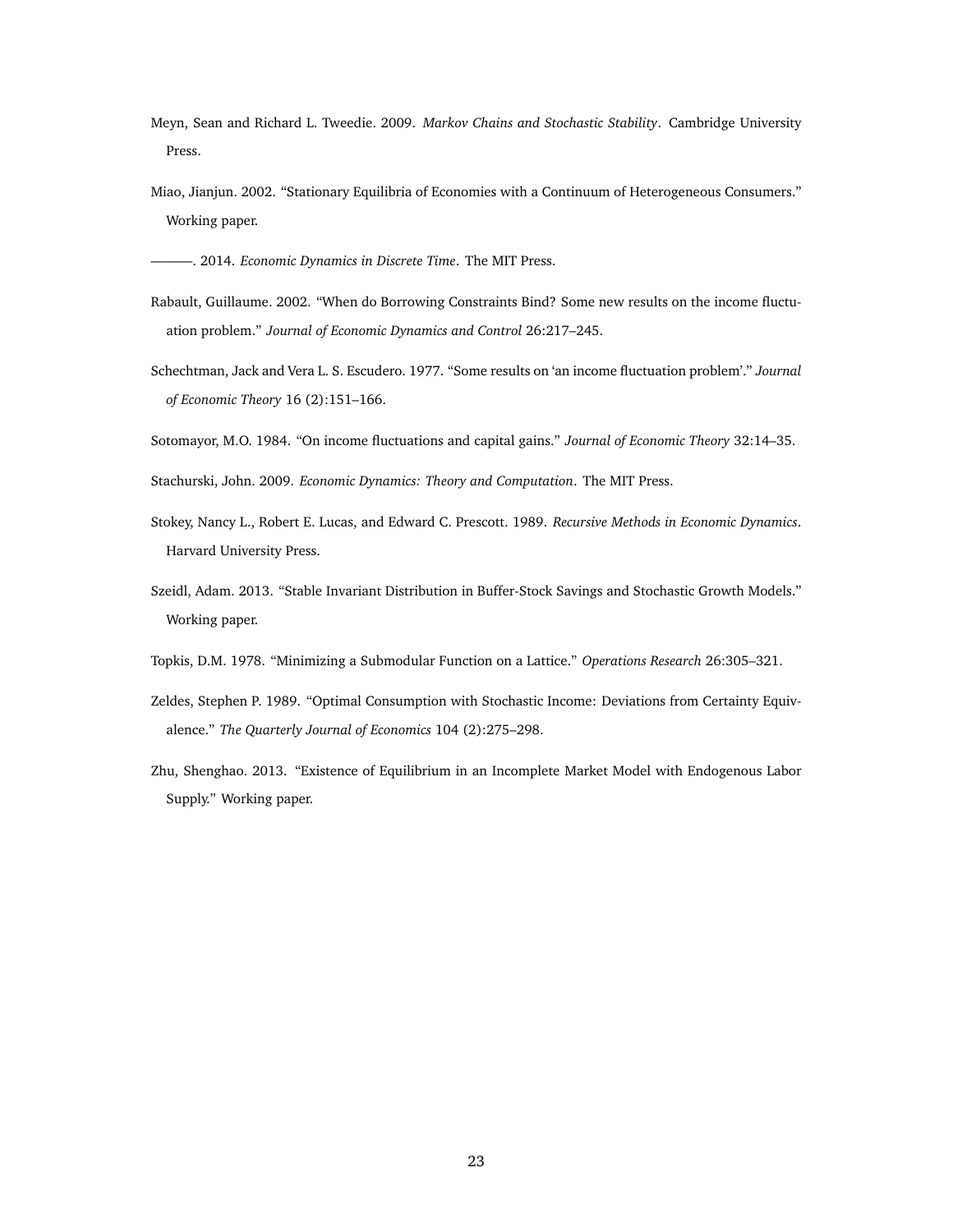Meyn, Sean and Richard L. Tweedie. 2009. *Markov Chains and Stochastic Stability*. Cambridge University Press.

Miao, Jianjun. 2002. "Stationary Equilibria of Economies with a Continuum of Heterogeneous Consumers." Working paper.

———. 2014. *Economic Dynamics in Discrete Time*. The MIT Press.

Rabault, Guillaume. 2002. "When do Borrowing Constraints Bind? Some new results on the income fluctuation problem." *Journal of Economic Dynamics and Control* 26:217–245.

Schechtman, Jack and Vera L. S. Escudero. 1977. "Some results on 'an income fluctuation problem'." *Journal of Economic Theory* 16 (2):151–166.

Sotomayor, M.O. 1984. "On income fluctuations and capital gains." *Journal of Economic Theory* 32:14–35.

Stachurski, John. 2009. *Economic Dynamics: Theory and Computation*. The MIT Press.

Stokey, Nancy L., Robert E. Lucas, and Edward C. Prescott. 1989. *Recursive Methods in Economic Dynamics*. Harvard University Press.

Szeidl, Adam. 2013. "Stable Invariant Distribution in Buffer-Stock Savings and Stochastic Growth Models." Working paper.

Topkis, D.M. 1978. "Minimizing a Submodular Function on a Lattice." *Operations Research* 26:305–321.

Zeldes, Stephen P. 1989. "Optimal Consumption with Stochastic Income: Deviations from Certainty Equivalence." *The Quarterly Journal of Economics* 104 (2):275–298.

Zhu, Shenghao. 2013. "Existence of Equilibrium in an Incomplete Market Model with Endogenous Labor Supply." Working paper.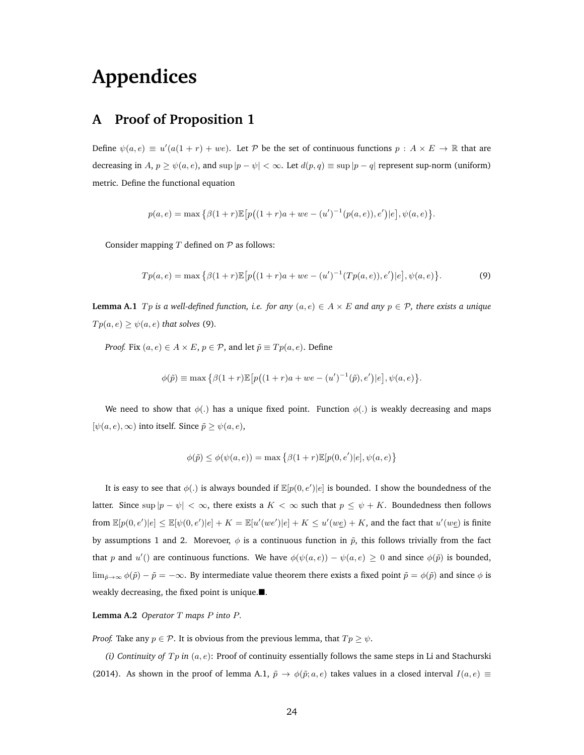# Appendices

## A Proof of Proposition 1

Define $\psi(a,e) \equiv u'(a(1+r)+we)$. Let $\mathcal{P}$ be the set of continuous functions $p: A \times E \to \mathbb{R}$ that are decreasing in $A$, $p \geq \psi(a,e)$, and $\sup|p-\psi| < \infty$. Let $d(p,q) \equiv \sup|p-q|$ represent sup-norm (uniform) metric. Define the functional equation

$$p(a,e) = \max\left\{\beta(1+r)\mathbb{E}\left[p\big((1+r)a + we - (u')^{-1}(p(a,e)), e'\big)|e\right], \psi(a,e)\right\}.$$

Consider mapping $T$ defined on $\mathcal{P}$ as follows:

$$Tp(a,e) = \max\left\{\beta(1+r)\mathbb{E}\left[p\big((1+r)a + we - (u')^{-1}(Tp(a,e)), e'\big)|e\right], \psi(a,e)\right\}. \tag{9}$$

**Lemma A.1** *$Tp$ is a well-defined function, i.e. for any $(a,e) \in A \times E$ and any $p \in \mathcal{P}$, there exists a unique $Tp(a,e) \geq \psi(a,e)$ that solves* (9).

*Proof.* Fix $(a,e) \in A \times E$, $p \in \mathcal{P}$, and let $\tilde{p} \equiv Tp(a,e)$. Define

$$\phi(\tilde{p}) \equiv \max\left\{\beta(1+r)\mathbb{E}\left[p\big((1+r)a + we - (u')^{-1}(\tilde{p}), e'\big)|e\right], \psi(a,e)\right\}.$$

We need to show that $\phi(.)$ has a unique fixed point. Function $\phi(.)$ is weakly decreasing and maps $[\psi(a,e), \infty)$ into itself. Since $\tilde{p} \geq \psi(a,e)$,

$$\phi(\tilde{p}) \leq \phi(\psi(a,e)) = \max\left\{\beta(1+r)\mathbb{E}[p(0,e')|e], \psi(a,e)\right\}$$

It is easy to see that $\phi(.)$ is always bounded if $\mathbb{E}[p(0,e')|e]$ is bounded. I show the boundedness of the latter. Since $\sup|p-\psi| < \infty$, there exists a $K < \infty$ such that $p \leq \psi + K$. Boundedness then follows from $\mathbb{E}[p(0,e')|e] \leq \mathbb{E}[\psi(0,e')|e] + K = \mathbb{E}[u'(we')|e] + K \leq u'(w\underline{e}) + K$, and the fact that $u'(w\underline{e})$ is finite by assumptions 1 and 2. Morevoer, $\phi$ is a continuous function in $\tilde{p}$, this follows trivially from the fact that $p$ and $u'()$ are continuous functions. We have $\phi(\psi(a,e)) - \psi(a,e) \geq 0$ and since $\phi(\tilde{p})$ is bounded, $\lim_{\tilde{p}\to\infty} \phi(\tilde{p}) - \tilde{p} = -\infty$. By intermediate value theorem there exists a fixed point $\tilde{p} = \phi(\tilde{p})$ and since $\phi$ is weakly decreasing, the fixed point is unique.■.

**Lemma A.2** *Operator $T$ maps $P$ into $P$.*

*Proof.* Take any $p \in \mathcal{P}$. It is obvious from the previous lemma, that $Tp \geq \psi$.

*(i) Continuity of $Tp$ in $(a,e)$*: Proof of continuity essentially follows the same steps in Li and Stachurski (2014). As shown in the proof of lemma A.1, $\tilde{p} \to \phi(\tilde{p}; a, e)$ takes values in a closed interval $I(a,e) \equiv$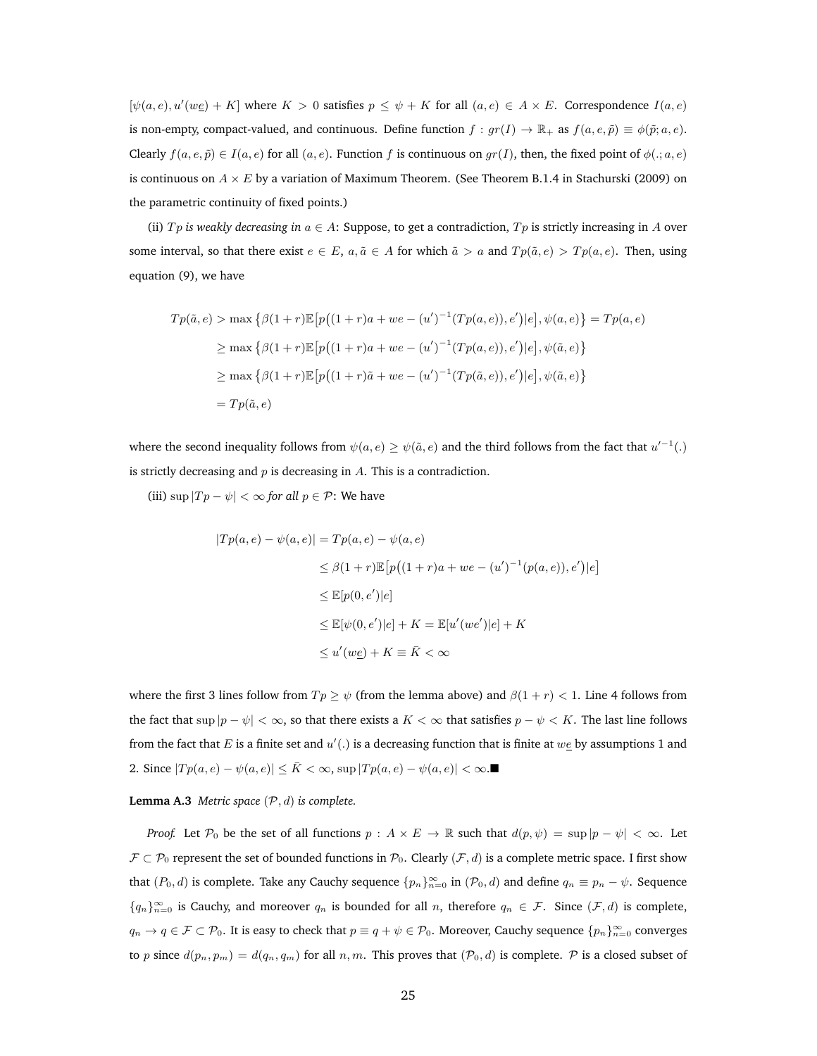$[\psi(a,e), u'(w\underline{e}) + K]$ where $K > 0$ satisfies $p \leq \psi + K$ for all $(a,e) \in A \times E$. Correspondence $I(a,e)$ is non-empty, compact-valued, and continuous. Define function $f : gr(I) \to \mathbb{R}_+$ as $f(a,e,\tilde{p}) \equiv \phi(\tilde{p}; a,e)$. Clearly $f(a,e,\tilde{p}) \in I(a,e)$ for all $(a,e)$. Function $f$ is continuous on $gr(I)$, then, the fixed point of $\phi(.;a,e)$ is continuous on $A \times E$ by a variation of Maximum Theorem. (See Theorem B.1.4 in Stachurski (2009) on the parametric continuity of fixed points.)

(ii) *$Tp$ is weakly decreasing in $a \in A$*: Suppose, to get a contradiction, $Tp$ is strictly increasing in $A$ over some interval, so that there exist $e \in E$, $a, \tilde{a} \in A$ for which $\tilde{a} > a$ and $Tp(\tilde{a},e) > Tp(a,e)$. Then, using equation (9), we have

$$
\begin{aligned}
Tp(\tilde{a},e) &> \max\left\{\beta(1+r)\mathbb{E}\big[p\big((1+r)a + we - (u')^{-1}(Tp(a,e)), e'\big)|e\big], \psi(a,e)\right\} = Tp(a,e) \\
&\geq \max\left\{\beta(1+r)\mathbb{E}\big[p\big((1+r)a + we - (u')^{-1}(Tp(a,e)), e'\big)|e\big], \psi(\tilde{a},e)\right\} \\
&\geq \max\left\{\beta(1+r)\mathbb{E}\big[p\big((1+r)\tilde{a} + we - (u')^{-1}(Tp(\tilde{a},e)), e'\big)|e\big], \psi(\tilde{a},e)\right\} \\
&= Tp(\tilde{a},e)
\end{aligned}
$$

where the second inequality follows from $\psi(a,e) \geq \psi(\tilde{a},e)$ and the third follows from the fact that $u'^{-1}(.)$ is strictly decreasing and $p$ is decreasing in $A$. This is a contradiction.

(iii) $\sup|Tp - \psi| < \infty$ *for all* $p \in \mathcal{P}$: We have

$$
\begin{aligned}
|Tp(a,e) - \psi(a,e)| &= Tp(a,e) - \psi(a,e) \\
&\leq \beta(1+r)\mathbb{E}\big[p\big((1+r)a + we - (u')^{-1}(p(a,e)), e'\big)|e\big] \\
&\leq \mathbb{E}[p(0,e')|e] \\
&\leq \mathbb{E}[\psi(0,e')|e] + K = \mathbb{E}[u'(we')|e] + K \\
&\leq u'(w\underline{e}) + K \equiv \bar{K} < \infty
\end{aligned}
$$

where the first 3 lines follow from $Tp \geq \psi$ (from the lemma above) and $\beta(1+r) < 1$. Line 4 follows from the fact that $\sup|p - \psi| < \infty$, so that there exists a $K < \infty$ that satisfies $p - \psi < K$. The last line follows from the fact that $E$ is a finite set and $u'(.)$ is a decreasing function that is finite at $w\underline{e}$ by assumptions 1 and 2. Since $|Tp(a,e) - \psi(a,e)| \leq \bar{K} < \infty$, $\sup|Tp(a,e) - \psi(a,e)| < \infty$.■

**Lemma A.3** *Metric space $(\mathcal{P}, d)$ is complete.*

*Proof.* Let $\mathcal{P}_0$ be the set of all functions $p : A \times E \to \mathbb{R}$ such that $d(p,\psi) = \sup|p - \psi| < \infty$. Let $\mathcal{F} \subset \mathcal{P}_0$ represent the set of bounded functions in $\mathcal{P}_0$. Clearly $(\mathcal{F}, d)$ is a complete metric space. I first show that $(P_0, d)$ is complete. Take any Cauchy sequence $\{p_n\}_{n=0}^{\infty}$ in $(\mathcal{P}_0, d)$ and define $q_n \equiv p_n - \psi$. Sequence $\{q_n\}_{n=0}^{\infty}$ is Cauchy, and moreover $q_n$ is bounded for all $n$, therefore $q_n \in \mathcal{F}$. Since $(\mathcal{F}, d)$ is complete, $q_n \to q \in \mathcal{F} \subset \mathcal{P}_0$. It is easy to check that $p \equiv q + \psi \in \mathcal{P}_0$. Moreover, Cauchy sequence $\{p_n\}_{n=0}^{\infty}$ converges to $p$ since $d(p_n, p_m) = d(q_n, q_m)$ for all $n, m$. This proves that $(\mathcal{P}_0, d)$ is complete. $\mathcal{P}$ is a closed subset of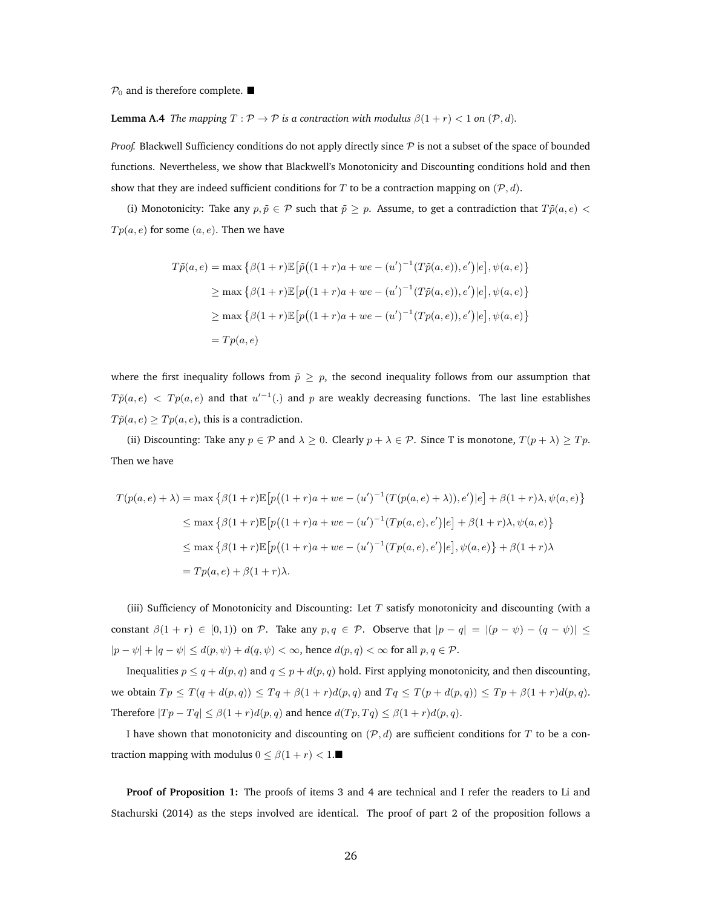$\mathcal{P}_0$ and is therefore complete. ■

**Lemma A.4** *The mapping $T : \mathcal{P} \to \mathcal{P}$ is a contraction with modulus $\beta(1 + r) < 1$ on $(\mathcal{P}, d)$.*

*Proof.* Blackwell Sufficiency conditions do not apply directly since $\mathcal{P}$ is not a subset of the space of bounded functions. Nevertheless, we show that Blackwell's Monotonicity and Discounting conditions hold and then show that they are indeed sufficient conditions for $T$ to be a contraction mapping on $(\mathcal{P}, d)$.

(i) Monotonicity: Take any $p, \tilde{p} \in \mathcal{P}$ such that $\tilde{p} \geq p$. Assume, to get a contradiction that $T\tilde{p}(a, e) < Tp(a, e)$ for some $(a, e)$. Then we have

$$
\begin{aligned}
T\tilde{p}(a, e) &= \max\left\{\beta(1 + r)\mathbb{E}\left[\tilde{p}\big((1 + r)a + we - (u')^{-1}(T\tilde{p}(a, e)), e'\big)|e\right], \psi(a, e)\right\} \\
&\geq \max\left\{\beta(1 + r)\mathbb{E}\left[p\big((1 + r)a + we - (u')^{-1}(T\tilde{p}(a, e)), e'\big)|e\right], \psi(a, e)\right\} \\
&\geq \max\left\{\beta(1 + r)\mathbb{E}\left[p\big((1 + r)a + we - (u')^{-1}(Tp(a, e)), e'\big)|e\right], \psi(a, e)\right\} \\
&= Tp(a, e)
\end{aligned}
$$

where the first inequality follows from $\tilde{p} \geq p$, the second inequality follows from our assumption that $T\tilde{p}(a, e) < Tp(a, e)$ and that $u'^{-1}(.)$ and $p$ are weakly decreasing functions. The last line establishes $T\tilde{p}(a, e) \geq Tp(a, e)$, this is a contradiction.

(ii) Discounting: Take any $p \in \mathcal{P}$ and $\lambda \geq 0$. Clearly $p + \lambda \in \mathcal{P}$. Since T is monotone, $T(p + \lambda) \geq Tp$. Then we have

$$
\begin{aligned}
T(p(a, e) + \lambda) &= \max\left\{\beta(1 + r)\mathbb{E}\left[p\big((1 + r)a + we - (u')^{-1}(T(p(a, e) + \lambda)), e'\big)|e\right] + \beta(1 + r)\lambda, \psi(a, e)\right\} \\
&\leq \max\left\{\beta(1 + r)\mathbb{E}\left[p\big((1 + r)a + we - (u')^{-1}(Tp(a, e), e'\big)|e\right] + \beta(1 + r)\lambda, \psi(a, e)\right\} \\
&\leq \max\left\{\beta(1 + r)\mathbb{E}\left[p\big((1 + r)a + we - (u')^{-1}(Tp(a, e), e'\big)|e\right], \psi(a, e)\right\} + \beta(1 + r)\lambda \\
&= Tp(a, e) + \beta(1 + r)\lambda.
\end{aligned}
$$

(iii) Sufficiency of Monotonicity and Discounting: Let $T$ satisfy monotonicity and discounting (with a constant $\beta(1 + r) \in [0, 1)$) on $\mathcal{P}$. Take any $p, q \in \mathcal{P}$. Observe that $|p - q| = |(p - \psi) - (q - \psi)| \leq |p - \psi| + |q - \psi| \leq d(p, \psi) + d(q, \psi) < \infty$, hence $d(p, q) < \infty$ for all $p, q \in \mathcal{P}$.

Inequalities $p \leq q + d(p, q)$ and $q \leq p + d(p, q)$ hold. First applying monotonicity, and then discounting, we obtain $Tp \leq T(q + d(p, q)) \leq Tq + \beta(1 + r)d(p, q)$ and $Tq \leq T(p + d(p, q)) \leq Tp + \beta(1 + r)d(p, q)$. Therefore $|Tp - Tq| \leq \beta(1 + r)d(p, q)$ and hence $d(Tp, Tq) \leq \beta(1 + r)d(p, q)$.

I have shown that monotonicity and discounting on $(\mathcal{P}, d)$ are sufficient conditions for $T$ to be a contraction mapping with modulus $0 \leq \beta(1 + r) < 1$.■

**Proof of Proposition 1:** The proofs of items 3 and 4 are technical and I refer the readers to Li and Stachurski (2014) as the steps involved are identical. The proof of part 2 of the proposition follows a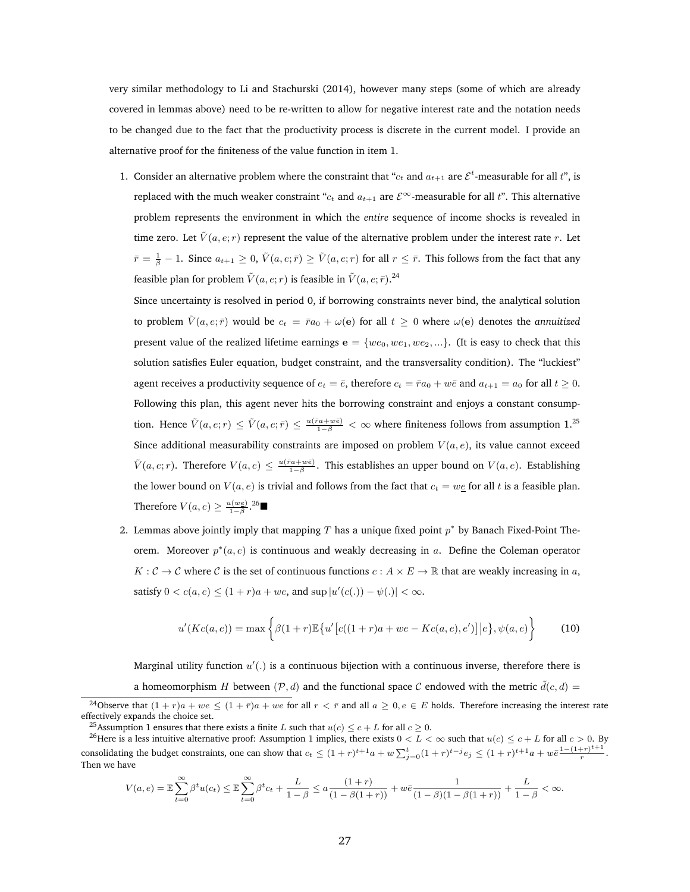very similar methodology to Li and Stachurski (2014), however many steps (some of which are already covered in lemmas above) need to be re-written to allow for negative interest rate and the notation needs to be changed due to the fact that the productivity process is discrete in the current model. I provide an alternative proof for the finiteness of the value function in item 1.

1. Consider an alternative problem where the constraint that "$c_t$ and $a_{t+1}$ are $\mathcal{E}^t$-measurable for all $t$", is replaced with the much weaker constraint "$c_t$ and $a_{t+1}$ are $\mathcal{E}^\infty$-measurable for all $t$". This alternative problem represents the environment in which the *entire* sequence of income shocks is revealed in time zero. Let $\tilde{V}(a,e;r)$ represent the value of the alternative problem under the interest rate $r$. Let $\bar{r} = \frac{1}{\beta} - 1$. Since $a_{t+1} \geq 0$, $\tilde{V}(a,e;\bar{r}) \geq \tilde{V}(a,e;r)$ for all $r \leq \bar{r}$. This follows from the fact that any feasible plan for problem $\tilde{V}(a,e;r)$ is feasible in $\tilde{V}(a,e;\bar{r})$.[24]

   Since uncertainty is resolved in period 0, if borrowing constraints never bind, the analytical solution to problem $\tilde{V}(a,e;\bar{r})$ would be $c_t = \bar{r}a_0 + \omega(\mathbf{e})$ for all $t \geq 0$ where $\omega(\mathbf{e})$ denotes the *annuitized* present value of the realized lifetime earnings $\mathbf{e} = \{we_0, we_1, we_2, ...\}$. (It is easy to check that this solution satisfies Euler equation, budget constraint, and the transversality condition). The "luckiest" agent receives a productivity sequence of $e_t = \bar{e}$, therefore $c_t = \bar{r}a_0 + w\bar{e}$ and $a_{t+1} = a_0$ for all $t \geq 0$. Following this plan, this agent never hits the borrowing constraint and enjoys a constant consumption. Hence $\tilde{V}(a,e;r) \leq \tilde{V}(a,e;\bar{r}) \leq \frac{u(\bar{r}a + w\bar{e})}{1-\beta} < \infty$ where finiteness follows from assumption 1.[25] Since additional measurability constraints are imposed on problem $V(a,e)$, its value cannot exceed $\tilde{V}(a,e;r)$. Therefore $V(a,e) \leq \frac{u(\bar{r}a + w\bar{e})}{1-\beta}$. This establishes an upper bound on $V(a,e)$. Establishing the lower bound on $V(a,e)$ is trivial and follows from the fact that $c_t = w\underline{e}$ for all $t$ is a feasible plan. Therefore $V(a,e) \geq \frac{u(w\underline{e})}{1-\beta}$.[26] ■

2. Lemmas above jointly imply that mapping $T$ has a unique fixed point $p^*$ by Banach Fixed-Point Theorem. Moreover $p^*(a,e)$ is continuous and weakly decreasing in $a$. Define the Coleman operator $K : \mathcal{C} \to \mathcal{C}$ where $\mathcal{C}$ is the set of continuous functions $c : A \times E \to \mathbb{R}$ that are weakly increasing in $a$, satisfy $0 < c(a,e) \leq (1+r)a + we$, and $\sup |u'(c(.)) - \psi(.)| < \infty$.

$$u'(Kc(a,e)) = \max\left\{\beta(1+r)\mathbb{E}\{u'\left[c((1+r)a + we - Kc(a,e), e')\right]\big|e\}, \psi(a,e)\right\} \tag{10}$$

   Marginal utility function $u'(.)$ is a continuous bijection with a continuous inverse, therefore there is a homeomorphism $H$ between $(\mathcal{P}, d)$ and the functional space $\mathcal{C}$ endowed with the metric $\tilde{d}(c,d) =$

[24] Observe that $(1+r)a + we \leq (1+\bar{r})a + we$ for all $r < \bar{r}$ and all $a \geq 0, e \in E$ holds. Therefore increasing the interest rate effectively expands the choice set.

[25] Assumption 1 ensures that there exists a finite $L$ such that $u(c) \leq c + L$ for all $c \geq 0$.

[26] Here is a less intuitive alternative proof: Assumption 1 implies, there exists $0 < L < \infty$ such that $u(c) \leq c + L$ for all $c > 0$. By consolidating the budget constraints, one can show that $c_t \leq (1+r)^{t+1}a + w\sum_{j=0}^{t}(1+r)^{t-j}e_j \leq (1+r)^{t+1}a + w\bar{e}\frac{1-(1+r)^{t+1}}{r}$. Then we have

$$V(a,e) = \mathbb{E}\sum_{t=0}^{\infty}\beta^t u(c_t) \leq \mathbb{E}\sum_{t=0}^{\infty}\beta^t c_t + \frac{L}{1-\beta} \leq a\frac{(1+r)}{(1-\beta(1+r))} + w\bar{e}\frac{1}{(1-\beta)(1-\beta(1+r))} + \frac{L}{1-\beta} < \infty.$$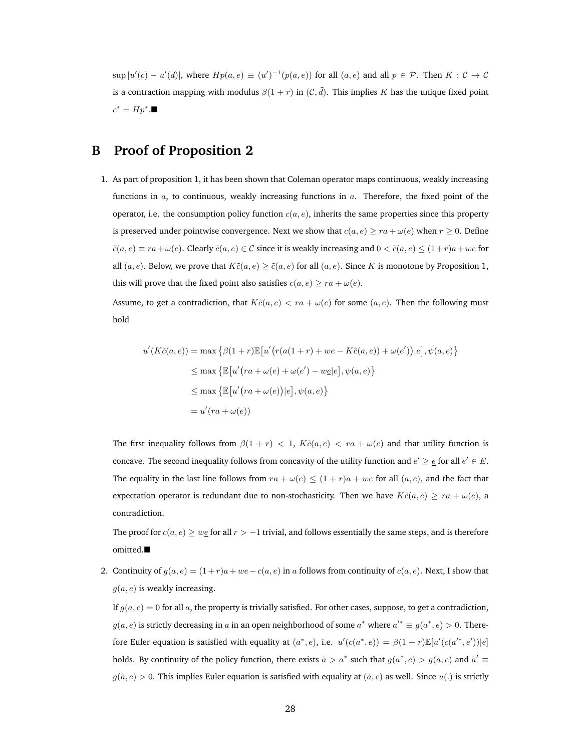$\sup |u'(c) - u'(d)|$, where $Hp(a,e) \equiv (u')^{-1}(p(a,e))$ for all $(a,e)$ and all $p \in \mathcal{P}$. Then $K : \mathcal{C} \to \mathcal{C}$ is a contraction mapping with modulus $\beta(1+r)$ in $(\mathcal{C}, \bar{d})$. This implies $K$ has the unique fixed point $c^* = Hp^*$.■

# B Proof of Proposition 2

1. As part of proposition 1, it has been shown that Coleman operator maps continuous, weakly increasing functions in $a$, to continuous, weakly increasing functions in $a$. Therefore, the fixed point of the operator, i.e. the consumption policy function $c(a,e)$, inherits the same properties since this property is preserved under pointwise convergence. Next we show that $c(a,e) \geq ra + \omega(e)$ when $r \geq 0$. Define $\tilde{c}(a,e) \equiv ra + \omega(e)$. Clearly $\tilde{c}(a,e) \in \mathcal{C}$ since it is weakly increasing and $0 < \tilde{c}(a,e) \leq (1+r)a + we$ for all $(a,e)$. Below, we prove that $K\tilde{c}(a,e) \geq \tilde{c}(a,e)$ for all $(a,e)$. Since $K$ is monotone by Proposition 1, this will prove that the fixed point also satisfies $c(a,e) \geq ra + \omega(e)$.

   Assume, to get a contradiction, that $K\tilde{c}(a,e) < ra + \omega(e)$ for some $(a,e)$. Then the following must hold

$$
\begin{aligned}
u'(K\tilde{c}(a,e)) &= \max\left\{\beta(1+r)\mathbb{E}\left[u'\left(r(a(1+r) + we - K\tilde{c}(a,e)) + \omega(e')\right)|e\right], \psi(a,e)\right\} \\
&\leq \max\left\{\mathbb{E}\left[u'\left(ra + \omega(e) + \omega(e') - w\underline{e}|e\right], \psi(a,e)\right\} \\
&\leq \max\left\{\mathbb{E}\left[u'\left(ra + \omega(e)\right)|e\right], \psi(a,e)\right\} \\
&= u'(ra + \omega(e))
\end{aligned}
$$

   The first inequality follows from $\beta(1+r) < 1$, $K\tilde{c}(a,e) < ra + \omega(e)$ and that utility function is concave. The second inequality follows from concavity of the utility function and $e' \geq \underline{e}$ for all $e' \in E$. The equality in the last line follows from $ra + \omega(e) \leq (1+r)a + we$ for all $(a,e)$, and the fact that expectation operator is redundant due to non-stochasticity. Then we have $K\tilde{c}(a,e) \geq ra + \omega(e)$, a contradiction.

   The proof for $c(a,e) \geq w\underline{e}$ for all $r > -1$ trivial, and follows essentially the same steps, and is therefore omitted.■

2. Continuity of $g(a,e) = (1+r)a + we - c(a,e)$ in $a$ follows from continuity of $c(a,e)$. Next, I show that $g(a,e)$ is weakly increasing.

   If $g(a,e) = 0$ for all $a$, the property is trivially satisfied. For other cases, suppose, to get a contradiction, $g(a,e)$ is strictly decreasing in $a$ in an open neighborhood of some $a^*$ where $a'^* \equiv g(a^*, e) > 0$. Therefore Euler equation is satisfied with equality at $(a^*, e)$, i.e. $u'(c(a^*,e)) = \beta(1+r)\mathbb{E}[u'(c(a'^*, e'))|e]$ holds. By continuity of the policy function, there exists $\tilde{a} > a^*$ such that $g(a^*,e) > g(\tilde{a},e)$ and $\tilde{a}' \equiv g(\tilde{a},e) > 0$. This implies Euler equation is satisfied with equality at $(\tilde{a},e)$ as well. Since $u(.)$ is strictly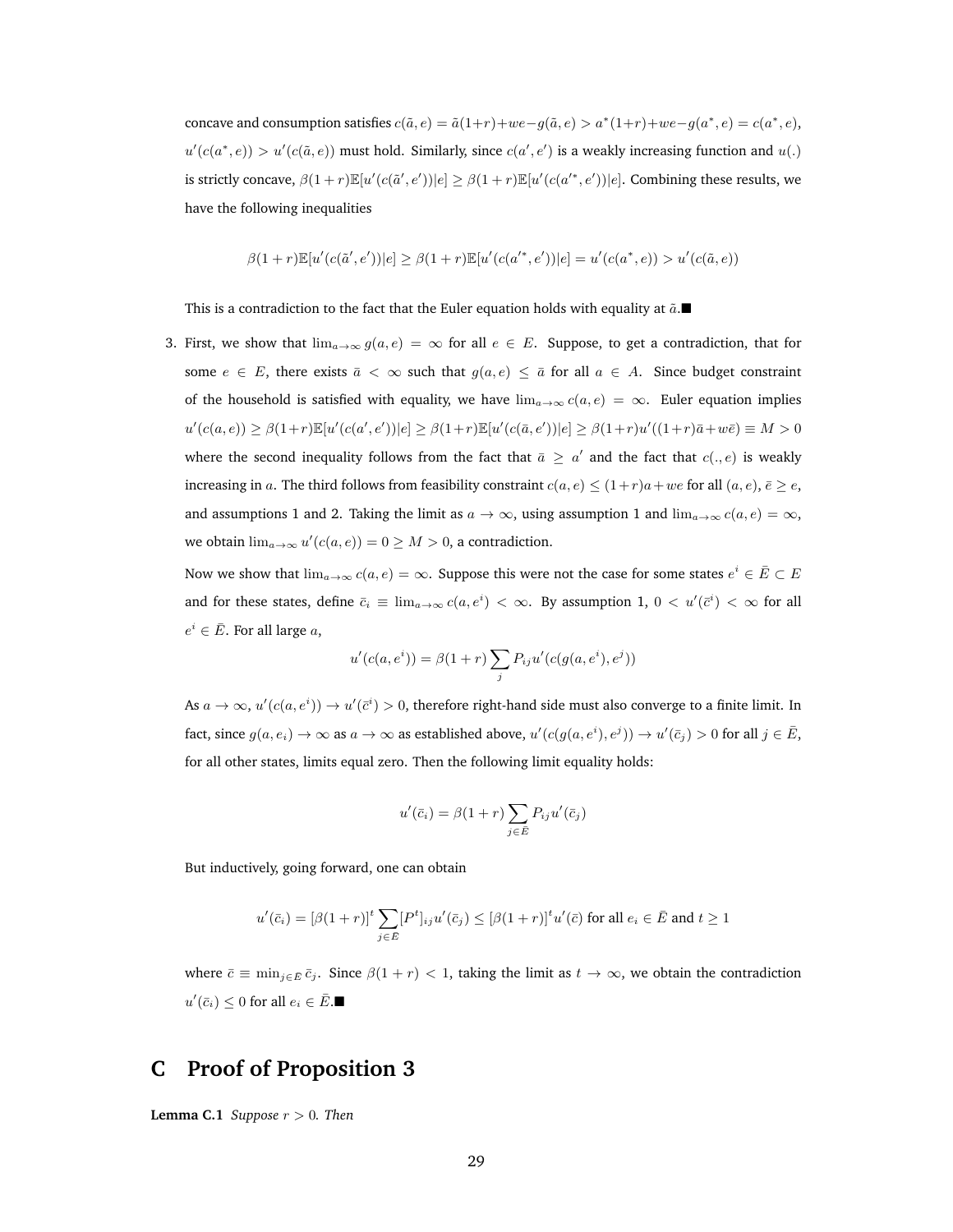concave and consumption satisfies $c(\tilde{a}, e) = \tilde{a}(1+r)+we-g(\tilde{a}, e) > a^*(1+r)+we-g(a^*, e) = c(a^*, e)$, $u'(c(a^*, e)) > u'(c(\tilde{a}, e))$ must hold. Similarly, since $c(a', e')$ is a weakly increasing function and $u(.)$ is strictly concave, $\beta(1+r)\mathbb{E}[u'(c(\tilde{a}', e'))|e] \geq \beta(1+r)\mathbb{E}[u'(c(a'^*, e'))|e]$. Combining these results, we have the following inequalities

$$\beta(1+r)\mathbb{E}[u'(c(\tilde{a}', e'))|e] \geq \beta(1+r)\mathbb{E}[u'(c(a'^*, e'))|e] = u'(c(a^*, e)) > u'(c(\tilde{a}, e))$$

This is a contradiction to the fact that the Euler equation holds with equality at $\tilde{a}$.■

3. First, we show that $\lim_{a\to\infty} g(a, e) = \infty$ for all $e \in E$. Suppose, to get a contradiction, that for some $e \in E$, there exists $\bar{a} < \infty$ such that $g(a, e) \leq \bar{a}$ for all $a \in A$. Since budget constraint of the household is satisfied with equality, we have $\lim_{a\to\infty} c(a, e) = \infty$. Euler equation implies $u'(c(a, e)) \geq \beta(1+r)\mathbb{E}[u'(c(a', e'))|e] \geq \beta(1+r)\mathbb{E}[u'(c(\bar{a}, e'))|e] \geq \beta(1+r)u'((1+r)\bar{a}+w\bar{e}) \equiv M > 0$ where the second inequality follows from the fact that $\bar{a} \geq a'$ and the fact that $c(., e)$ is weakly increasing in $a$. The third follows from feasibility constraint $c(a, e) \leq (1+r)a + we$ for all $(a, e)$, $\bar{e} \geq e$, and assumptions 1 and 2. Taking the limit as $a \to \infty$, using assumption 1 and $\lim_{a\to\infty} c(a, e) = \infty$, we obtain $\lim_{a\to\infty} u'(c(a, e)) = 0 \geq M > 0$, a contradiction.

   Now we show that $\lim_{a\to\infty} c(a, e) = \infty$. Suppose this were not the case for some states $e^i \in \bar{E} \subset E$ and for these states, define $\bar{c}_i \equiv \lim_{a\to\infty} c(a, e^i) < \infty$. By assumption 1, $0 < u'(\bar{c}^i) < \infty$ for all $e^i \in \bar{E}$. For all large $a$,

$$u'(c(a, e^i)) = \beta(1+r)\sum_j P_{ij}u'(c(g(a, e^i), e^j))$$

   As $a \to \infty$, $u'(c(a, e^i)) \to u'(\bar{c}^i) > 0$, therefore right-hand side must also converge to a finite limit. In fact, since $g(a, e_i) \to \infty$ as $a \to \infty$ as established above, $u'(c(g(a, e^i), e^j)) \to u'(\bar{c}_j) > 0$ for all $j \in \bar{E}$, for all other states, limits equal zero. Then the following limit equality holds:

$$u'(\bar{c}_i) = \beta(1+r)\sum_{j\in\bar{E}} P_{ij}u'(\bar{c}_j)$$

   But inductively, going forward, one can obtain

$$u'(\bar{c}_i) = [\beta(1+r)]^t \sum_{j\in\bar{E}} [P^t]_{ij}u'(\bar{c}_j) \leq [\beta(1+r)]^t u'(\bar{c}) \text{ for all } e_i \in \bar{E} \text{ and } t \geq 1$$

   where $\bar{c} \equiv \min_{j\in\bar{E}} \bar{c}_j$. Since $\beta(1+r) < 1$, taking the limit as $t \to \infty$, we obtain the contradiction $u'(\bar{c}_i) \leq 0$ for all $e_i \in \bar{E}$.■

## C Proof of Proposition 3

**Lemma C.1** *Suppose $r > 0$. Then*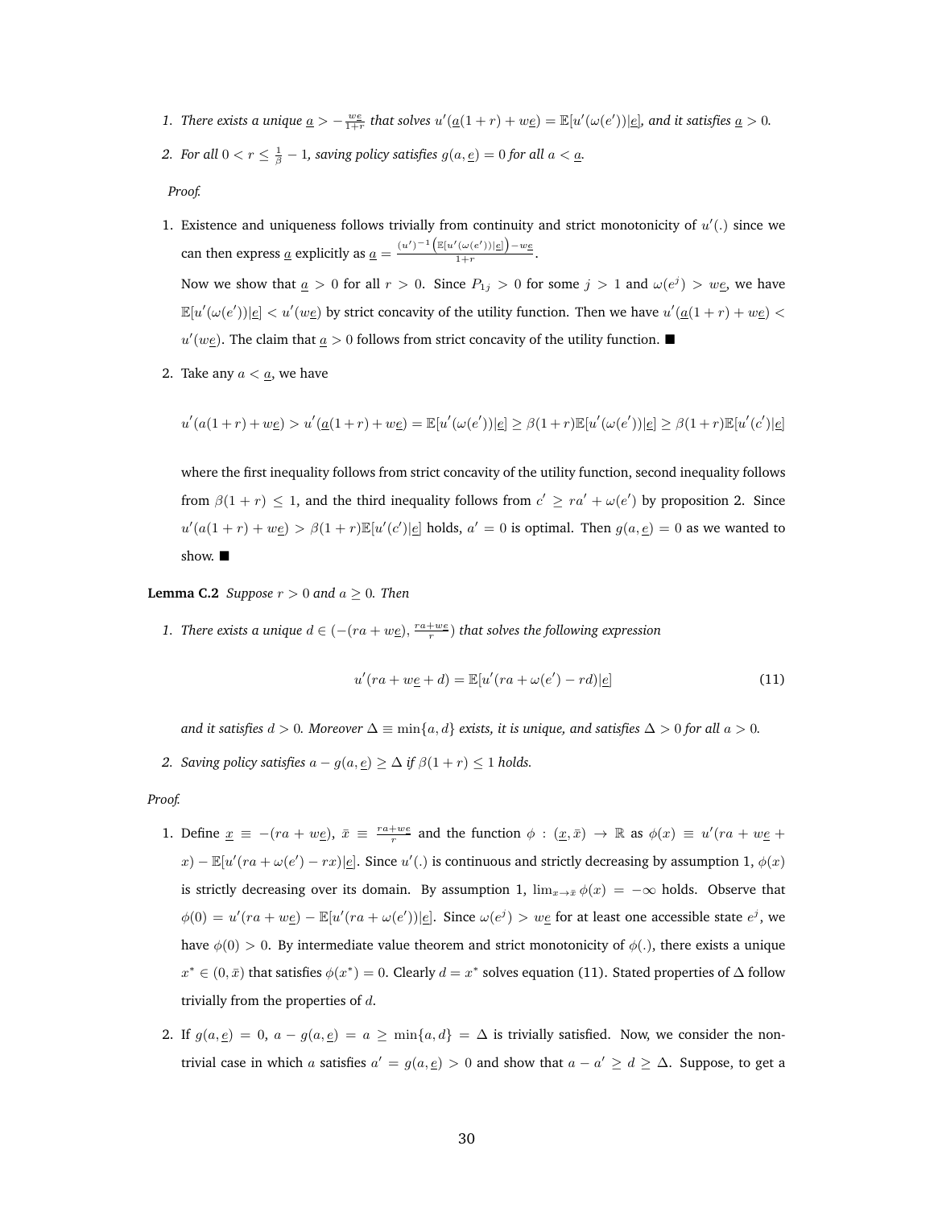1. *There exists a unique $\underline{a} > -\frac{w\underline{e}}{1+r}$ that solves $u'(\underline{a}(1+r) + w\underline{e}) = \mathbb{E}[u'(\omega(e'))|\underline{e}]$, and it satisfies $\underline{a} > 0$.*

2. *For all $0 < r \leq \frac{1}{\beta} - 1$, saving policy satisfies $g(a, \underline{e}) = 0$ for all $a < \underline{a}$.*

*Proof.*

1. Existence and uniqueness follows trivially from continuity and strict monotonicity of $u'(.)$ since we can then express $\underline{a}$ explicitly as $\underline{a} = \frac{(u')^{-1}\left(\mathbb{E}[u'(\omega(e'))|\underline{e}]\right) - w\underline{e}}{1+r}$.

   Now we show that $\underline{a} > 0$ for all $r > 0$. Since $P_{1j} > 0$ for some $j > 1$ and $\omega(e^j) > w\underline{e}$, we have $\mathbb{E}[u'(\omega(e'))|\underline{e}] < u'(w\underline{e})$ by strict concavity of the utility function. Then we have $u'(\underline{a}(1+r) + w\underline{e}) < u'(w\underline{e})$. The claim that $\underline{a} > 0$ follows from strict concavity of the utility function. ■

2. Take any $a < \underline{a}$, we have

$$u'(a(1+r)+w\underline{e}) > u'(\underline{a}(1+r)+w\underline{e}) = \mathbb{E}[u'(\omega(e'))|\underline{e}] \geq \beta(1+r)\mathbb{E}[u'(\omega(e'))|\underline{e}] \geq \beta(1+r)\mathbb{E}[u'(c')|\underline{e}]$$

   where the first inequality follows from strict concavity of the utility function, second inequality follows from $\beta(1+r) \leq 1$, and the third inequality follows from $c' \geq ra' + \omega(e')$ by proposition 2. Since $u'(a(1+r) + w\underline{e}) > \beta(1+r)\mathbb{E}[u'(c')|\underline{e}]$ holds, $a' = 0$ is optimal. Then $g(a, \underline{e}) = 0$ as we wanted to show. ■

**Lemma C.2** *Suppose $r > 0$ and $a \geq 0$. Then*

1. *There exists a unique $d \in (-(ra + w\underline{e}), \frac{ra+w\underline{e}}{r})$ that solves the following expression*

$$u'(ra + w\underline{e} + d) = \mathbb{E}[u'(ra + \omega(e') - rd)|\underline{e}] \tag{11}$$

   *and it satisfies $d > 0$. Moreover $\Delta \equiv \min\{a, d\}$ exists, it is unique, and satisfies $\Delta > 0$ for all $a > 0$.*

2. *Saving policy satisfies $a - g(a, \underline{e}) \geq \Delta$ if $\beta(1+r) \leq 1$ holds.*

*Proof.*

1. Define $\underline{x} \equiv -(ra + w\underline{e})$, $\bar{x} \equiv \frac{ra+w\underline{e}}{r}$ and the function $\phi : (\underline{x}, \bar{x}) \to \mathbb{R}$ as $\phi(x) \equiv u'(ra + w\underline{e} + x) - \mathbb{E}[u'(ra + \omega(e') - rx)|\underline{e}]$. Since $u'(.)$ is continuous and strictly decreasing by assumption 1, $\phi(x)$ is strictly decreasing over its domain. By assumption 1, $\lim_{x \to \bar{x}} \phi(x) = -\infty$ holds. Observe that $\phi(0) = u'(ra + w\underline{e}) - \mathbb{E}[u'(ra + \omega(e'))|\underline{e}]$. Since $\omega(e^j) > w\underline{e}$ for at least one accessible state $e^j$, we have $\phi(0) > 0$. By intermediate value theorem and strict monotonicity of $\phi(.)$, there exists a unique $x^* \in (0, \bar{x})$ that satisfies $\phi(x^*) = 0$. Clearly $d = x^*$ solves equation (11). Stated properties of $\Delta$ follow trivially from the properties of $d$.

2. If $g(a, \underline{e}) = 0$, $a - g(a, \underline{e}) = a \geq \min\{a, d\} = \Delta$ is trivially satisfied. Now, we consider the non-trivial case in which $a$ satisfies $a' = g(a, \underline{e}) > 0$ and show that $a - a' \geq d \geq \Delta$. Suppose, to get a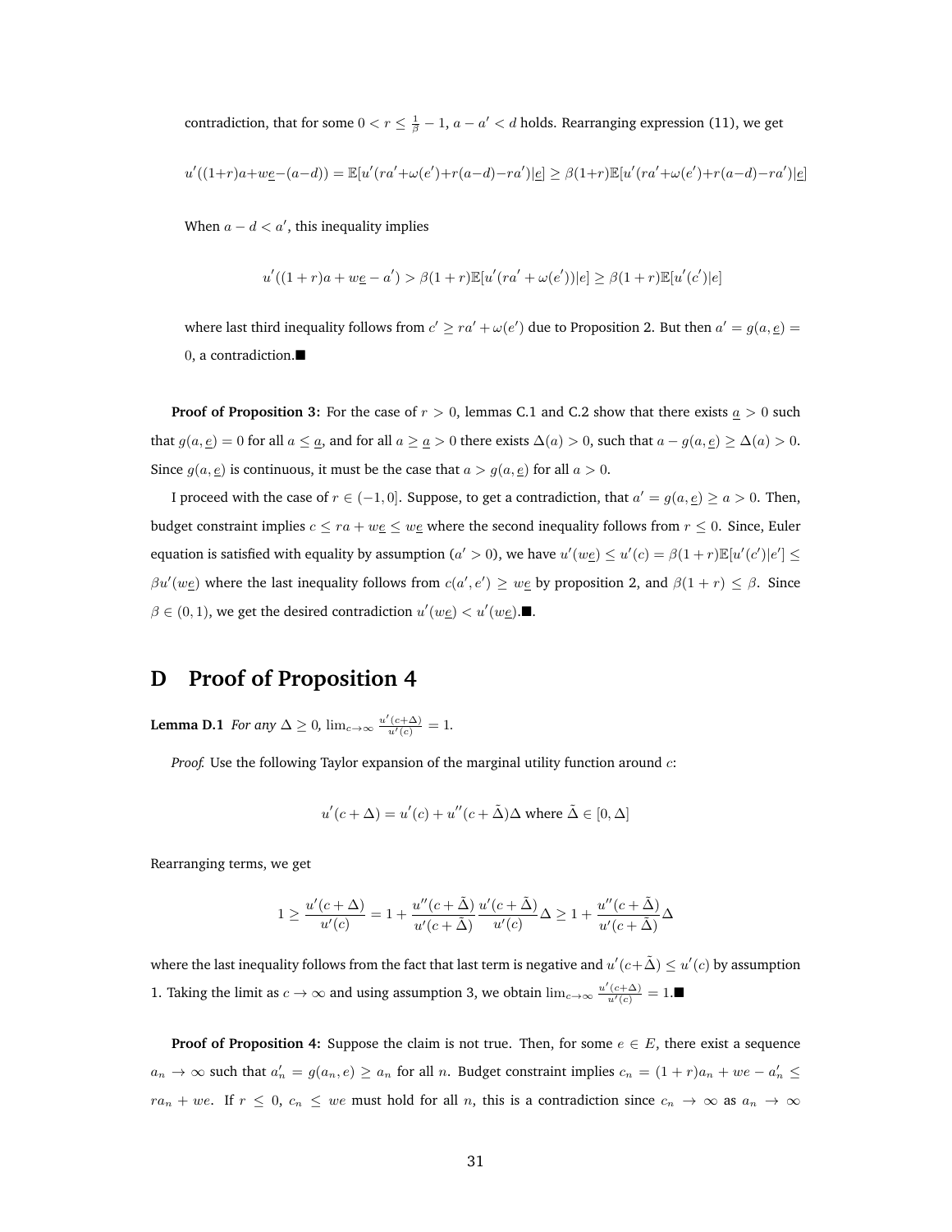contradiction, that for some $0 < r \leq \frac{1}{\beta} - 1$, $a - a' < d$ holds. Rearranging expression (11), we get

$$u'((1+r)a+w\underline{e}-(a-d)) = \mathbb{E}[u'(ra'+\omega(e')+r(a-d)-ra')|\underline{e}] \geq \beta(1+r)\mathbb{E}[u'(ra'+\omega(e')+r(a-d)-ra')|\underline{e}]$$

When $a - d < a'$, this inequality implies

$$u'((1+r)a + w\underline{e} - a') > \beta(1+r)\mathbb{E}[u'(ra' + \omega(e'))|e] \geq \beta(1+r)\mathbb{E}[u'(c')|e]$$

where last third inequality follows from $c' \geq ra' + \omega(e')$ due to Proposition 2. But then $a' = g(a, \underline{e}) = 0$, a contradiction.■

**Proof of Proposition 3:** For the case of $r > 0$, lemmas C.1 and C.2 show that there exists $\underline{a} > 0$ such that $g(a, \underline{e}) = 0$ for all $a \leq \underline{a}$, and for all $a \geq \underline{a} > 0$ there exists $\Delta(a) > 0$, such that $a - g(a, \underline{e}) \geq \Delta(a) > 0$. Since $g(a, \underline{e})$ is continuous, it must be the case that $a > g(a, \underline{e})$ for all $a > 0$.

I proceed with the case of $r \in (-1, 0]$. Suppose, to get a contradiction, that $a' = g(a, \underline{e}) \geq a > 0$. Then, budget constraint implies $c \leq ra + w\underline{e} \leq w\underline{e}$ where the second inequality follows from $r \leq 0$. Since, Euler equation is satisfied with equality by assumption ($a' > 0$), we have $u'(w\underline{e}) \leq u'(c) = \beta(1+r)\mathbb{E}[u'(c')|e'] \leq \beta u'(w\underline{e})$ where the last inequality follows from $c(a', e') \geq w\underline{e}$ by proposition 2, and $\beta(1+r) \leq \beta$. Since $\beta \in (0, 1)$, we get the desired contradiction $u'(w\underline{e}) < u'(w\underline{e})$.■.

# D Proof of Proposition 4

**Lemma D.1** *For any $\Delta \geq 0$, $\lim_{c\to\infty} \frac{u'(c+\Delta)}{u'(c)} = 1$.*

*Proof.* Use the following Taylor expansion of the marginal utility function around $c$:

$$u'(c + \Delta) = u'(c) + u''(c + \tilde{\Delta})\Delta \text{ where } \tilde{\Delta} \in [0, \Delta]$$

Rearranging terms, we get

$$1 \geq \frac{u'(c + \Delta)}{u'(c)} = 1 + \frac{u''(c + \tilde{\Delta})}{u'(c + \tilde{\Delta})} \frac{u'(c + \tilde{\Delta})}{u'(c)} \Delta \geq 1 + \frac{u''(c + \tilde{\Delta})}{u'(c + \tilde{\Delta})} \Delta$$

where the last inequality follows from the fact that last term is negative and $u'(c+\tilde{\Delta}) \leq u'(c)$ by assumption 1. Taking the limit as $c \to \infty$ and using assumption 3, we obtain $\lim_{c\to\infty} \frac{u'(c+\Delta)}{u'(c)} = 1$.■

**Proof of Proposition 4:** Suppose the claim is not true. Then, for some $e \in E$, there exist a sequence $a_n \to \infty$ such that $a'_n = g(a_n, e) \geq a_n$ for all $n$. Budget constraint implies $c_n = (1 + r)a_n + we - a'_n \leq ra_n + we$. If $r \leq 0$, $c_n \leq we$ must hold for all $n$, this is a contradiction since $c_n \to \infty$ as $a_n \to \infty$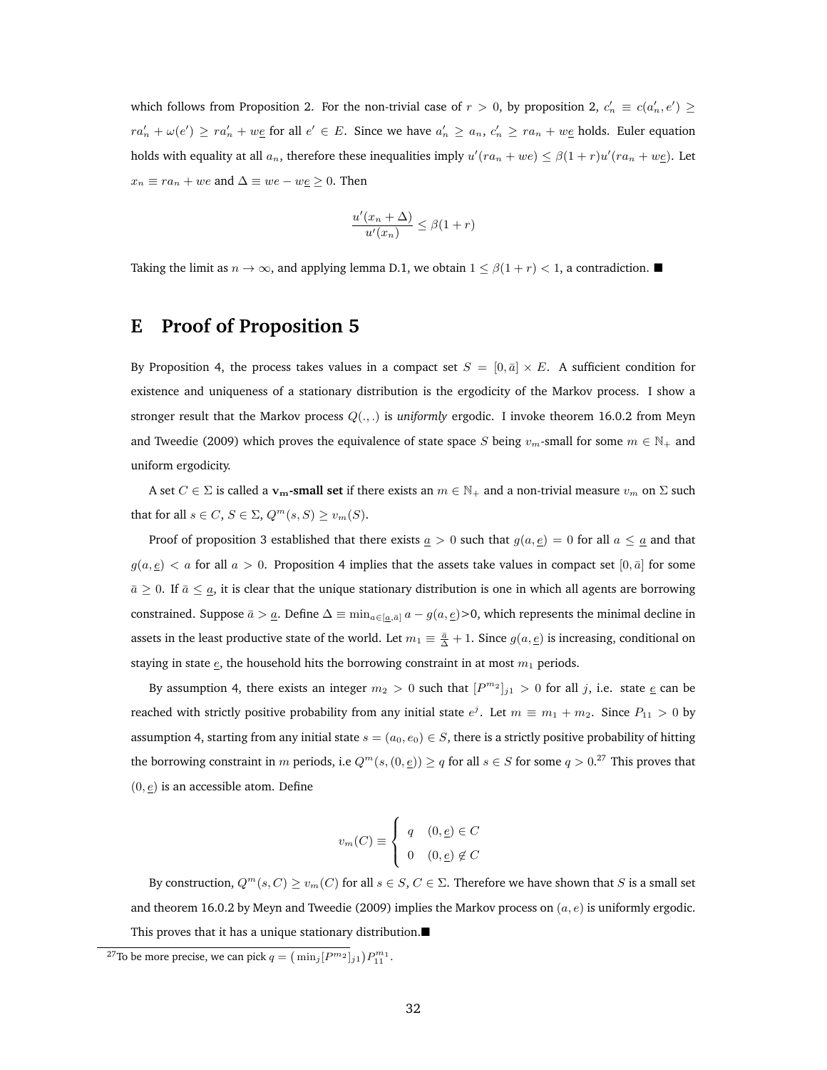which follows from Proposition 2. For the non-trivial case of $r > 0$, by proposition 2, $c'_n \equiv c(a'_n, e') \geq ra'_n + \omega(e') \geq ra'_n + w\underline{e}$ for all $e' \in E$. Since we have $a'_n \geq a_n$, $c'_n \geq ra_n + w\underline{e}$ holds. Euler equation holds with equality at all $a_n$, therefore these inequalities imply $u'(ra_n + we) \leq \beta(1+r)u'(ra_n + w\underline{e})$. Let $x_n \equiv ra_n + we$ and $\Delta \equiv we - w\underline{e} \geq 0$. Then

$$\frac{u'(x_n + \Delta)}{u'(x_n)} \leq \beta(1+r)$$

Taking the limit as $n \to \infty$, and applying lemma D.1, we obtain $1 \leq \beta(1+r) < 1$, a contradiction. ■

# E Proof of Proposition 5

By Proposition 4, the process takes values in a compact set $S = [0, \bar{a}] \times E$. A sufficient condition for existence and uniqueness of a stationary distribution is the ergodicity of the Markov process. I show a stronger result that the Markov process $Q(.,.)$ is *uniformly* ergodic. I invoke theorem 16.0.2 from Meyn and Tweedie (2009) which proves the equivalence of state space $S$ being $v_m$-small for some $m \in \mathbb{N}_+$ and uniform ergodicity.

A set $C \in \Sigma$ is called a **$\mathbf{v_m}$-small set** if there exists an $m \in \mathbb{N}_+$ and a non-trivial measure $v_m$ on $\Sigma$ such that for all $s \in C$, $S \in \Sigma$, $Q^m(s, S) \geq v_m(S)$.

Proof of proposition 3 established that there exists $\underline{a} > 0$ such that $g(a, \underline{e}) = 0$ for all $a \leq \underline{a}$ and that $g(a, \underline{e}) < a$ for all $a > 0$. Proposition 4 implies that the assets take values in compact set $[0, \bar{a}]$ for some $\bar{a} \geq 0$. If $\bar{a} \leq \underline{a}$, it is clear that the unique stationary distribution is one in which all agents are borrowing constrained. Suppose $\bar{a} > \underline{a}$. Define $\Delta \equiv \min_{a \in [\underline{a}, \bar{a}]} a - g(a, \underline{e}) > 0$, which represents the minimal decline in assets in the least productive state of the world. Let $m_1 \equiv \frac{\bar{a}}{\Delta} + 1$. Since $g(a, \underline{e})$ is increasing, conditional on staying in state $\underline{e}$, the household hits the borrowing constraint in at most $m_1$ periods.

By assumption 4, there exists an integer $m_2 > 0$ such that $[P^{m_2}]_{j1} > 0$ for all $j$, i.e. state $\underline{e}$ can be reached with strictly positive probability from any initial state $e^j$. Let $m \equiv m_1 + m_2$. Since $P_{11} > 0$ by assumption 4, starting from any initial state $s = (a_0, e_0) \in S$, there is a strictly positive probability of hitting the borrowing constraint in $m$ periods, i.e $Q^m(s, (0, \underline{e})) \geq q$ for all $s \in S$ for some $q > 0$.[27] This proves that $(0, \underline{e})$ is an accessible atom. Define

$$v_m(C) \equiv \begin{cases} q & (0, \underline{e}) \in C \\ 0 & (0, \underline{e}) \notin C \end{cases}$$

By construction, $Q^m(s, C) \geq v_m(C)$ for all $s \in S$, $C \in \Sigma$. Therefore we have shown that $S$ is a small set and theorem 16.0.2 by Meyn and Tweedie (2009) implies the Markov process on $(a, e)$ is uniformly ergodic. This proves that it has a unique stationary distribution.■

[27] To be more precise, we can pick $q = \left(\min_j [P^{m_2}]_{j1}\right) P_{11}^{m_1}$.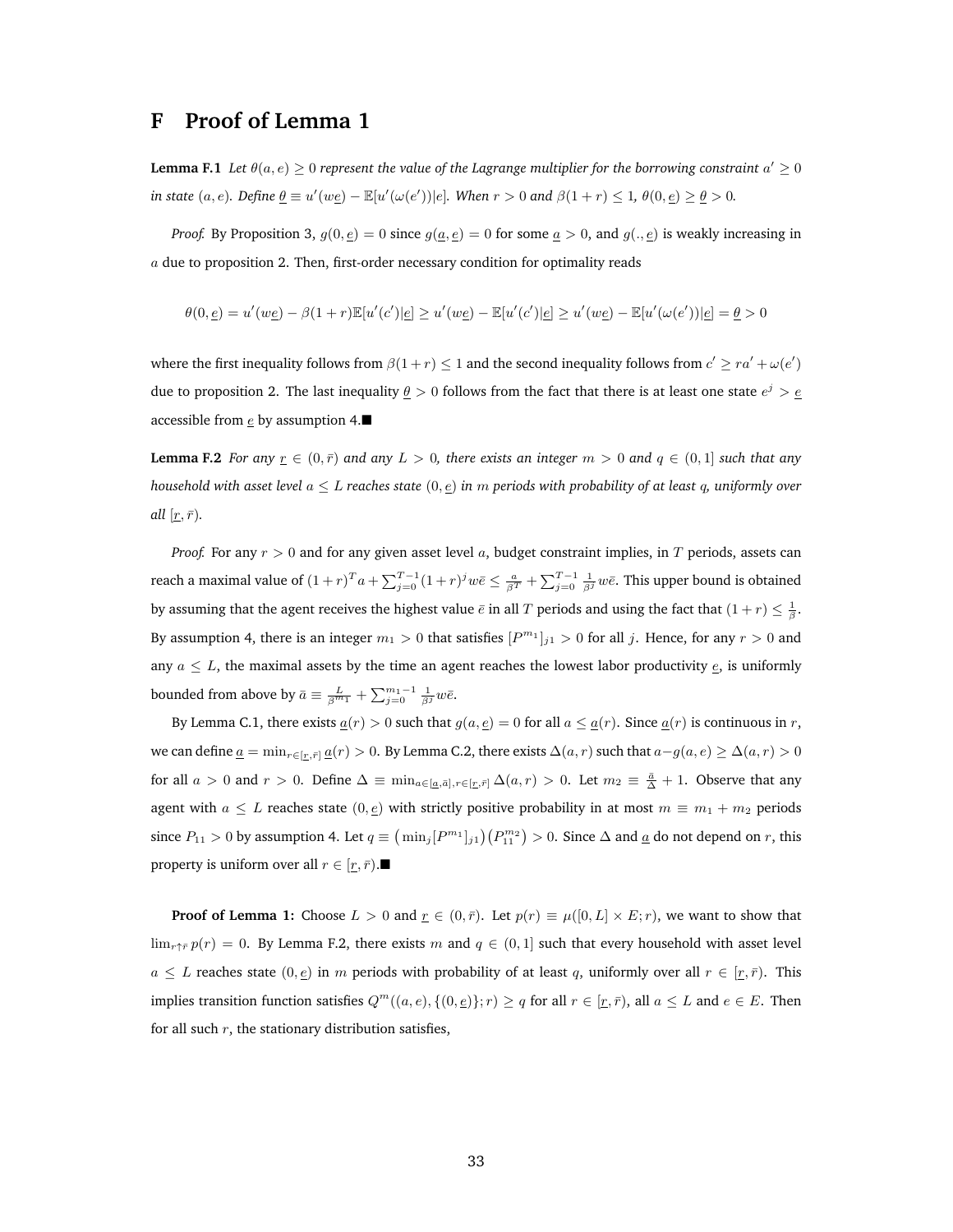# F Proof of Lemma 1

**Lemma F.1** *Let $\theta(a,e) \geq 0$ represent the value of the Lagrange multiplier for the borrowing constraint $a' \geq 0$ in state $(a,e)$. Define $\underline{\theta} \equiv u'(w\underline{e}) - \mathbb{E}[u'(\omega(e'))|\underline{e}]$. When $r > 0$ and $\beta(1+r) \leq 1$, $\theta(0,\underline{e}) \geq \underline{\theta} > 0$.*

*Proof.* By Proposition 3, $g(0,\underline{e}) = 0$ since $g(\underline{a},\underline{e}) = 0$ for some $\underline{a} > 0$, and $g(.,\underline{e})$ is weakly increasing in $a$ due to proposition 2. Then, first-order necessary condition for optimality reads

$$\theta(0,\underline{e}) = u'(w\underline{e}) - \beta(1+r)\mathbb{E}[u'(c')|\underline{e}] \geq u'(w\underline{e}) - \mathbb{E}[u'(c')|\underline{e}] \geq u'(w\underline{e}) - \mathbb{E}[u'(\omega(e'))|\underline{e}] = \underline{\theta} > 0$$

where the first inequality follows from $\beta(1+r) \leq 1$ and the second inequality follows from $c' \geq ra' + \omega(e')$ due to proposition 2. The last inequality $\underline{\theta} > 0$ follows from the fact that there is at least one state $e^j > \underline{e}$ accessible from $\underline{e}$ by assumption 4.■

**Lemma F.2** *For any $\underline{r} \in (0,\bar{r})$ and any $L > 0$, there exists an integer $m > 0$ and $q \in (0,1]$ such that any household with asset level $a \leq L$ reaches state $(0,\underline{e})$ in $m$ periods with probability of at least $q$, uniformly over all $[\underline{r},\bar{r})$.*

*Proof.* For any $r > 0$ and for any given asset level $a$, budget constraint implies, in $T$ periods, assets can reach a maximal value of $(1+r)^T a + \sum_{j=0}^{T-1}(1+r)^j w\bar{e} \leq \frac{a}{\beta^T} + \sum_{j=0}^{T-1}\frac{1}{\beta^j}w\bar{e}$. This upper bound is obtained by assuming that the agent receives the highest value $\bar{e}$ in all $T$ periods and using the fact that $(1+r) \leq \frac{1}{\beta}$. By assumption 4, there is an integer $m_1 > 0$ that satisfies $[P^{m_1}]_{j1} > 0$ for all $j$. Hence, for any $r > 0$ and any $a \leq L$, the maximal assets by the time an agent reaches the lowest labor productivity $\underline{e}$, is uniformly bounded from above by $\bar{a} \equiv \frac{L}{\beta^{m_1}} + \sum_{j=0}^{m_1-1}\frac{1}{\beta^j}w\bar{e}$.

By Lemma C.1, there exists $\underline{a}(r) > 0$ such that $g(a,\underline{e}) = 0$ for all $a \leq \underline{a}(r)$. Since $\underline{a}(r)$ is continuous in $r$, we can define $\underline{a} = \min_{r\in[\underline{r},\bar{r}]}\underline{a}(r) > 0$. By Lemma C.2, there exists $\Delta(a,r)$ such that $a - g(a,e) \geq \Delta(a,r) > 0$ for all $a > 0$ and $r > 0$. Define $\Delta \equiv \min_{a\in[\underline{a},\bar{a}],r\in[\underline{r},\bar{r}]}\Delta(a,r) > 0$. Let $m_2 \equiv \frac{\bar{a}}{\Delta} + 1$. Observe that any agent with $a \leq L$ reaches state $(0,\underline{e})$ with strictly positive probability in at most $m \equiv m_1 + m_2$ periods since $P_{11} > 0$ by assumption 4. Let $q \equiv \left(\min_j [P^{m_1}]_{j1}\right)\left(P_{11}^{m_2}\right) > 0$. Since $\Delta$ and $\underline{a}$ do not depend on $r$, this property is uniform over all $r \in [\underline{r},\bar{r})$.■

**Proof of Lemma 1:** Choose $L > 0$ and $\underline{r} \in (0,\bar{r})$. Let $p(r) \equiv \mu([0,L]\times E; r)$, we want to show that $\lim_{r\uparrow\bar{r}} p(r) = 0$. By Lemma F.2, there exists $m$ and $q \in (0,1]$ such that every household with asset level $a \leq L$ reaches state $(0,\underline{e})$ in $m$ periods with probability of at least $q$, uniformly over all $r \in [\underline{r},\bar{r})$. This implies transition function satisfies $Q^m((a,e),\{(0,\underline{e})\};r) \geq q$ for all $r \in [\underline{r},\bar{r})$, all $a \leq L$ and $e \in E$. Then for all such $r$, the stationary distribution satisfies,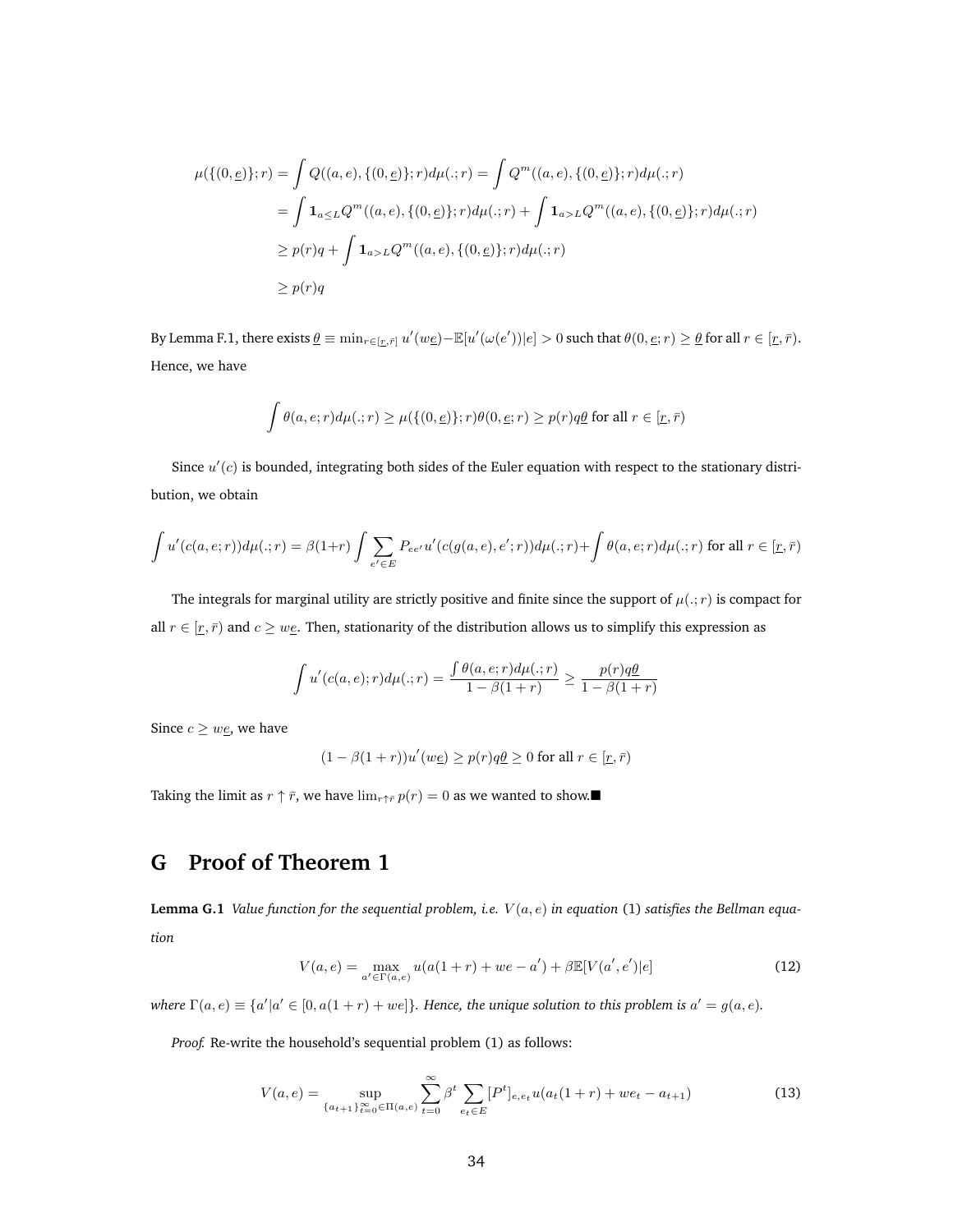$$
\begin{aligned}
\mu(\{(0,\underline{e})\};r) &= \int Q((a,e),\{(0,\underline{e})\};r)d\mu(.;r) = \int Q^m((a,e),\{(0,\underline{e})\};r)d\mu(.;r) \\
&= \int \mathbf{1}_{a\leq L} Q^m((a,e),\{(0,\underline{e})\};r)d\mu(.;r) + \int \mathbf{1}_{a>L} Q^m((a,e),\{(0,\underline{e})\};r)d\mu(.;r) \\
&\geq p(r)q + \int \mathbf{1}_{a>L} Q^m((a,e),\{(0,\underline{e})\};r)d\mu(.;r) \\
&\geq p(r)q
\end{aligned}
$$

By Lemma F.1, there exists $\underline{\theta} \equiv \min_{r\in[\underline{r},\bar{r}]} u'(w\underline{e}) - \mathbb{E}[u'(\omega(e'))|e] > 0$ such that $\theta(0,\underline{e};r) \geq \underline{\theta}$ for all $r \in [\underline{r},\bar{r})$. Hence, we have

$$
\int \theta(a,e;r)d\mu(.;r) \geq \mu(\{(0,\underline{e})\};r)\theta(0,\underline{e};r) \geq p(r)q\underline{\theta} \text{ for all } r \in [\underline{r},\bar{r})
$$

Since $u'(c)$ is bounded, integrating both sides of the Euler equation with respect to the stationary distribution, we obtain

$$
\int u'(c(a,e;r))d\mu(.;r) = \beta(1+r)\int \sum_{e'\in E} P_{ee'}u'(c(g(a,e),e';r))d\mu(.;r) + \int \theta(a,e;r)d\mu(.;r) \text{ for all } r \in [\underline{r},\bar{r})
$$

The integrals for marginal utility are strictly positive and finite since the support of $\mu(.;r)$ is compact for all $r \in [\underline{r},\bar{r})$ and $c \geq w\underline{e}$. Then, stationarity of the distribution allows us to simplify this expression as

$$
\int u'(c(a,e);r)d\mu(.;r) = \frac{\int \theta(a,e;r)d\mu(.;r)}{1-\beta(1+r)} \geq \frac{p(r)q\underline{\theta}}{1-\beta(1+r)}
$$

Since $c \geq w\underline{e}$, we have

$$
(1-\beta(1+r))u'(w\underline{e}) \geq p(r)q\underline{\theta} \geq 0 \text{ for all } r \in [\underline{r},\bar{r})
$$

Taking the limit as $r \uparrow \bar{r}$, we have $\lim_{r\uparrow\bar{r}} p(r) = 0$ as we wanted to show.■

# G Proof of Theorem 1

**Lemma G.1** *Value function for the sequential problem, i.e. $V(a,e)$ in equation* (1) *satisfies the Bellman equation*

$$
V(a,e) = \max_{a'\in\Gamma(a,e)} u(a(1+r) + we - a') + \beta\mathbb{E}[V(a',e')|e] \tag{12}
$$

*where $\Gamma(a,e) \equiv \{a'|a' \in [0,a(1+r)+we]\}$. Hence, the unique solution to this problem is $a' = g(a,e)$.*

*Proof.* Re-write the household's sequential problem (1) as follows:

$$
V(a,e) = \sup_{\{a_{t+1}\}_{t=0}^{\infty}\in\Pi(a,e)} \sum_{t=0}^{\infty} \beta^t \sum_{e_t\in E} [P^t]_{e,e_t} u(a_t(1+r) + we_t - a_{t+1}) \tag{13}
$$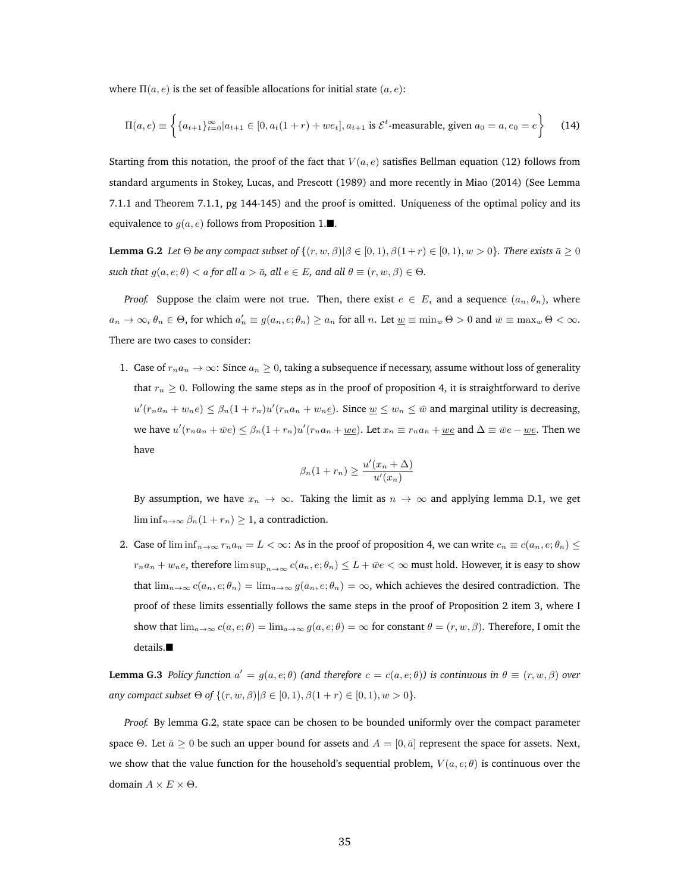where $\Pi(a, e)$ is the set of feasible allocations for initial state $(a, e)$:

$$\Pi(a,e) \equiv \left\{ \{a_{t+1}\}_{t=0}^{\infty} | a_{t+1} \in [0, a_t(1+r) + we_t], a_{t+1} \text{ is } \mathcal{E}^t\text{-measurable, given } a_0 = a, e_0 = e \right\} \tag{14}$$

Starting from this notation, the proof of the fact that $V(a, e)$ satisfies Bellman equation (12) follows from standard arguments in Stokey, Lucas, and Prescott (1989) and more recently in Miao (2014) (See Lemma 7.1.1 and Theorem 7.1.1, pg 144-145) and the proof is omitted. Uniqueness of the optimal policy and its equivalence to $g(a, e)$ follows from Proposition 1.■.

**Lemma G.2** *Let $\Theta$ be any compact subset of $\{(r, w, \beta)|\beta \in [0, 1), \beta(1 + r) \in [0, 1), w > 0\}$. There exists $\bar{a} \geq 0$ such that $g(a, e; \theta) < a$ for all $a > \bar{a}$, all $e \in E$, and all $\theta \equiv (r, w, \beta) \in \Theta$.*

*Proof.* Suppose the claim were not true. Then, there exist $e \in E$, and a sequence $(a_n, \theta_n)$, where $a_n \to \infty$, $\theta_n \in \Theta$, for which $a'_n \equiv g(a_n, e; \theta_n) \geq a_n$ for all $n$. Let $\underline{w} \equiv \min_w \Theta > 0$ and $\bar{w} \equiv \max_w \Theta < \infty$. There are two cases to consider:

1. Case of $r_n a_n \to \infty$: Since $a_n \geq 0$, taking a subsequence if necessary, assume without loss of generality that $r_n \geq 0$. Following the same steps as in the proof of proposition 4, it is straightforward to derive $u'(r_n a_n + w_n e) \leq \beta_n(1 + r_n)u'(r_n a_n + w_n \underline{e})$. Since $\underline{w} \leq w_n \leq \bar{w}$ and marginal utility is decreasing, we have $u'(r_n a_n + \bar{w}e) \leq \beta_n(1+r_n)u'(r_n a_n + \underline{we})$. Let $x_n \equiv r_n a_n + \underline{we}$ and $\Delta \equiv \bar{w}e - \underline{we}$. Then we have

$$\beta_n(1 + r_n) \geq \frac{u'(x_n + \Delta)}{u'(x_n)}$$

By assumption, we have $x_n \to \infty$. Taking the limit as $n \to \infty$ and applying lemma D.1, we get $\liminf_{n\to\infty} \beta_n(1 + r_n) \geq 1$, a contradiction.

2. Case of $\liminf_{n\to\infty} r_n a_n = L < \infty$: As in the proof of proposition 4, we can write $c_n \equiv c(a_n, e; \theta_n) \leq r_n a_n + w_n e$, therefore $\limsup_{n\to\infty} c(a_n, e; \theta_n) \leq L + \bar{w}e < \infty$ must hold. However, it is easy to show that $\lim_{n\to\infty} c(a_n, e; \theta_n) = \lim_{n\to\infty} g(a_n, e; \theta_n) = \infty$, which achieves the desired contradiction. The proof of these limits essentially follows the same steps in the proof of Proposition 2 item 3, where I show that $\lim_{a\to\infty} c(a, e; \theta) = \lim_{a\to\infty} g(a, e; \theta) = \infty$ for constant $\theta = (r, w, \beta)$. Therefore, I omit the details.■

**Lemma G.3** *Policy function $a' = g(a, e; \theta)$ (and therefore $c = c(a, e; \theta)$) is continuous in $\theta \equiv (r, w, \beta)$ over any compact subset $\Theta$ of $\{(r, w, \beta)|\beta \in [0, 1), \beta(1 + r) \in [0, 1), w > 0\}$.*

*Proof.* By lemma G.2, state space can be chosen to be bounded uniformly over the compact parameter space $\Theta$. Let $\bar{a} \geq 0$ be such an upper bound for assets and $A = [0, \bar{a}]$ represent the space for assets. Next, we show that the value function for the household's sequential problem, $V(a, e; \theta)$ is continuous over the domain $A \times E \times \Theta$.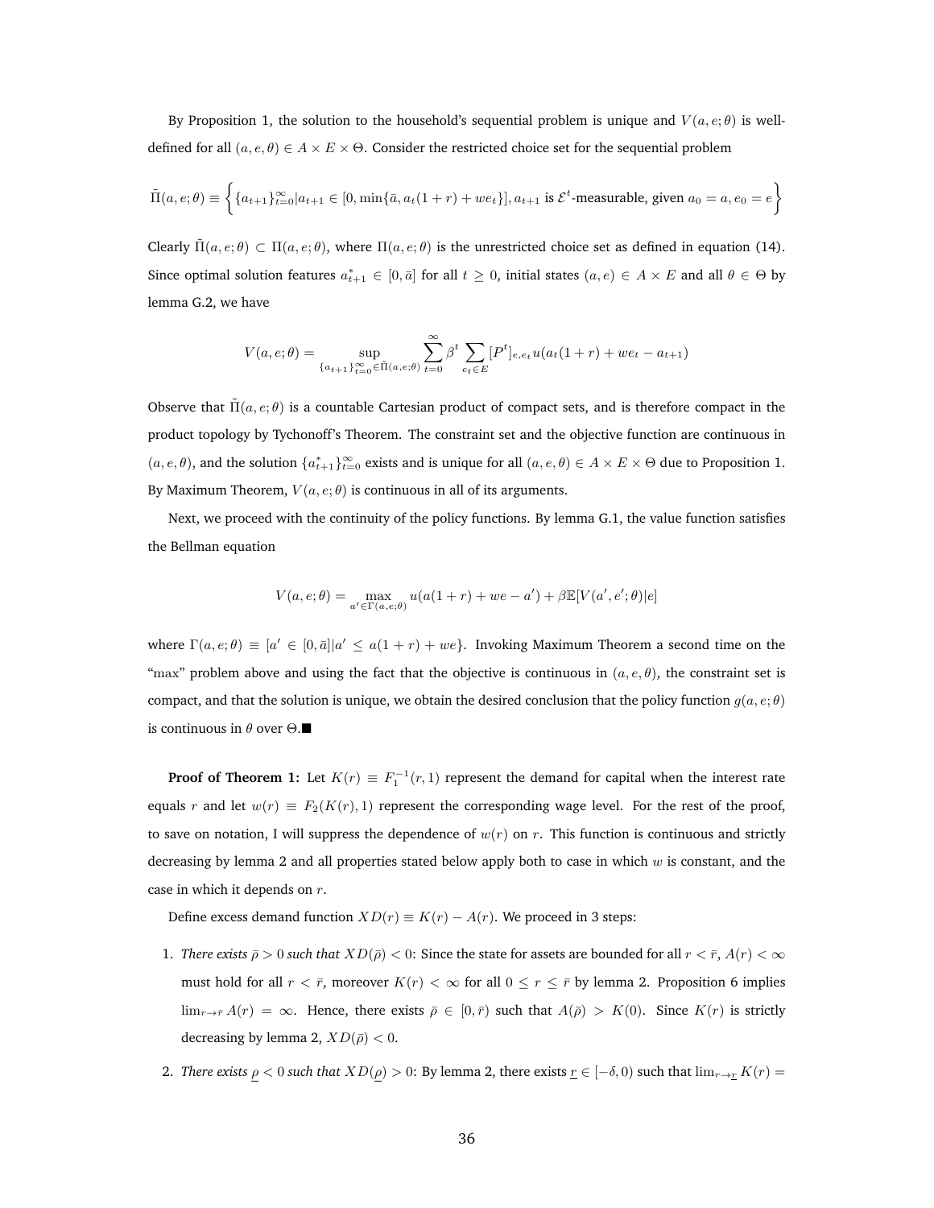By Proposition 1, the solution to the household's sequential problem is unique and $V(a, e; \theta)$ is well-defined for all $(a, e, \theta) \in A \times E \times \Theta$. Consider the restricted choice set for the sequential problem

$$\tilde{\Pi}(a, e; \theta) \equiv \left\{ \{a_{t+1}\}_{t=0}^{\infty} | a_{t+1} \in [0, \min\{\bar{a}, a_t(1+r) + we_t\}], a_{t+1} \text{ is } \mathcal{E}^t\text{-measurable, given } a_0 = a, e_0 = e \right\}$$

Clearly $\tilde{\Pi}(a, e; \theta) \subset \Pi(a, e; \theta)$, where $\Pi(a, e; \theta)$ is the unrestricted choice set as defined in equation (14). Since optimal solution features $a_{t+1}^* \in [0, \bar{a}]$ for all $t \geq 0$, initial states $(a, e) \in A \times E$ and all $\theta \in \Theta$ by lemma G.2, we have

$$V(a, e; \theta) = \sup_{\{a_{t+1}\}_{t=0}^{\infty} \in \tilde{\Pi}(a, e; \theta)} \sum_{t=0}^{\infty} \beta^t \sum_{e_t \in E} [P^t]_{e, e_t} u(a_t(1+r) + we_t - a_{t+1})$$

Observe that $\tilde{\Pi}(a, e; \theta)$ is a countable Cartesian product of compact sets, and is therefore compact in the product topology by Tychonoff's Theorem. The constraint set and the objective function are continuous in $(a, e, \theta)$, and the solution $\{a_{t+1}^*\}_{t=0}^{\infty}$ exists and is unique for all $(a, e, \theta) \in A \times E \times \Theta$ due to Proposition 1. By Maximum Theorem, $V(a, e; \theta)$ is continuous in all of its arguments.

Next, we proceed with the continuity of the policy functions. By lemma G.1, the value function satisfies the Bellman equation

$$V(a, e; \theta) = \max_{a' \in \Gamma(a, e; \theta)} u(a(1+r) + we - a') + \beta \mathbb{E}[V(a', e'; \theta) | e]$$

where $\Gamma(a, e; \theta) \equiv [a' \in [0, \bar{a}] | a' \leq a(1+r) + we\}$. Invoking Maximum Theorem a second time on the "max" problem above and using the fact that the objective is continuous in $(a, e, \theta)$, the constraint set is compact, and that the solution is unique, we obtain the desired conclusion that the policy function $g(a, e; \theta)$ is continuous in $\theta$ over $\Theta$.■

**Proof of Theorem 1:** Let $K(r) \equiv F_1^{-1}(r, 1)$ represent the demand for capital when the interest rate equals $r$ and let $w(r) \equiv F_2(K(r), 1)$ represent the corresponding wage level. For the rest of the proof, to save on notation, I will suppress the dependence of $w(r)$ on $r$. This function is continuous and strictly decreasing by lemma 2 and all properties stated below apply both to case in which $w$ is constant, and the case in which it depends on $r$.

Define excess demand function $XD(r) \equiv K(r) - A(r)$. We proceed in 3 steps:

1. *There exists $\bar{\rho} > 0$ such that $XD(\bar{\rho}) < 0$:* Since the state for assets are bounded for all $r < \bar{r}$, $A(r) < \infty$ must hold for all $r < \bar{r}$, moreover $K(r) < \infty$ for all $0 \leq r \leq \bar{r}$ by lemma 2. Proposition 6 implies $\lim_{r \to \bar{r}} A(r) = \infty$. Hence, there exists $\bar{\rho} \in [0, \bar{r})$ such that $A(\bar{\rho}) > K(0)$. Since $K(r)$ is strictly decreasing by lemma 2, $XD(\bar{\rho}) < 0$.

2. *There exists $\underline{\rho} < 0$ such that $XD(\underline{\rho}) > 0$:* By lemma 2, there exists $\underline{r} \in [-\delta, 0)$ such that $\lim_{r \to \underline{r}} K(r) =$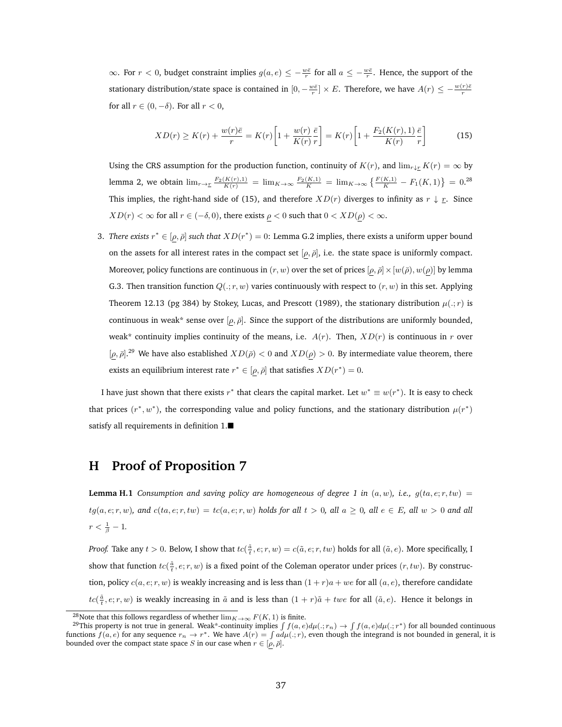$\infty$. For $r < 0$, budget constraint implies $g(a, e) \leq -\frac{w\bar{e}}{r}$ for all $a \leq -\frac{w\bar{e}}{r}$. Hence, the support of the stationary distribution/state space is contained in $[0, -\frac{w\bar{e}}{r}] \times E$. Therefore, we have $A(r) \leq -\frac{w(r)\bar{e}}{r}$ for all $r \in (0, -\delta)$. For all $r < 0$,

$$XD(r) \geq K(r) + \frac{w(r)\bar{e}}{r} = K(r)\left[1 + \frac{w(r)}{K(r)}\frac{\bar{e}}{r}\right] = K(r)\left[1 + \frac{F_2(K(r), 1)}{K(r)}\frac{\bar{e}}{r}\right] \tag{15}$$

Using the CRS assumption for the production function, continuity of $K(r)$, and $\lim_{r \downarrow \underline{r}} K(r) = \infty$ by lemma 2, we obtain $\lim_{r \to \underline{r}} \frac{F_2(K(r),1)}{K(r)} = \lim_{K \to \infty} \frac{F_2(K,1)}{K} = \lim_{K \to \infty} \left\{ \frac{F(K,1)}{K} - F_1(K, 1) \right\} = 0$.[28] This implies, the right-hand side of (15), and therefore $XD(r)$ diverges to infinity as $r \downarrow \underline{r}$. Since $XD(r) < \infty$ for all $r \in (-\delta, 0)$, there exists $\underline{\rho} < 0$ such that $0 < XD(\underline{\rho}) < \infty$.

3. *There exists $r^* \in [\underline{\rho}, \bar{\rho}]$ such that $XD(r^*) = 0$:* Lemma G.2 implies, there exists a uniform upper bound on the assets for all interest rates in the compact set $[\underline{\rho}, \bar{\rho}]$, i.e. the state space is uniformly compact. Moreover, policy functions are continuous in $(r, w)$ over the set of prices $[\underline{\rho}, \bar{\rho}] \times [w(\bar{\rho}), w(\underline{\rho})]$ by lemma G.3. Then transition function $Q(.; r, w)$ varies continuously with respect to $(r, w)$ in this set. Applying Theorem 12.13 (pg 384) by Stokey, Lucas, and Prescott (1989), the stationary distribution $\mu(.; r)$ is continuous in weak* sense over $[\underline{\rho}, \bar{\rho}]$. Since the support of the distributions are uniformly bounded, weak* continuity implies continuity of the means, i.e. $A(r)$. Then, $XD(r)$ is continuous in $r$ over $[\underline{\rho}, \bar{\rho}]$.[29] We have also established $XD(\bar{\rho}) < 0$ and $XD(\underline{\rho}) > 0$. By intermediate value theorem, there exists an equilibrium interest rate $r^* \in [\underline{\rho}, \bar{\rho}]$ that satisfies $XD(r^*) = 0$.

I have just shown that there exists $r^*$ that clears the capital market. Let $w^* \equiv w(r^*)$. It is easy to check that prices $(r^*, w^*)$, the corresponding value and policy functions, and the stationary distribution $\mu(r^*)$ satisfy all requirements in definition 1.■

# H Proof of Proposition 7

**Lemma H.1** *Consumption and saving policy are homogeneous of degree 1 in $(a, w)$, i.e., $g(ta, e; r, tw) = tg(a, e; r, w)$, and $c(ta, e; r, tw) = tc(a, e; r, w)$ holds for all $t > 0$, all $a \geq 0$, all $e \in E$, all $w > 0$ and all $r < \frac{1}{\beta} - 1$.*

*Proof.* Take any $t > 0$. Below, I show that $tc(\frac{\tilde{a}}{t}, e; r, w) = c(\tilde{a}, e; r, tw)$ holds for all $(\tilde{a}, e)$. More specifically, I show that function $tc(\frac{\tilde{a}}{t}, e; r, w)$ is a fixed point of the Coleman operator under prices $(r, tw)$. By construction, policy $c(a, e; r, w)$ is weakly increasing and is less than $(1 + r)a + we$ for all $(a, e)$, therefore candidate $tc(\frac{\tilde{a}}{t}, e; r, w)$ is weakly increasing in $\tilde{a}$ and is less than $(1 + r)\tilde{a} + twe$ for all $(\tilde{a}, e)$. Hence it belongs in

[28] Note that this follows regardless of whether $\lim_{K \to \infty} F(K, 1)$ is finite.

[29] This property is not true in general. Weak*-continuity implies $\int f(a, e) d\mu(.; r_n) \to \int f(a, e) d\mu(.; r^*)$ for all bounded continuous functions $f(a, e)$ for any sequence $r_n \to r^*$. We have $A(r) = \int a d\mu(.; r)$, even though the integrand is not bounded in general, it is bounded over the compact state space $S$ in our case when $r \in [\underline{\rho}, \bar{\rho}]$.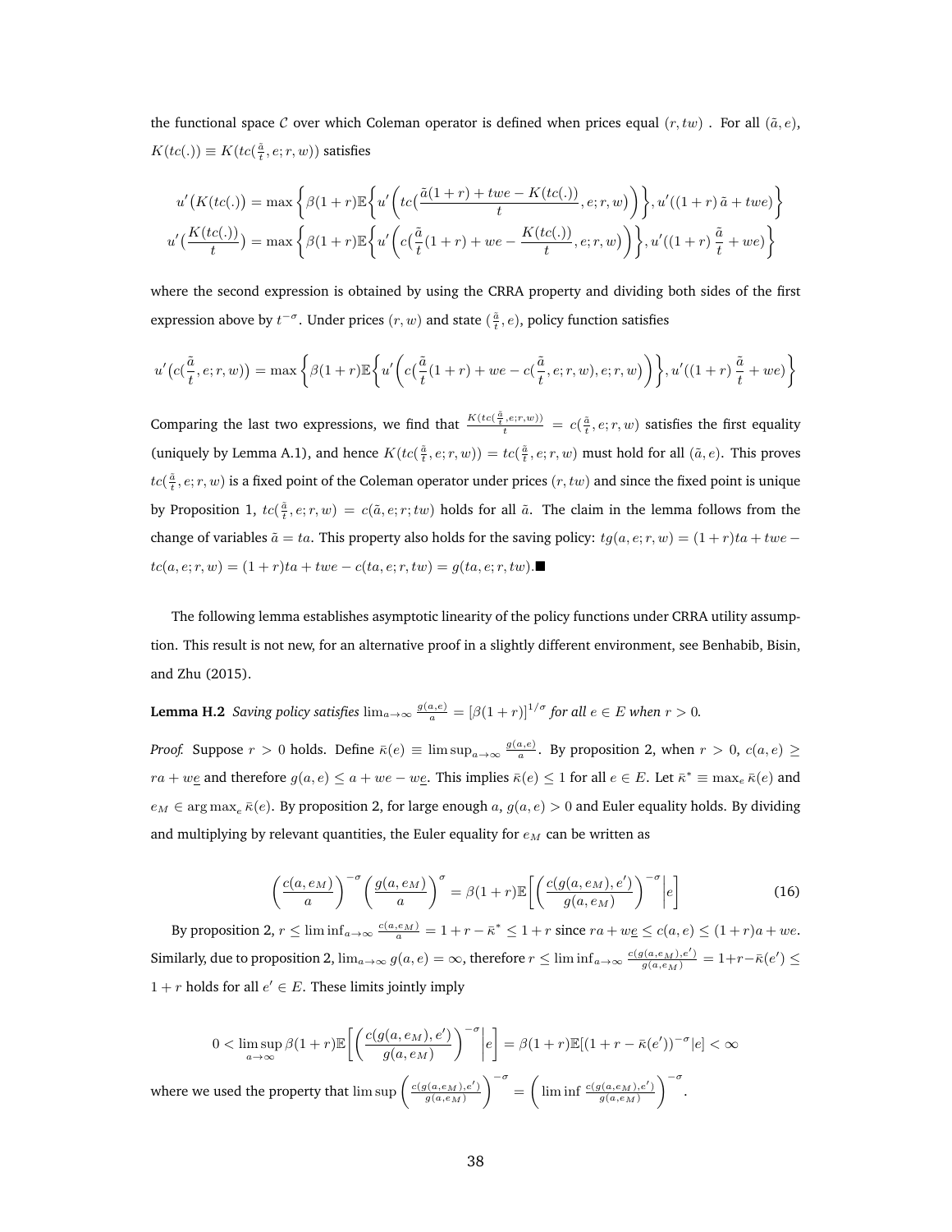the functional space $\mathcal{C}$ over which Coleman operator is defined when prices equal $(r, tw)$ . For all $(\tilde{a}, e)$, $K(tc(.)) \equiv K(tc(\frac{\tilde{a}}{t}, e; r, w))$ satisfies

$$u'\big(K(tc(.)\big) = \max\left\{\beta(1+r)\mathbb{E}\left\{u'\left(tc\big(\frac{\tilde{a}(1+r) + twe - K(tc(.))}{t}, e; r, w\big)\right)\right\}, u'((1+r)\,\tilde{a} + twe)\right\}$$

$$u'\big(\frac{K(tc(.))}{t}\big) = \max\left\{\beta(1+r)\mathbb{E}\left\{u'\left(c\big(\frac{\tilde{a}}{t}(1+r) + we - \frac{K(tc(.))}{t}, e; r, w\big)\right)\right\}, u'((1+r)\,\frac{\tilde{a}}{t} + we)\right\}$$

where the second expression is obtained by using the CRRA property and dividing both sides of the first expression above by $t^{-\sigma}$. Under prices $(r, w)$ and state $(\frac{\tilde{a}}{t}, e)$, policy function satisfies

$$u'\big(c(\frac{\tilde{a}}{t}, e; r, w)\big) = \max\left\{\beta(1+r)\mathbb{E}\left\{u'\left(c\big(\frac{\tilde{a}}{t}(1+r) + we - c(\frac{\tilde{a}}{t}, e; r, w), e; r, w\big)\right)\right\}, u'((1+r)\,\frac{\tilde{a}}{t} + we)\right\}$$

Comparing the last two expressions, we find that $\frac{K(tc(\frac{\tilde{a}}{t}, e; r, w))}{t} = c(\frac{\tilde{a}}{t}, e; r, w)$ satisfies the first equality (uniquely by Lemma A.1), and hence $K(tc(\frac{\tilde{a}}{t}, e; r, w)) = tc(\frac{\tilde{a}}{t}, e; r, w)$ must hold for all $(\tilde{a}, e)$. This proves $tc(\frac{\tilde{a}}{t}, e; r, w)$ is a fixed point of the Coleman operator under prices $(r, tw)$ and since the fixed point is unique by Proposition 1, $tc(\frac{\tilde{a}}{t}, e; r, w) = c(\tilde{a}, e; r; tw)$ holds for all $\tilde{a}$. The claim in the lemma follows from the change of variables $\tilde{a} = ta$. This property also holds for the saving policy: $tg(a, e; r, w) = (1+r)ta + twe - tc(a, e; r, w) = (1+r)ta + twe - c(ta, e; r, tw) = g(ta, e; r, tw)$.■

The following lemma establishes asymptotic linearity of the policy functions under CRRA utility assumption. This result is not new, for an alternative proof in a slightly different environment, see Benhabib, Bisin, and Zhu (2015).

**Lemma H.2** *Saving policy satisfies* $\lim_{a\to\infty} \frac{g(a,e)}{a} = [\beta(1+r)]^{1/\sigma}$ *for all* $e \in E$ *when* $r > 0$.

*Proof.* Suppose $r > 0$ holds. Define $\bar{\kappa}(e) \equiv \limsup_{a\to\infty} \frac{g(a,e)}{a}$. By proposition 2, when $r > 0$, $c(a, e) \geq ra + w\underline{e}$ and therefore $g(a, e) \leq a + we - w\underline{e}$. This implies $\bar{\kappa}(e) \leq 1$ for all $e \in E$. Let $\bar{\kappa}^* \equiv \max_e \bar{\kappa}(e)$ and $e_M \in \arg\max_e \bar{\kappa}(e)$. By proposition 2, for large enough $a$, $g(a, e) > 0$ and Euler equality holds. By dividing and multiplying by relevant quantities, the Euler equality for $e_M$ can be written as

$$\left(\frac{c(a, e_M)}{a}\right)^{-\sigma}\left(\frac{g(a, e_M)}{a}\right)^{\sigma} = \beta(1+r)\mathbb{E}\left[\left(\frac{c(g(a, e_M), e')}{g(a, e_M)}\right)^{-\sigma}\middle| e\right] \tag{16}$$

By proposition 2, $r \leq \liminf_{a\to\infty} \frac{c(a,e_M)}{a} = 1 + r - \bar{\kappa}^* \leq 1 + r$ since $ra + w\underline{e} \leq c(a, e) \leq (1+r)a + we$. Similarly, due to proposition 2, $\lim_{a\to\infty} g(a, e) = \infty$, therefore $r \leq \liminf_{a\to\infty} \frac{c(g(a,e_M),e')}{g(a,e_M)} = 1+r-\bar{\kappa}(e') \leq 1 + r$ holds for all $e' \in E$. These limits jointly imply

$$0 < \limsup_{a\to\infty} \beta(1+r)\mathbb{E}\left[\left(\frac{c(g(a, e_M), e')}{g(a, e_M)}\right)^{-\sigma}\middle| e\right] = \beta(1+r)\mathbb{E}[(1 + r - \bar{\kappa}(e'))^{-\sigma}|e] < \infty$$

where we used the property that $\limsup \left(\frac{c(g(a,e_M),e')}{g(a,e_M)}\right)^{-\sigma} = \left(\liminf \frac{c(g(a,e_M),e')}{g(a,e_M)}\right)^{-\sigma}$.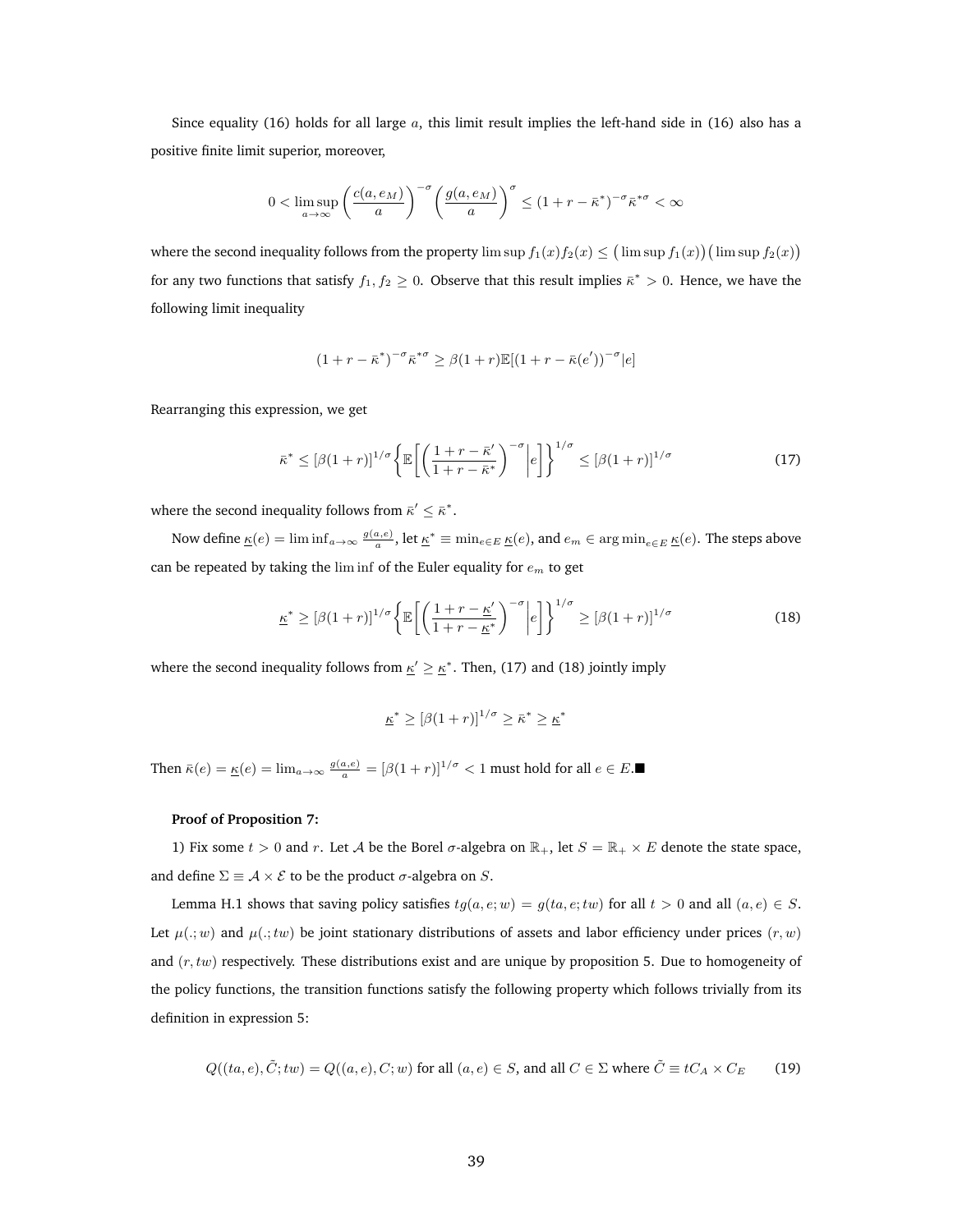Since equality (16) holds for all large $a$, this limit result implies the left-hand side in (16) also has a positive finite limit superior, moreover,

$$0 < \limsup_{a\to\infty} \left(\frac{c(a,e_M)}{a}\right)^{-\sigma} \left(\frac{g(a,e_M)}{a}\right)^{\sigma} \leq (1+r-\bar{\kappa}^*)^{-\sigma} \bar{\kappa}^{*\sigma} < \infty$$

where the second inequality follows from the property $\limsup f_1(x) f_2(x) \leq \big(\limsup f_1(x)\big)\big(\limsup f_2(x)\big)$ for any two functions that satisfy $f_1, f_2 \geq 0$. Observe that this result implies $\bar{\kappa}^* > 0$. Hence, we have the following limit inequality

$$(1+r-\bar{\kappa}^*)^{-\sigma} \bar{\kappa}^{*\sigma} \geq \beta(1+r)\mathbb{E}[(1+r-\bar{\kappa}(e'))^{-\sigma}|e]$$

Rearranging this expression, we get

$$\bar{\kappa}^* \leq [\beta(1+r)]^{1/\sigma} \left\{ \mathbb{E}\left[ \left( \frac{1+r-\bar{\kappa}'}{1+r-\bar{\kappa}^*} \right)^{-\sigma} \middle| e \right] \right\}^{1/\sigma} \leq [\beta(1+r)]^{1/\sigma} \tag{17}$$

where the second inequality follows from $\bar{\kappa}' \leq \bar{\kappa}^*$.

Now define $\underline{\kappa}(e) = \liminf_{a\to\infty} \frac{g(a,e)}{a}$, let $\underline{\kappa}^* \equiv \min_{e\in E} \underline{\kappa}(e)$, and $e_m \in \arg\min_{e\in E} \underline{\kappa}(e)$. The steps above can be repeated by taking the $\liminf$ of the Euler equality for $e_m$ to get

$$\underline{\kappa}^* \geq [\beta(1+r)]^{1/\sigma} \left\{ \mathbb{E}\left[ \left( \frac{1+r-\underline{\kappa}'}{1+r-\underline{\kappa}^*} \right)^{-\sigma} \middle| e \right] \right\}^{1/\sigma} \geq [\beta(1+r)]^{1/\sigma} \tag{18}$$

where the second inequality follows from $\underline{\kappa}' \geq \underline{\kappa}^*$. Then, (17) and (18) jointly imply

$$\underline{\kappa}^* \geq [\beta(1+r)]^{1/\sigma} \geq \bar{\kappa}^* \geq \underline{\kappa}^*$$

Then $\bar{\kappa}(e) = \underline{\kappa}(e) = \lim_{a\to\infty} \frac{g(a,e)}{a} = [\beta(1+r)]^{1/\sigma} < 1$ must hold for all $e \in E$.■

**Proof of Proposition 7:**

1) Fix some $t > 0$ and $r$. Let $\mathcal{A}$ be the Borel $\sigma$-algebra on $\mathbb{R}_+$, let $S = \mathbb{R}_+ \times E$ denote the state space, and define $\Sigma \equiv \mathcal{A} \times \mathcal{E}$ to be the product $\sigma$-algebra on $S$.

Lemma H.1 shows that saving policy satisfies $tg(a, e; w) = g(ta, e; tw)$ for all $t > 0$ and all $(a, e) \in S$. Let $\mu(.; w)$ and $\mu(.; tw)$ be joint stationary distributions of assets and labor efficiency under prices $(r, w)$ and $(r, tw)$ respectively. These distributions exist and are unique by proposition 5. Due to homogeneity of the policy functions, the transition functions satisfy the following property which follows trivially from its definition in expression 5:

$$Q((ta, e), \tilde{C}; tw) = Q((a, e), C; w) \text{ for all } (a, e) \in S, \text{ and all } C \in \Sigma \text{ where } \tilde{C} \equiv tC_A \times C_E \tag{19}$$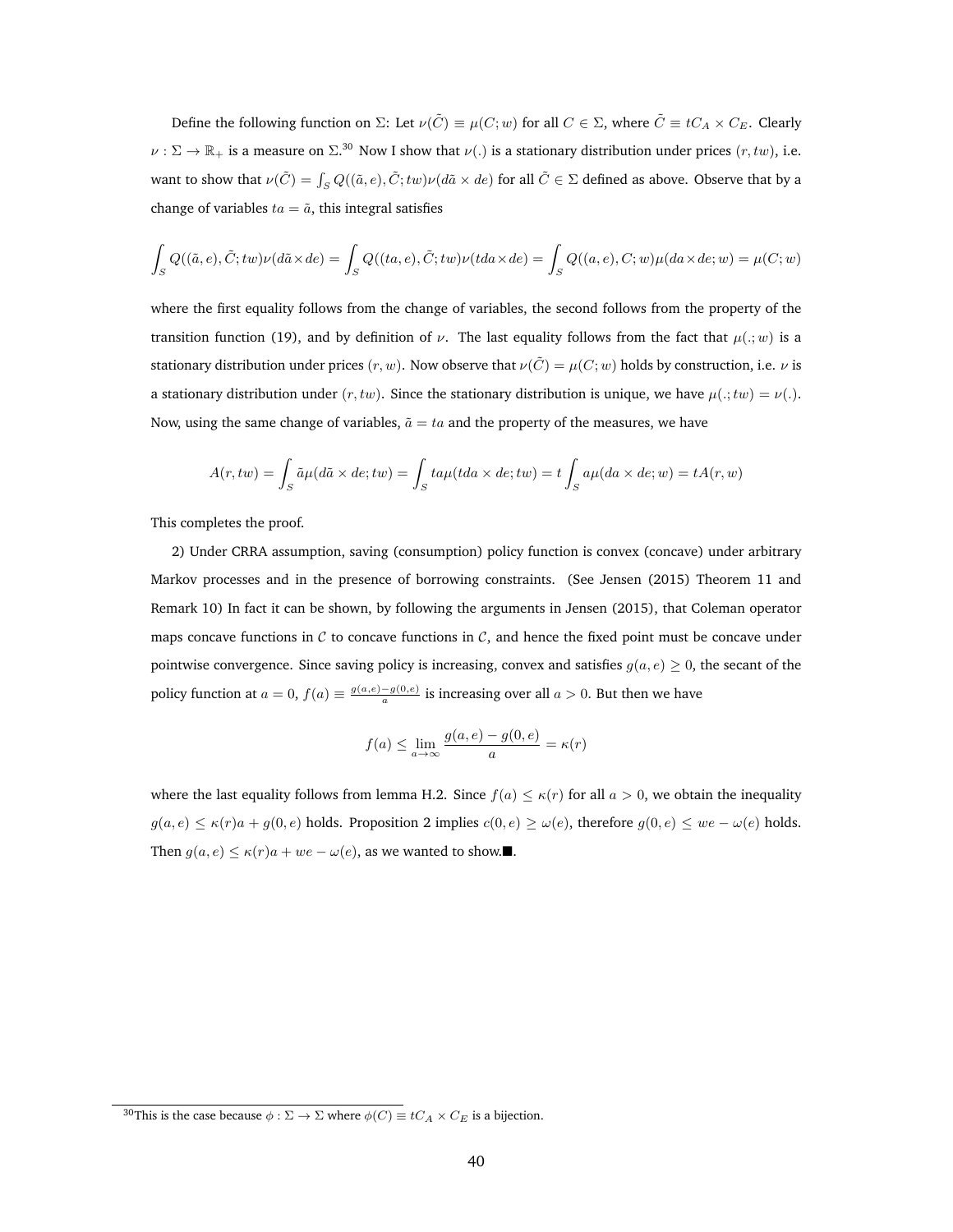Define the following function on $\Sigma$: Let $\nu(\tilde{C}) \equiv \mu(C; w)$ for all $C \in \Sigma$, where $\tilde{C} \equiv tC_A \times C_E$. Clearly $\nu : \Sigma \to \mathbb{R}_+$ is a measure on $\Sigma$.[30] Now I show that $\nu(.)$ is a stationary distribution under prices $(r, tw)$, i.e. want to show that $\nu(\tilde{C}) = \int_S Q((\tilde{a}, e), \tilde{C}; tw)\nu(d\tilde{a} \times de)$ for all $\tilde{C} \in \Sigma$ defined as above. Observe that by a change of variables $ta = \tilde{a}$, this integral satisfies

$$\int_S Q((\tilde{a}, e), \tilde{C}; tw)\nu(d\tilde{a} \times de) = \int_S Q((ta, e), \tilde{C}; tw)\nu(tda \times de) = \int_S Q((a, e), C; w)\mu(da \times de; w) = \mu(C; w)$$

where the first equality follows from the change of variables, the second follows from the property of the transition function (19), and by definition of $\nu$. The last equality follows from the fact that $\mu(.; w)$ is a stationary distribution under prices $(r, w)$. Now observe that $\nu(\tilde{C}) = \mu(C; w)$ holds by construction, i.e. $\nu$ is a stationary distribution under $(r, tw)$. Since the stationary distribution is unique, we have $\mu(.; tw) = \nu(.)$. Now, using the same change of variables, $\tilde{a} = ta$ and the property of the measures, we have

$$A(r, tw) = \int_S \tilde{a}\mu(d\tilde{a} \times de; tw) = \int_S ta\mu(tda \times de; tw) = t\int_S a\mu(da \times de; w) = tA(r, w)$$

This completes the proof.

2) Under CRRA assumption, saving (consumption) policy function is convex (concave) under arbitrary Markov processes and in the presence of borrowing constraints. (See Jensen (2015) Theorem 11 and Remark 10) In fact it can be shown, by following the arguments in Jensen (2015), that Coleman operator maps concave functions in $\mathcal{C}$ to concave functions in $\mathcal{C}$, and hence the fixed point must be concave under pointwise convergence. Since saving policy is increasing, convex and satisfies $g(a, e) \geq 0$, the secant of the policy function at $a = 0$, $f(a) \equiv \frac{g(a,e) - g(0,e)}{a}$ is increasing over all $a > 0$. But then we have

$$f(a) \leq \lim_{a \to \infty} \frac{g(a, e) - g(0, e)}{a} = \kappa(r)$$

where the last equality follows from lemma H.2. Since $f(a) \leq \kappa(r)$ for all $a > 0$, we obtain the inequality $g(a, e) \leq \kappa(r)a + g(0, e)$ holds. Proposition 2 implies $c(0, e) \geq \omega(e)$, therefore $g(0, e) \leq we - \omega(e)$ holds. Then $g(a, e) \leq \kappa(r)a + we - \omega(e)$, as we wanted to show.■.

[30]This is the case because $\phi : \Sigma \to \Sigma$ where $\phi(C) \equiv tC_A \times C_E$ is a bijection.